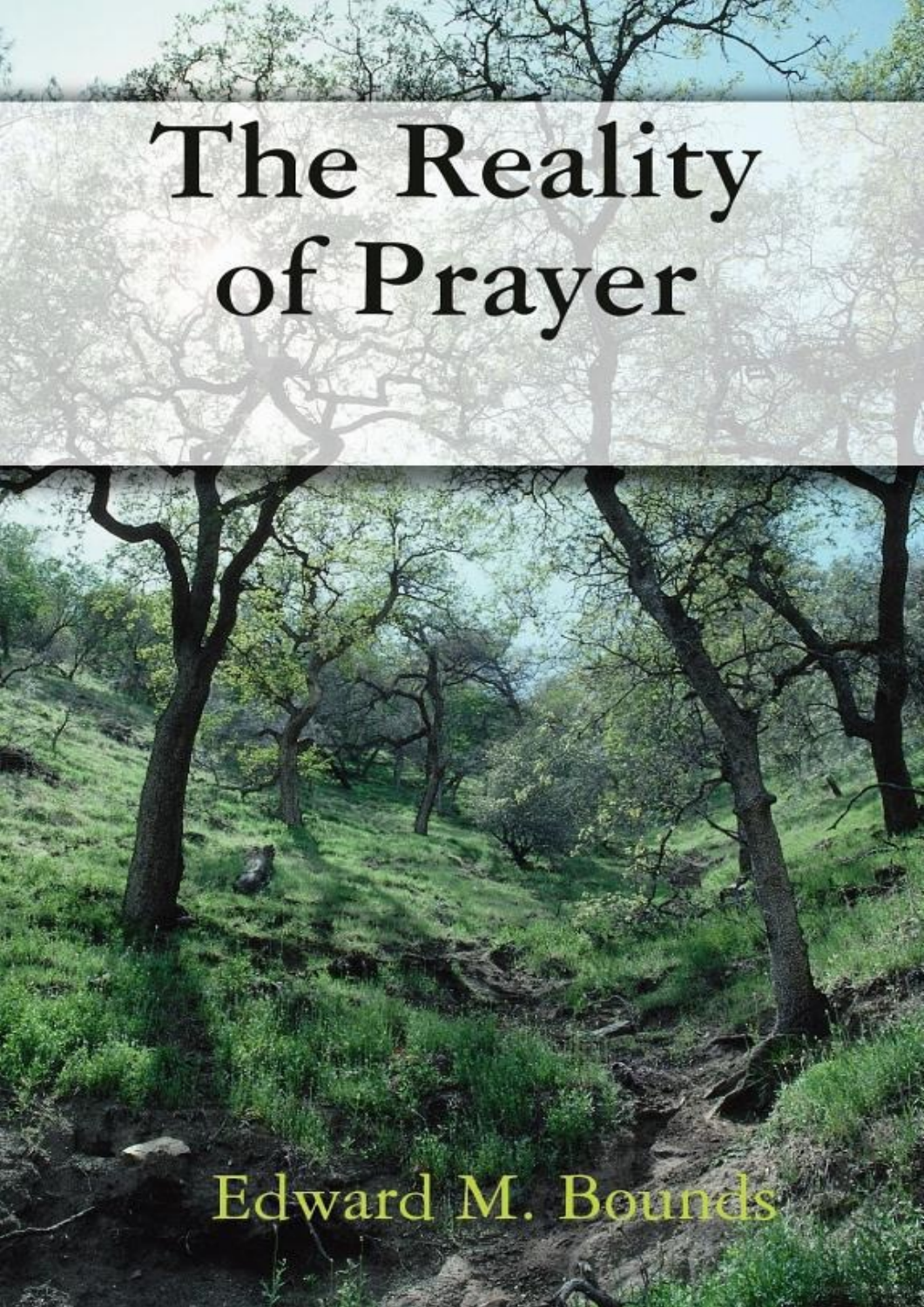# The Reality of Prayer

Edward M. Bounds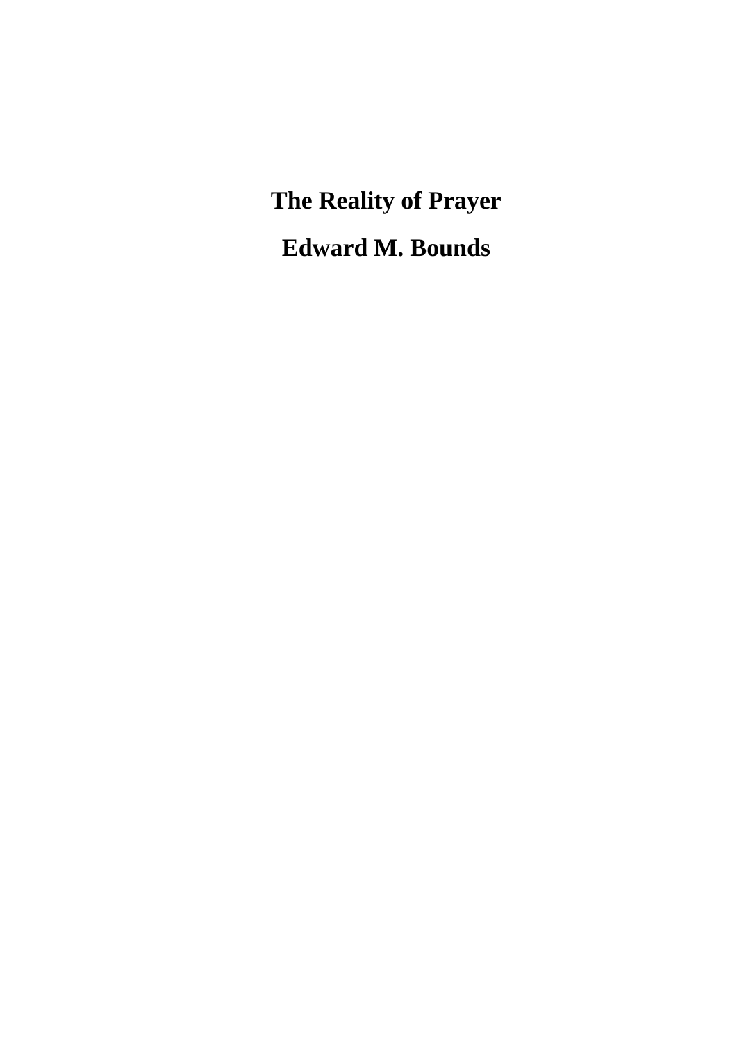# The Reality of Prayer

## Edward M. Bounds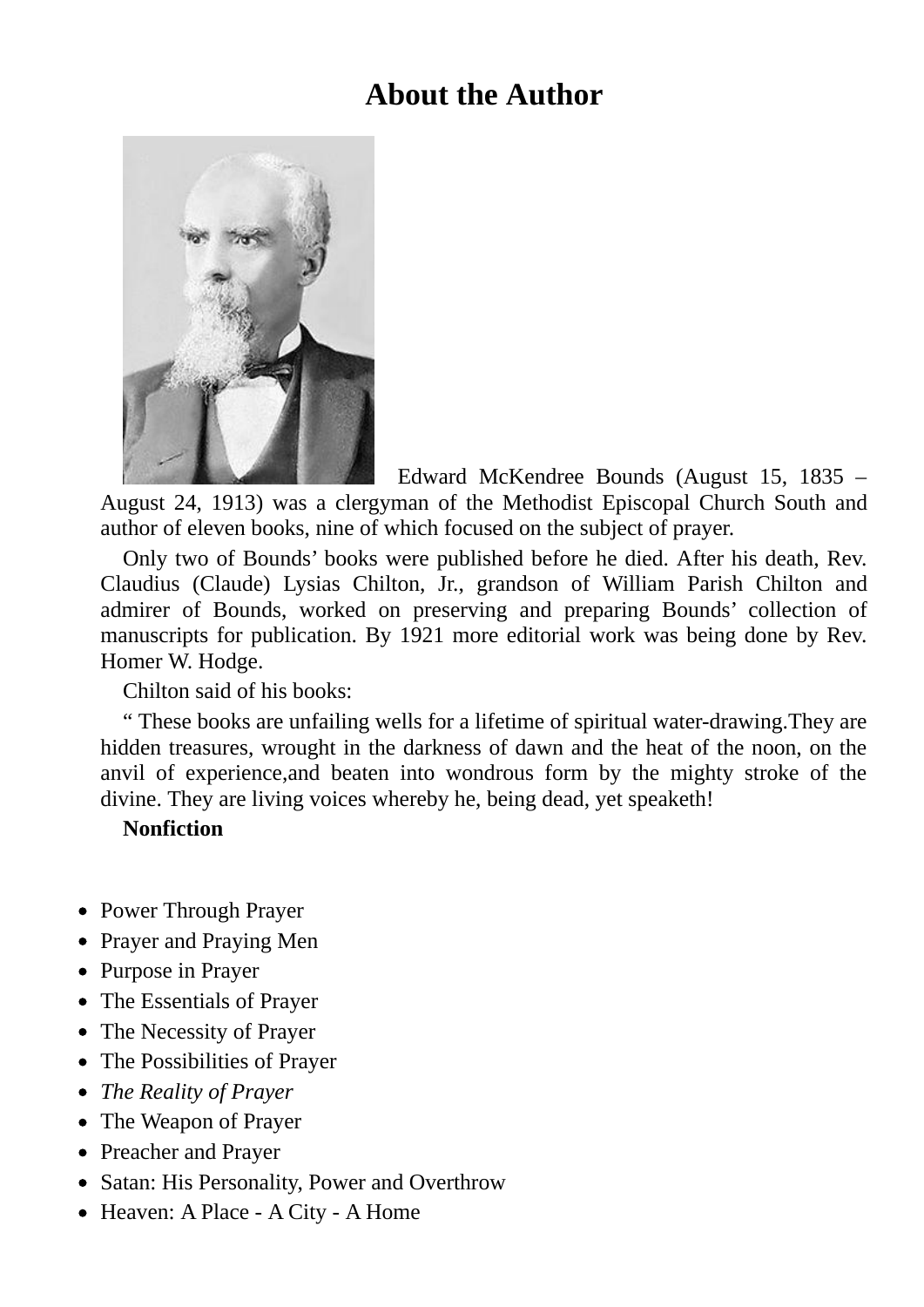# About the Author

Edward McKendree Bounds (August 15, 1835 – August 24, 1913) was a clergyman of the Methodist Episcopal Church South and author of eleven books, nine of which focused on the subject of prayer.

Only two of Bounds' books were published before he died. After his death, Rev. Claudius (Claude) Lysias Chilton, Jr., grandson of William Parish Chilton and admirer of Bounds, worked on preserving and preparing Bounds' collection of manuscripts for publication. By 1921 more editorial work was being done by Rev. Homer W. Hodge.

Chilton said of his books:

" These books are unfailing wells for a lifetime of spiritual water-drawing.They are hidden treasures, wrought in the darkness of dawn and the heat of the noon, on the anvil of experience,and beaten into wondrous form by the mighty stroke of the divine. They are living voices whereby he, being dead, yet speaketh!

**Nonfiction**

- Power Through Prayer
- Prayer and Praying Men
- Purpose in Prayer
- The Essentials of Prayer
- The Necessity of Prayer
- The Possibilities of Prayer
- *The Reality of Prayer*
- The Weapon of Prayer
- Preacher and Prayer
- Satan: His Personality, Power and Overthrow
- Heaven: A Place - A City - A Home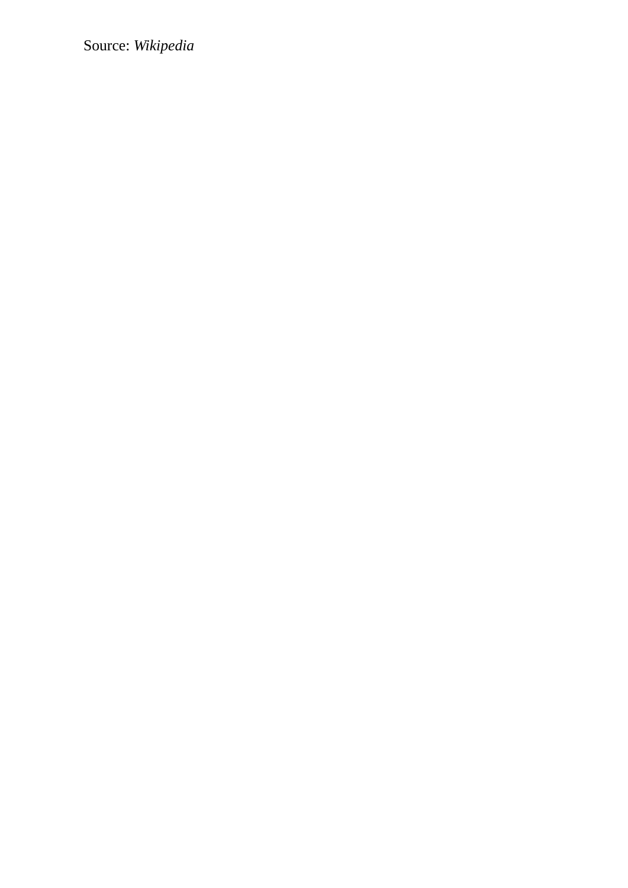Source: *Wikipedia*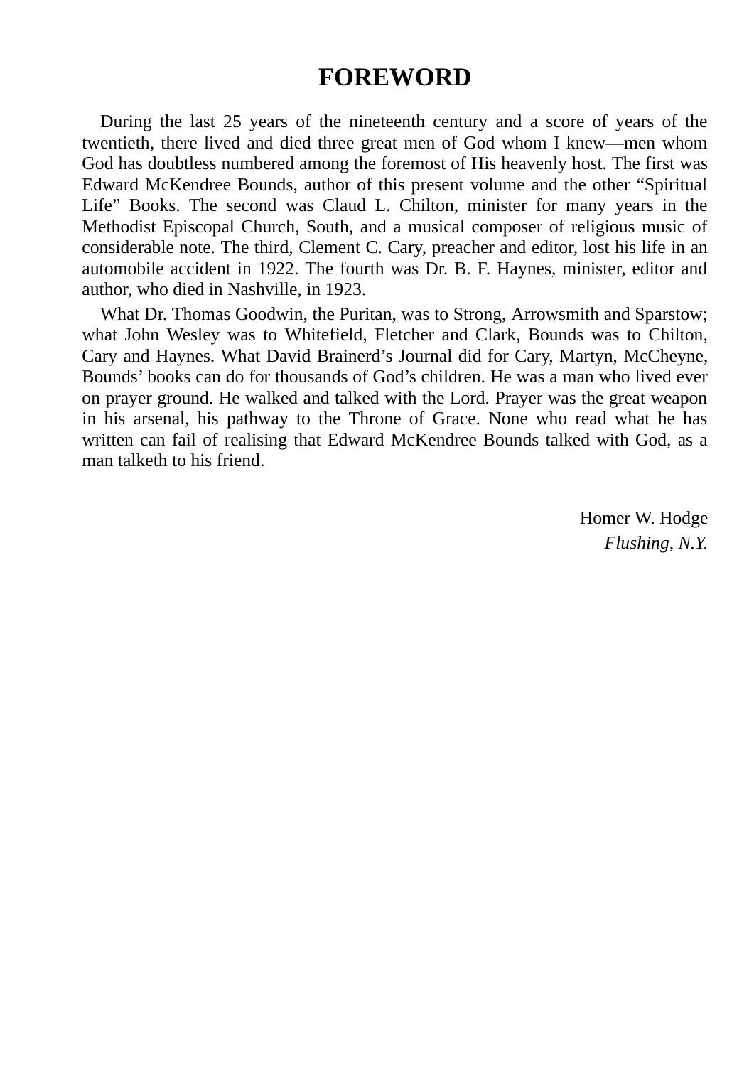# FOREWORD

During the last 25 years of the nineteenth century and a score of years of the twentieth, there lived and died three great men of God whom I knew—men whom God has doubtless numbered among the foremost of His heavenly host. The first was Edward McKendree Bounds, author of this present volume and the other “Spiritual Life” Books. The second was Claud L. Chilton, minister for many years in the Methodist Episcopal Church, South, and a musical composer of religious music of considerable note. The third, Clement C. Cary, preacher and editor, lost his life in an automobile accident in 1922. The fourth was Dr. B. F. Haynes, minister, editor and author, who died in Nashville, in 1923.

What Dr. Thomas Goodwin, the Puritan, was to Strong, Arrowsmith and Sparstow; what John Wesley was to Whitefield, Fletcher and Clark, Bounds was to Chilton, Cary and Haynes. What David Brainerd’s Journal did for Cary, Martyn, McCheyne, Bounds’ books can do for thousands of God’s children. He was a man who lived ever on prayer ground. He walked and talked with the Lord. Prayer was the great weapon in his arsenal, his pathway to the Throne of Grace. None who read what he has written can fail of realising that Edward McKendree Bounds talked with God, as a man talketh to his friend.

Homer W. Hodge
*Flushing, N.Y.*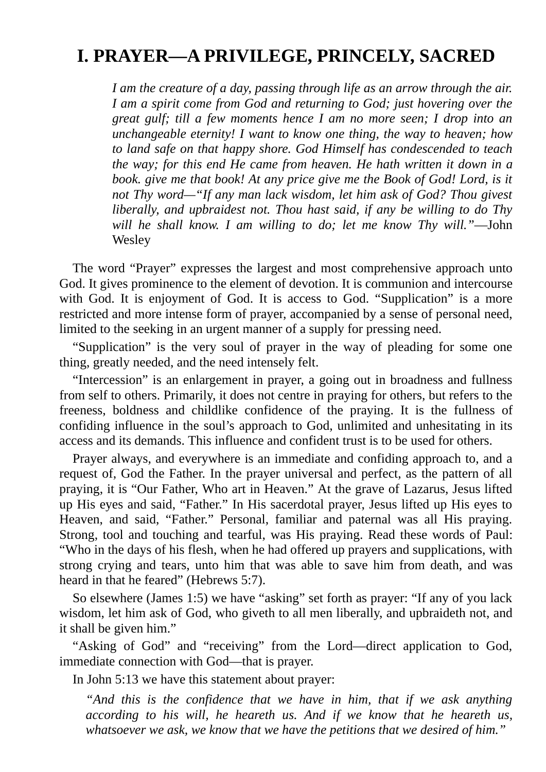# I. PRAYER—A PRIVILEGE, PRINCELY, SACRED

> *I am the creature of a day, passing through life as an arrow through the air. I am a spirit come from God and returning to God; just hovering over the great gulf; till a few moments hence I am no more seen; I drop into an unchangeable eternity! I want to know one thing, the way to heaven; how to land safe on that happy shore. God Himself has condescended to teach the way; for this end He came from heaven. He hath written it down in a book. give me that book! At any price give me the Book of God! Lord, is it not Thy word—"If any man lack wisdom, let him ask of God? Thou givest liberally, and upbraidest not. Thou hast said, if any be willing to do Thy will he shall know. I am willing to do; let me know Thy will."*—John Wesley

The word "Prayer" expresses the largest and most comprehensive approach unto God. It gives prominence to the element of devotion. It is communion and intercourse with God. It is enjoyment of God. It is access to God. "Supplication" is a more restricted and more intense form of prayer, accompanied by a sense of personal need, limited to the seeking in an urgent manner of a supply for pressing need.

"Supplication" is the very soul of prayer in the way of pleading for some one thing, greatly needed, and the need intensely felt.

"Intercession" is an enlargement in prayer, a going out in broadness and fullness from self to others. Primarily, it does not centre in praying for others, but refers to the freeness, boldness and childlike confidence of the praying. It is the fullness of confiding influence in the soul's approach to God, unlimited and unhesitating in its access and its demands. This influence and confident trust is to be used for others.

Prayer always, and everywhere is an immediate and confiding approach to, and a request of, God the Father. In the prayer universal and perfect, as the pattern of all praying, it is "Our Father, Who art in Heaven." At the grave of Lazarus, Jesus lifted up His eyes and said, "Father." In His sacerdotal prayer, Jesus lifted up His eyes to Heaven, and said, "Father." Personal, familiar and paternal was all His praying. Strong, tool and touching and tearful, was His praying. Read these words of Paul: "Who in the days of his flesh, when he had offered up prayers and supplications, with strong crying and tears, unto him that was able to save him from death, and was heard in that he feared" (Hebrews 5:7).

So elsewhere (James 1:5) we have "asking" set forth as prayer: "If any of you lack wisdom, let him ask of God, who giveth to all men liberally, and upbraideth not, and it shall be given him."

"Asking of God" and "receiving" from the Lord—direct application to God, immediate connection with God—that is prayer.

In John 5:13 we have this statement about prayer:

> *"And this is the confidence that we have in him, that if we ask anything according to his will, he heareth us. And if we know that he heareth us, whatsoever we ask, we know that we have the petitions that we desired of him."*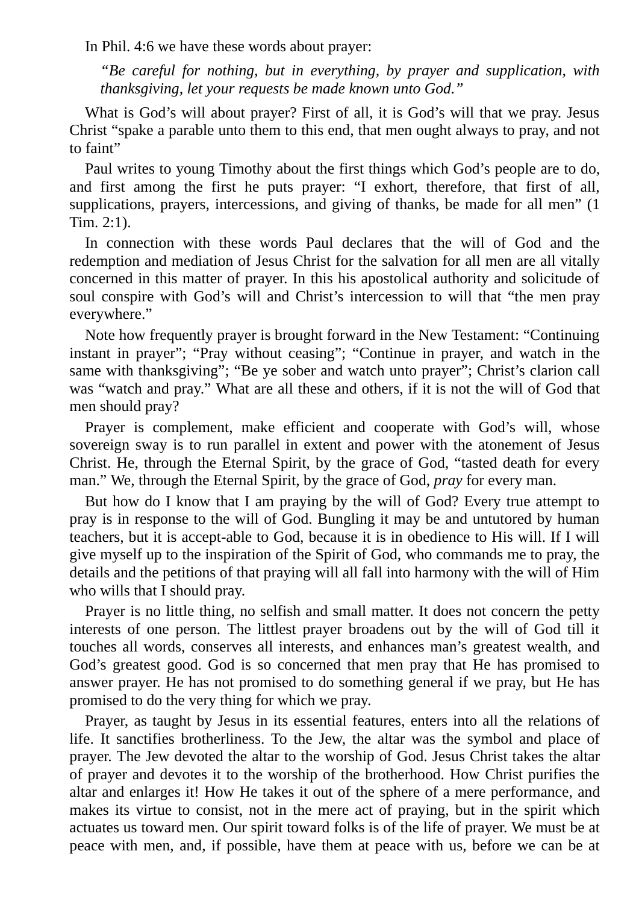In Phil. 4:6 we have these words about prayer:

> *“Be careful for nothing, but in everything, by prayer and supplication, with thanksgiving, let your requests be made known unto God.”*

What is God’s will about prayer? First of all, it is God’s will that we pray. Jesus Christ “spake a parable unto them to this end, that men ought always to pray, and not to faint”

Paul writes to young Timothy about the first things which God’s people are to do, and first among the first he puts prayer: “I exhort, therefore, that first of all, supplications, prayers, intercessions, and giving of thanks, be made for all men” (1 Tim. 2:1).

In connection with these words Paul declares that the will of God and the redemption and mediation of Jesus Christ for the salvation for all men are all vitally concerned in this matter of prayer. In this his apostolical authority and solicitude of soul conspire with God’s will and Christ’s intercession to will that “the men pray everywhere.”

Note how frequently prayer is brought forward in the New Testament: “Continuing instant in prayer”; “Pray without ceasing”; “Continue in prayer, and watch in the same with thanksgiving”; “Be ye sober and watch unto prayer”; Christ’s clarion call was “watch and pray.” What are all these and others, if it is not the will of God that men should pray?

Prayer is complement, make efficient and cooperate with God’s will, whose sovereign sway is to run parallel in extent and power with the atonement of Jesus Christ. He, through the Eternal Spirit, by the grace of God, “tasted death for every man.” We, through the Eternal Spirit, by the grace of God, *pray* for every man.

But how do I know that I am praying by the will of God? Every true attempt to pray is in response to the will of God. Bungling it may be and untutored by human teachers, but it is accept-able to God, because it is in obedience to His will. If I will give myself up to the inspiration of the Spirit of God, who commands me to pray, the details and the petitions of that praying will all fall into harmony with the will of Him who wills that I should pray.

Prayer is no little thing, no selfish and small matter. It does not concern the petty interests of one person. The littlest prayer broadens out by the will of God till it touches all words, conserves all interests, and enhances man’s greatest wealth, and God’s greatest good. God is so concerned that men pray that He has promised to answer prayer. He has not promised to do something general if we pray, but He has promised to do the very thing for which we pray.

Prayer, as taught by Jesus in its essential features, enters into all the relations of life. It sanctifies brotherliness. To the Jew, the altar was the symbol and place of prayer. The Jew devoted the altar to the worship of God. Jesus Christ takes the altar of prayer and devotes it to the worship of the brotherhood. How Christ purifies the altar and enlarges it! How He takes it out of the sphere of a mere performance, and makes its virtue to consist, not in the mere act of praying, but in the spirit which actuates us toward men. Our spirit toward folks is of the life of prayer. We must be at peace with men, and, if possible, have them at peace with us, before we can be at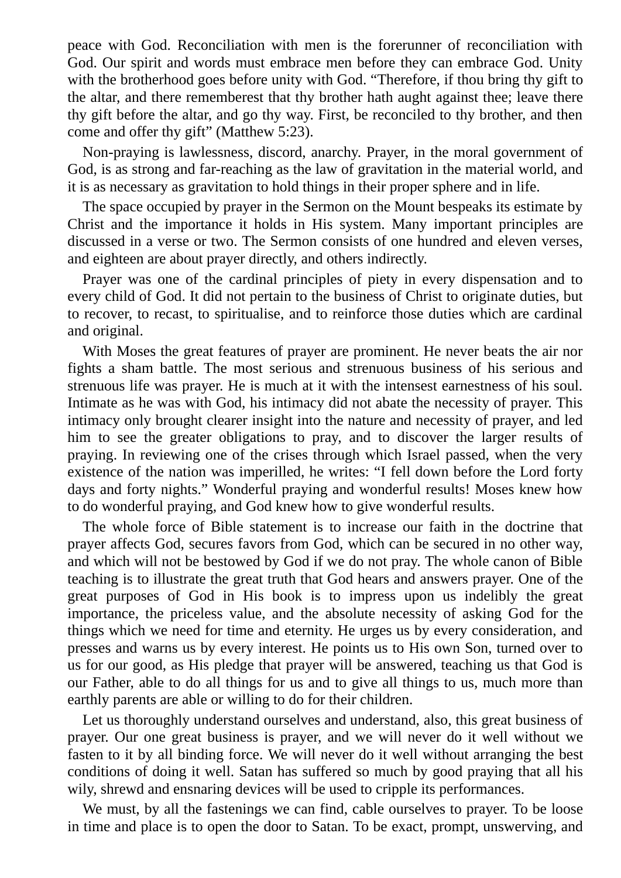peace with God. Reconciliation with men is the forerunner of reconciliation with God. Our spirit and words must embrace men before they can embrace God. Unity with the brotherhood goes before unity with God. “Therefore, if thou bring thy gift to the altar, and there rememberest that thy brother hath aught against thee; leave there thy gift before the altar, and go thy way. First, be reconciled to thy brother, and then come and offer thy gift” (Matthew 5:23).

Non-praying is lawlessness, discord, anarchy. Prayer, in the moral government of God, is as strong and far-reaching as the law of gravitation in the material world, and it is as necessary as gravitation to hold things in their proper sphere and in life.

The space occupied by prayer in the Sermon on the Mount bespeaks its estimate by Christ and the importance it holds in His system. Many important principles are discussed in a verse or two. The Sermon consists of one hundred and eleven verses, and eighteen are about prayer directly, and others indirectly.

Prayer was one of the cardinal principles of piety in every dispensation and to every child of God. It did not pertain to the business of Christ to originate duties, but to recover, to recast, to spiritualise, and to reinforce those duties which are cardinal and original.

With Moses the great features of prayer are prominent. He never beats the air nor fights a sham battle. The most serious and strenuous business of his serious and strenuous life was prayer. He is much at it with the intensest earnestness of his soul. Intimate as he was with God, his intimacy did not abate the necessity of prayer. This intimacy only brought clearer insight into the nature and necessity of prayer, and led him to see the greater obligations to pray, and to discover the larger results of praying. In reviewing one of the crises through which Israel passed, when the very existence of the nation was imperilled, he writes: “I fell down before the Lord forty days and forty nights.” Wonderful praying and wonderful results! Moses knew how to do wonderful praying, and God knew how to give wonderful results.

The whole force of Bible statement is to increase our faith in the doctrine that prayer affects God, secures favors from God, which can be secured in no other way, and which will not be bestowed by God if we do not pray. The whole canon of Bible teaching is to illustrate the great truth that God hears and answers prayer. One of the great purposes of God in His book is to impress upon us indelibly the great importance, the priceless value, and the absolute necessity of asking God for the things which we need for time and eternity. He urges us by every consideration, and presses and warns us by every interest. He points us to His own Son, turned over to us for our good, as His pledge that prayer will be answered, teaching us that God is our Father, able to do all things for us and to give all things to us, much more than earthly parents are able or willing to do for their children.

Let us thoroughly understand ourselves and understand, also, this great business of prayer. Our one great business is prayer, and we will never do it well without we fasten to it by all binding force. We will never do it well without arranging the best conditions of doing it well. Satan has suffered so much by good praying that all his wily, shrewd and ensnaring devices will be used to cripple its performances.

We must, by all the fastenings we can find, cable ourselves to prayer. To be loose in time and place is to open the door to Satan. To be exact, prompt, unswerving, and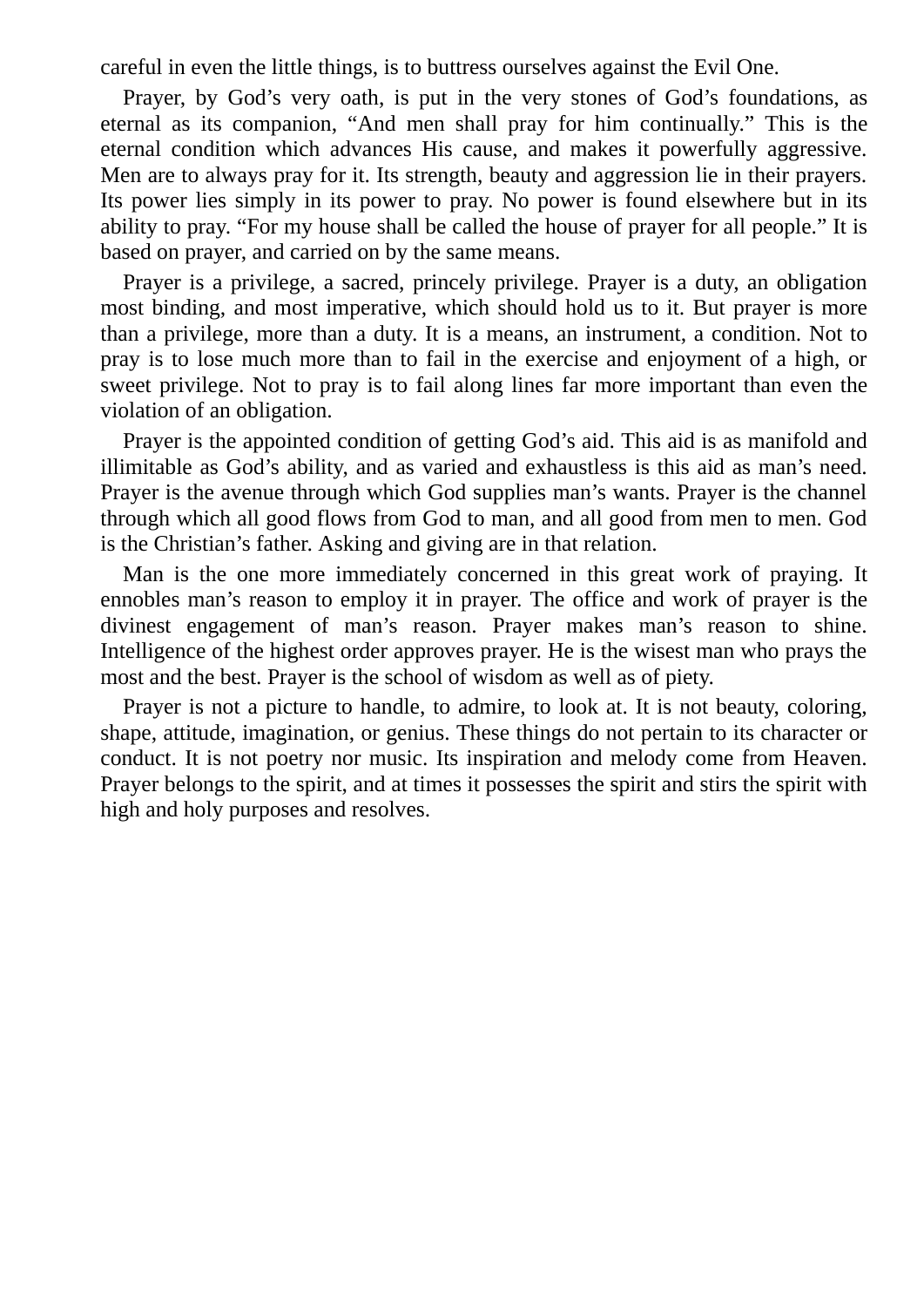careful in even the little things, is to buttress ourselves against the Evil One.

Prayer, by God's very oath, is put in the very stones of God's foundations, as eternal as its companion, "And men shall pray for him continually." This is the eternal condition which advances His cause, and makes it powerfully aggressive. Men are to always pray for it. Its strength, beauty and aggression lie in their prayers. Its power lies simply in its power to pray. No power is found elsewhere but in its ability to pray. "For my house shall be called the house of prayer for all people." It is based on prayer, and carried on by the same means.

Prayer is a privilege, a sacred, princely privilege. Prayer is a duty, an obligation most binding, and most imperative, which should hold us to it. But prayer is more than a privilege, more than a duty. It is a means, an instrument, a condition. Not to pray is to lose much more than to fail in the exercise and enjoyment of a high, or sweet privilege. Not to pray is to fail along lines far more important than even the violation of an obligation.

Prayer is the appointed condition of getting God's aid. This aid is as manifold and illimitable as God's ability, and as varied and exhaustless is this aid as man's need. Prayer is the avenue through which God supplies man's wants. Prayer is the channel through which all good flows from God to man, and all good from men to men. God is the Christian's father. Asking and giving are in that relation.

Man is the one more immediately concerned in this great work of praying. It ennobles man's reason to employ it in prayer. The office and work of prayer is the divinest engagement of man's reason. Prayer makes man's reason to shine. Intelligence of the highest order approves prayer. He is the wisest man who prays the most and the best. Prayer is the school of wisdom as well as of piety.

Prayer is not a picture to handle, to admire, to look at. It is not beauty, coloring, shape, attitude, imagination, or genius. These things do not pertain to its character or conduct. It is not poetry nor music. Its inspiration and melody come from Heaven. Prayer belongs to the spirit, and at times it possesses the spirit and stirs the spirit with high and holy purposes and resolves.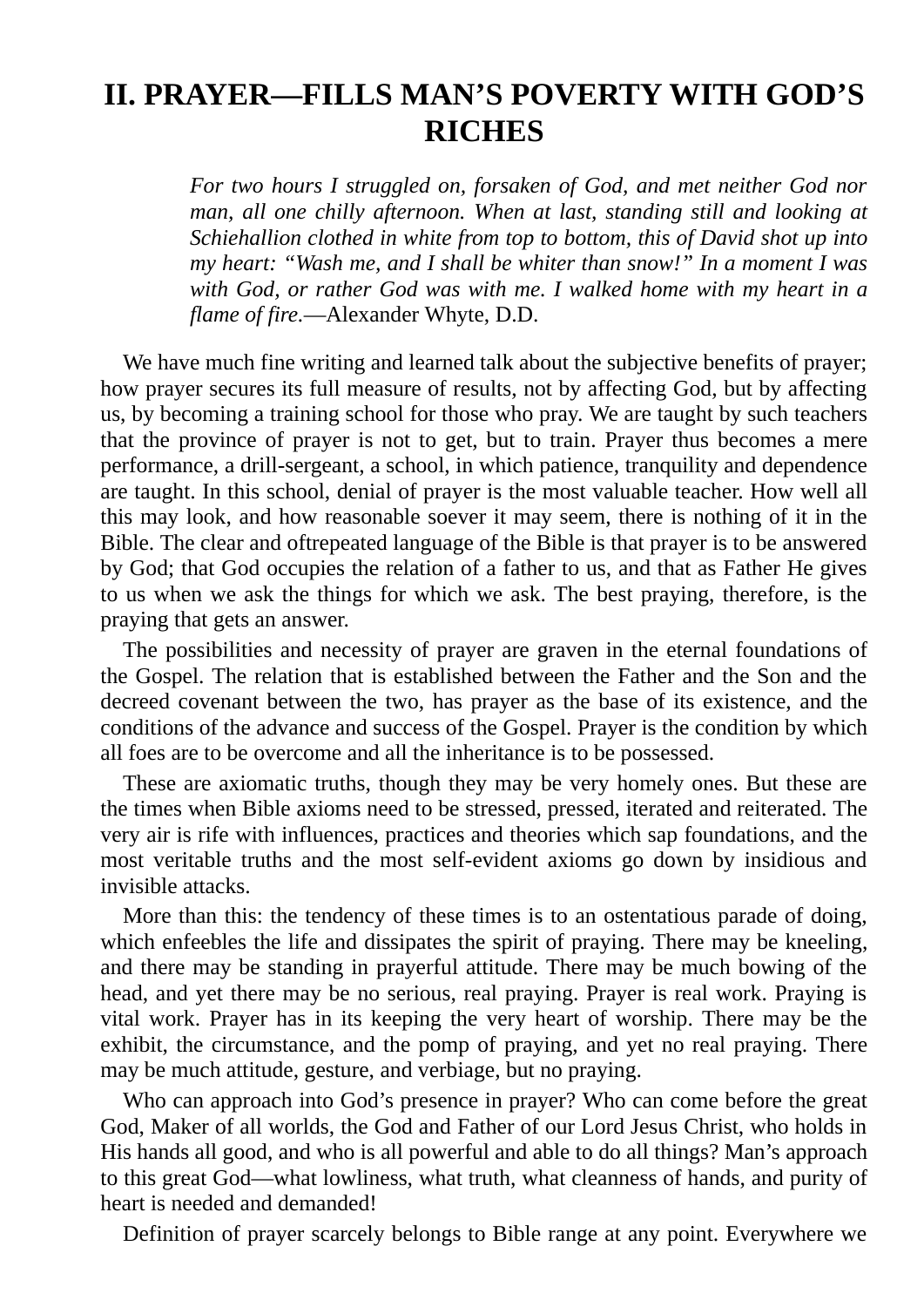# II. PRAYER—FILLS MAN'S POVERTY WITH GOD'S RICHES

> *For two hours I struggled on, forsaken of God, and met neither God nor man, all one chilly afternoon. When at last, standing still and looking at Schiehallion clothed in white from top to bottom, this of David shot up into my heart: "Wash me, and I shall be whiter than snow!" In a moment I was with God, or rather God was with me. I walked home with my heart in a flame of fire.*—Alexander Whyte, D.D.

We have much fine writing and learned talk about the subjective benefits of prayer; how prayer secures its full measure of results, not by affecting God, but by affecting us, by becoming a training school for those who pray. We are taught by such teachers that the province of prayer is not to get, but to train. Prayer thus becomes a mere performance, a drill-sergeant, a school, in which patience, tranquility and dependence are taught. In this school, denial of prayer is the most valuable teacher. How well all this may look, and how reasonable soever it may seem, there is nothing of it in the Bible. The clear and oftrepeated language of the Bible is that prayer is to be answered by God; that God occupies the relation of a father to us, and that as Father He gives to us when we ask the things for which we ask. The best praying, therefore, is the praying that gets an answer.

The possibilities and necessity of prayer are graven in the eternal foundations of the Gospel. The relation that is established between the Father and the Son and the decreed covenant between the two, has prayer as the base of its existence, and the conditions of the advance and success of the Gospel. Prayer is the condition by which all foes are to be overcome and all the inheritance is to be possessed.

These are axiomatic truths, though they may be very homely ones. But these are the times when Bible axioms need to be stressed, pressed, iterated and reiterated. The very air is rife with influences, practices and theories which sap foundations, and the most veritable truths and the most self-evident axioms go down by insidious and invisible attacks.

More than this: the tendency of these times is to an ostentatious parade of doing, which enfeebles the life and dissipates the spirit of praying. There may be kneeling, and there may be standing in prayerful attitude. There may be much bowing of the head, and yet there may be no serious, real praying. Prayer is real work. Praying is vital work. Prayer has in its keeping the very heart of worship. There may be the exhibit, the circumstance, and the pomp of praying, and yet no real praying. There may be much attitude, gesture, and verbiage, but no praying.

Who can approach into God's presence in prayer? Who can come before the great God, Maker of all worlds, the God and Father of our Lord Jesus Christ, who holds in His hands all good, and who is all powerful and able to do all things? Man's approach to this great God—what lowliness, what truth, what cleanness of hands, and purity of heart is needed and demanded!

Definition of prayer scarcely belongs to Bible range at any point. Everywhere we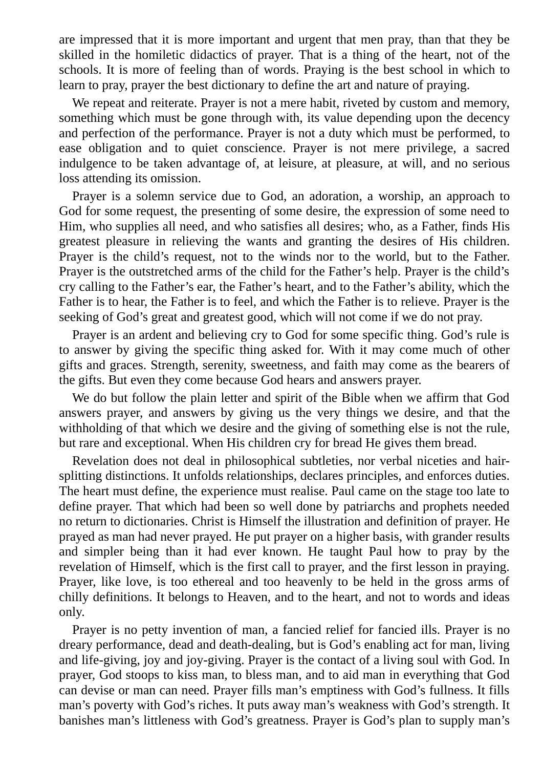are impressed that it is more important and urgent that men pray, than that they be skilled in the homiletic didactics of prayer. That is a thing of the heart, not of the schools. It is more of feeling than of words. Praying is the best school in which to learn to pray, prayer the best dictionary to define the art and nature of praying.

We repeat and reiterate. Prayer is not a mere habit, riveted by custom and memory, something which must be gone through with, its value depending upon the decency and perfection of the performance. Prayer is not a duty which must be performed, to ease obligation and to quiet conscience. Prayer is not mere privilege, a sacred indulgence to be taken advantage of, at leisure, at pleasure, at will, and no serious loss attending its omission.

Prayer is a solemn service due to God, an adoration, a worship, an approach to God for some request, the presenting of some desire, the expression of some need to Him, who supplies all need, and who satisfies all desires; who, as a Father, finds His greatest pleasure in relieving the wants and granting the desires of His children. Prayer is the child's request, not to the winds nor to the world, but to the Father. Prayer is the outstretched arms of the child for the Father's help. Prayer is the child's cry calling to the Father's ear, the Father's heart, and to the Father's ability, which the Father is to hear, the Father is to feel, and which the Father is to relieve. Prayer is the seeking of God's great and greatest good, which will not come if we do not pray.

Prayer is an ardent and believing cry to God for some specific thing. God's rule is to answer by giving the specific thing asked for. With it may come much of other gifts and graces. Strength, serenity, sweetness, and faith may come as the bearers of the gifts. But even they come because God hears and answers prayer.

We do but follow the plain letter and spirit of the Bible when we affirm that God answers prayer, and answers by giving us the very things we desire, and that the withholding of that which we desire and the giving of something else is not the rule, but rare and exceptional. When His children cry for bread He gives them bread.

Revelation does not deal in philosophical subtleties, nor verbal niceties and hair-splitting distinctions. It unfolds relationships, declares principles, and enforces duties. The heart must define, the experience must realise. Paul came on the stage too late to define prayer. That which had been so well done by patriarchs and prophets needed no return to dictionaries. Christ is Himself the illustration and definition of prayer. He prayed as man had never prayed. He put prayer on a higher basis, with grander results and simpler being than it had ever known. He taught Paul how to pray by the revelation of Himself, which is the first call to prayer, and the first lesson in praying. Prayer, like love, is too ethereal and too heavenly to be held in the gross arms of chilly definitions. It belongs to Heaven, and to the heart, and not to words and ideas only.

Prayer is no petty invention of man, a fancied relief for fancied ills. Prayer is no dreary performance, dead and death-dealing, but is God's enabling act for man, living and life-giving, joy and joy-giving. Prayer is the contact of a living soul with God. In prayer, God stoops to kiss man, to bless man, and to aid man in everything that God can devise or man can need. Prayer fills man's emptiness with God's fullness. It fills man's poverty with God's riches. It puts away man's weakness with God's strength. It banishes man's littleness with God's greatness. Prayer is God's plan to supply man's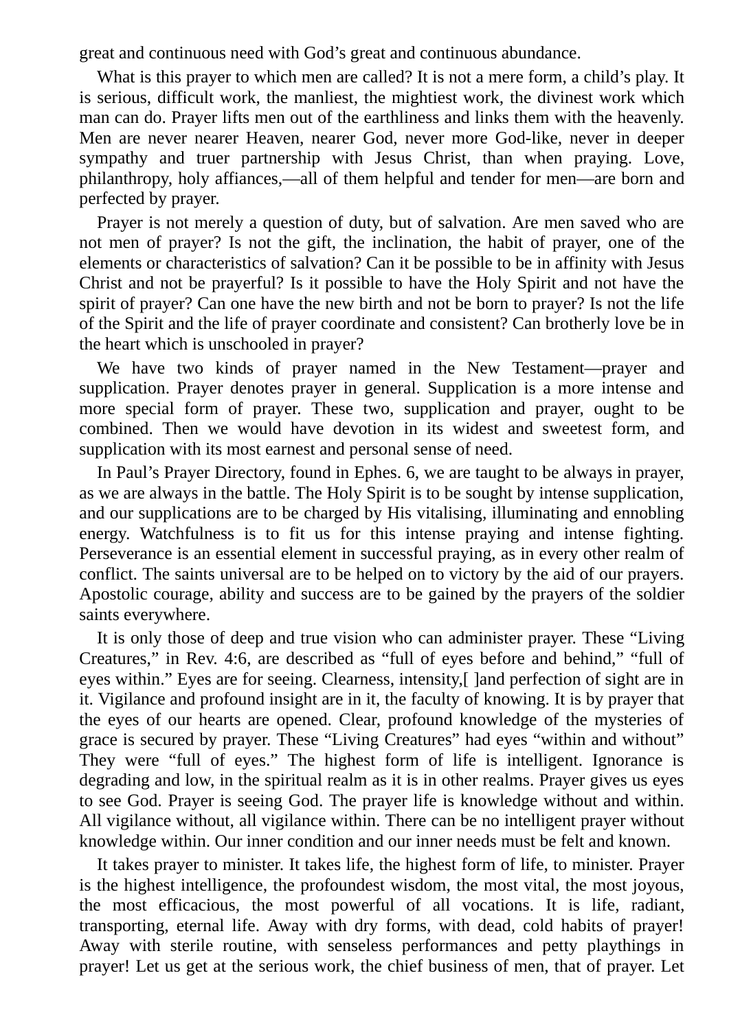great and continuous need with God's great and continuous abundance.

What is this prayer to which men are called? It is not a mere form, a child's play. It is serious, difficult work, the manliest, the mightiest work, the divinest work which man can do. Prayer lifts men out of the earthliness and links them with the heavenly. Men are never nearer Heaven, nearer God, never more God-like, never in deeper sympathy and truer partnership with Jesus Christ, than when praying. Love, philanthropy, holy affiances,—all of them helpful and tender for men—are born and perfected by prayer.

Prayer is not merely a question of duty, but of salvation. Are men saved who are not men of prayer? Is not the gift, the inclination, the habit of prayer, one of the elements or characteristics of salvation? Can it be possible to be in affinity with Jesus Christ and not be prayerful? Is it possible to have the Holy Spirit and not have the spirit of prayer? Can one have the new birth and not be born to prayer? Is not the life of the Spirit and the life of prayer coordinate and consistent? Can brotherly love be in the heart which is unschooled in prayer?

We have two kinds of prayer named in the New Testament—prayer and supplication. Prayer denotes prayer in general. Supplication is a more intense and more special form of prayer. These two, supplication and prayer, ought to be combined. Then we would have devotion in its widest and sweetest form, and supplication with its most earnest and personal sense of need.

In Paul's Prayer Directory, found in Ephes. 6, we are taught to be always in prayer, as we are always in the battle. The Holy Spirit is to be sought by intense supplication, and our supplications are to be charged by His vitalising, illuminating and ennobling energy. Watchfulness is to fit us for this intense praying and intense fighting. Perseverance is an essential element in successful praying, as in every other realm of conflict. The saints universal are to be helped on to victory by the aid of our prayers. Apostolic courage, ability and success are to be gained by the prayers of the soldier saints everywhere.

It is only those of deep and true vision who can administer prayer. These "Living Creatures," in Rev. 4:6, are described as "full of eyes before and behind," "full of eyes within." Eyes are for seeing. Clearness, intensity,[ ]and perfection of sight are in it. Vigilance and profound insight are in it, the faculty of knowing. It is by prayer that the eyes of our hearts are opened. Clear, profound knowledge of the mysteries of grace is secured by prayer. These "Living Creatures" had eyes "within and without" They were "full of eyes." The highest form of life is intelligent. Ignorance is degrading and low, in the spiritual realm as it is in other realms. Prayer gives us eyes to see God. Prayer is seeing God. The prayer life is knowledge without and within. All vigilance without, all vigilance within. There can be no intelligent prayer without knowledge within. Our inner condition and our inner needs must be felt and known.

It takes prayer to minister. It takes life, the highest form of life, to minister. Prayer is the highest intelligence, the profoundest wisdom, the most vital, the most joyous, the most efficacious, the most powerful of all vocations. It is life, radiant, transporting, eternal life. Away with dry forms, with dead, cold habits of prayer! Away with sterile routine, with senseless performances and petty playthings in prayer! Let us get at the serious work, the chief business of men, that of prayer. Let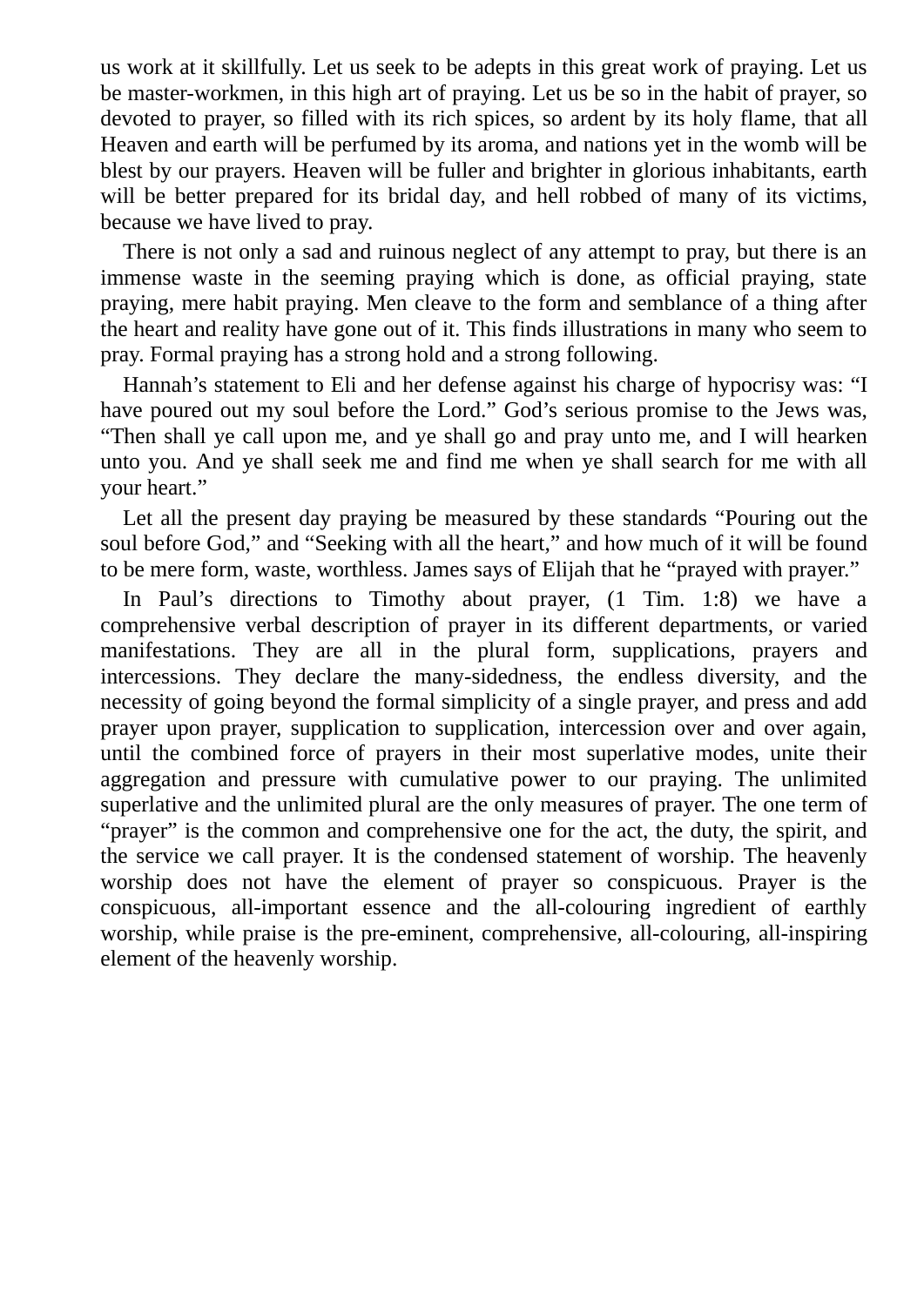us work at it skillfully. Let us seek to be adepts in this great work of praying. Let us be master-workmen, in this high art of praying. Let us be so in the habit of prayer, so devoted to prayer, so filled with its rich spices, so ardent by its holy flame, that all Heaven and earth will be perfumed by its aroma, and nations yet in the womb will be blest by our prayers. Heaven will be fuller and brighter in glorious inhabitants, earth will be better prepared for its bridal day, and hell robbed of many of its victims, because we have lived to pray.

There is not only a sad and ruinous neglect of any attempt to pray, but there is an immense waste in the seeming praying which is done, as official praying, state praying, mere habit praying. Men cleave to the form and semblance of a thing after the heart and reality have gone out of it. This finds illustrations in many who seem to pray. Formal praying has a strong hold and a strong following.

Hannah's statement to Eli and her defense against his charge of hypocrisy was: "I have poured out my soul before the Lord." God's serious promise to the Jews was, "Then shall ye call upon me, and ye shall go and pray unto me, and I will hearken unto you. And ye shall seek me and find me when ye shall search for me with all your heart."

Let all the present day praying be measured by these standards "Pouring out the soul before God," and "Seeking with all the heart," and how much of it will be found to be mere form, waste, worthless. James says of Elijah that he "prayed with prayer."

In Paul's directions to Timothy about prayer, (1 Tim. 1:8) we have a comprehensive verbal description of prayer in its different departments, or varied manifestations. They are all in the plural form, supplications, prayers and intercessions. They declare the many-sidedness, the endless diversity, and the necessity of going beyond the formal simplicity of a single prayer, and press and add prayer upon prayer, supplication to supplication, intercession over and over again, until the combined force of prayers in their most superlative modes, unite their aggregation and pressure with cumulative power to our praying. The unlimited superlative and the unlimited plural are the only measures of prayer. The one term of "prayer" is the common and comprehensive one for the act, the duty, the spirit, and the service we call prayer. It is the condensed statement of worship. The heavenly worship does not have the element of prayer so conspicuous. Prayer is the conspicuous, all-important essence and the all-colouring ingredient of earthly worship, while praise is the pre-eminent, comprehensive, all-colouring, all-inspiring element of the heavenly worship.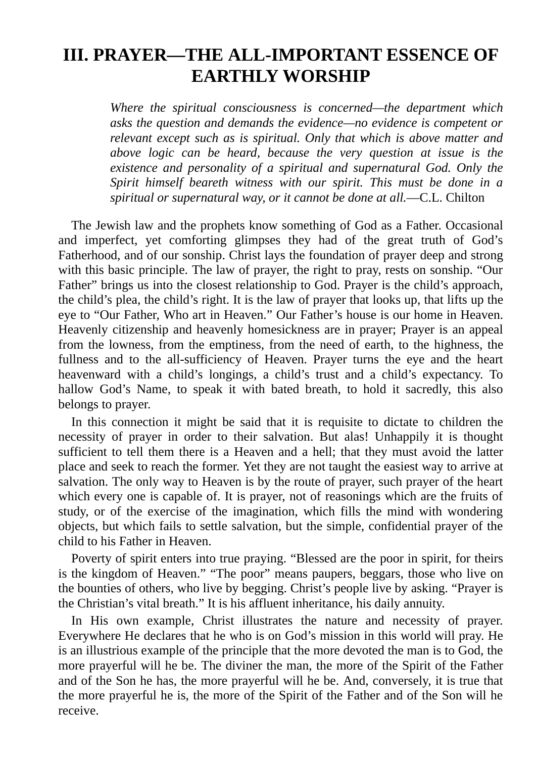# III. PRAYER—THE ALL-IMPORTANT ESSENCE OF EARTHLY WORSHIP

> *Where the spiritual consciousness is concerned—the department which asks the question and demands the evidence—no evidence is competent or relevant except such as is spiritual. Only that which is above matter and above logic can be heard, because the very question at issue is the existence and personality of a spiritual and supernatural God. Only the Spirit himself beareth witness with our spirit. This must be done in a spiritual or supernatural way, or it cannot be done at all.*—C.L. Chilton

The Jewish law and the prophets know something of God as a Father. Occasional and imperfect, yet comforting glimpses they had of the great truth of God's Fatherhood, and of our sonship. Christ lays the foundation of prayer deep and strong with this basic principle. The law of prayer, the right to pray, rests on sonship. "Our Father" brings us into the closest relationship to God. Prayer is the child's approach, the child's plea, the child's right. It is the law of prayer that looks up, that lifts up the eye to "Our Father, Who art in Heaven." Our Father's house is our home in Heaven. Heavenly citizenship and heavenly homesickness are in prayer; Prayer is an appeal from the lowness, from the emptiness, from the need of earth, to the highness, the fullness and to the all-sufficiency of Heaven. Prayer turns the eye and the heart heavenward with a child's longings, a child's trust and a child's expectancy. To hallow God's Name, to speak it with bated breath, to hold it sacredly, this also belongs to prayer.

In this connection it might be said that it is requisite to dictate to children the necessity of prayer in order to their salvation. But alas! Unhappily it is thought sufficient to tell them there is a Heaven and a hell; that they must avoid the latter place and seek to reach the former. Yet they are not taught the easiest way to arrive at salvation. The only way to Heaven is by the route of prayer, such prayer of the heart which every one is capable of. It is prayer, not of reasonings which are the fruits of study, or of the exercise of the imagination, which fills the mind with wondering objects, but which fails to settle salvation, but the simple, confidential prayer of the child to his Father in Heaven.

Poverty of spirit enters into true praying. "Blessed are the poor in spirit, for theirs is the kingdom of Heaven." "The poor" means paupers, beggars, those who live on the bounties of others, who live by begging. Christ's people live by asking. "Prayer is the Christian's vital breath." It is his affluent inheritance, his daily annuity.

In His own example, Christ illustrates the nature and necessity of prayer. Everywhere He declares that he who is on God's mission in this world will pray. He is an illustrious example of the principle that the more devoted the man is to God, the more prayerful will he be. The diviner the man, the more of the Spirit of the Father and of the Son he has, the more prayerful will he be. And, conversely, it is true that the more prayerful he is, the more of the Spirit of the Father and of the Son will he receive.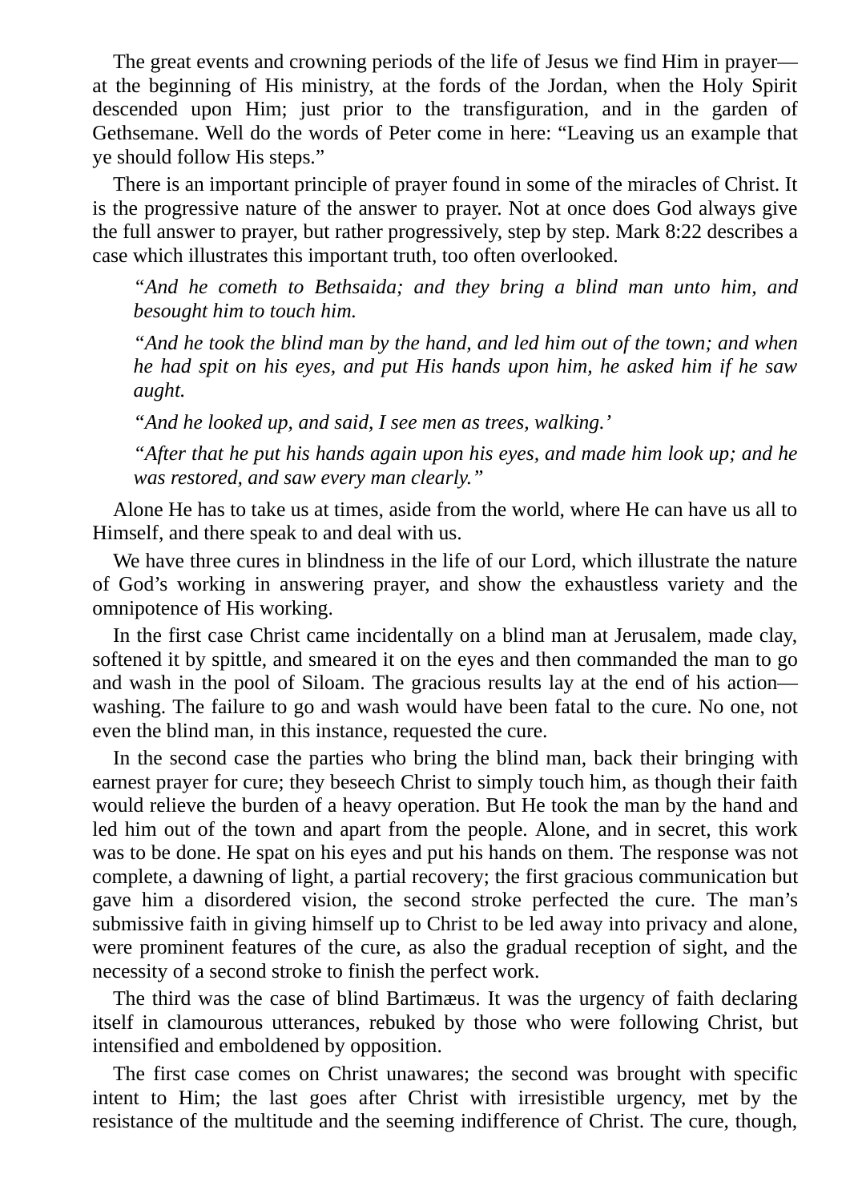The great events and crowning periods of the life of Jesus we find Him in prayer—at the beginning of His ministry, at the fords of the Jordan, when the Holy Spirit descended upon Him; just prior to the transfiguration, and in the garden of Gethsemane. Well do the words of Peter come in here: “Leaving us an example that ye should follow His steps.”

There is an important principle of prayer found in some of the miracles of Christ. It is the progressive nature of the answer to prayer. Not at once does God always give the full answer to prayer, but rather progressively, step by step. Mark 8:22 describes a case which illustrates this important truth, too often overlooked.

> *“And he cometh to Bethsaida; and they bring a blind man unto him, and besought him to touch him.*
>
> *“And he took the blind man by the hand, and led him out of the town; and when he had spit on his eyes, and put His hands upon him, he asked him if he saw aught.*
>
> *“And he looked up, and said, I see men as trees, walking.’*
>
> *“After that he put his hands again upon his eyes, and made him look up; and he was restored, and saw every man clearly.”*

Alone He has to take us at times, aside from the world, where He can have us all to Himself, and there speak to and deal with us.

We have three cures in blindness in the life of our Lord, which illustrate the nature of God’s working in answering prayer, and show the exhaustless variety and the omnipotence of His working.

In the first case Christ came incidentally on a blind man at Jerusalem, made clay, softened it by spittle, and smeared it on the eyes and then commanded the man to go and wash in the pool of Siloam. The gracious results lay at the end of his action—washing. The failure to go and wash would have been fatal to the cure. No one, not even the blind man, in this instance, requested the cure.

In the second case the parties who bring the blind man, back their bringing with earnest prayer for cure; they beseech Christ to simply touch him, as though their faith would relieve the burden of a heavy operation. But He took the man by the hand and led him out of the town and apart from the people. Alone, and in secret, this work was to be done. He spat on his eyes and put his hands on them. The response was not complete, a dawning of light, a partial recovery; the first gracious communication but gave him a disordered vision, the second stroke perfected the cure. The man’s submissive faith in giving himself up to Christ to be led away into privacy and alone, were prominent features of the cure, as also the gradual reception of sight, and the necessity of a second stroke to finish the perfect work.

The third was the case of blind Bartimæus. It was the urgency of faith declaring itself in clamourous utterances, rebuked by those who were following Christ, but intensified and emboldened by opposition.

The first case comes on Christ unawares; the second was brought with specific intent to Him; the last goes after Christ with irresistible urgency, met by the resistance of the multitude and the seeming indifference of Christ. The cure, though,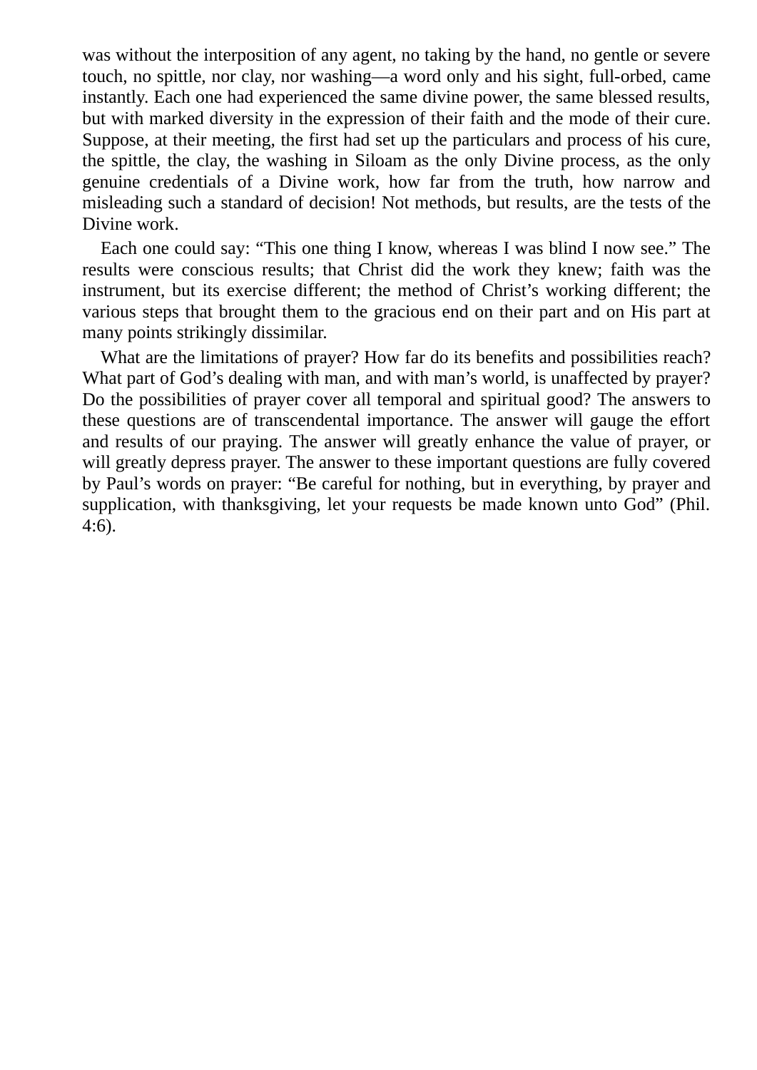was without the interposition of any agent, no taking by the hand, no gentle or severe touch, no spittle, nor clay, nor washing—a word only and his sight, full-orbed, came instantly. Each one had experienced the same divine power, the same blessed results, but with marked diversity in the expression of their faith and the mode of their cure. Suppose, at their meeting, the first had set up the particulars and process of his cure, the spittle, the clay, the washing in Siloam as the only Divine process, as the only genuine credentials of a Divine work, how far from the truth, how narrow and misleading such a standard of decision! Not methods, but results, are the tests of the Divine work.

Each one could say: "This one thing I know, whereas I was blind I now see." The results were conscious results; that Christ did the work they knew; faith was the instrument, but its exercise different; the method of Christ's working different; the various steps that brought them to the gracious end on their part and on His part at many points strikingly dissimilar.

What are the limitations of prayer? How far do its benefits and possibilities reach? What part of God's dealing with man, and with man's world, is unaffected by prayer? Do the possibilities of prayer cover all temporal and spiritual good? The answers to these questions are of transcendental importance. The answer will gauge the effort and results of our praying. The answer will greatly enhance the value of prayer, or will greatly depress prayer. The answer to these important questions are fully covered by Paul's words on prayer: "Be careful for nothing, but in everything, by prayer and supplication, with thanksgiving, let your requests be made known unto God" (Phil. 4:6).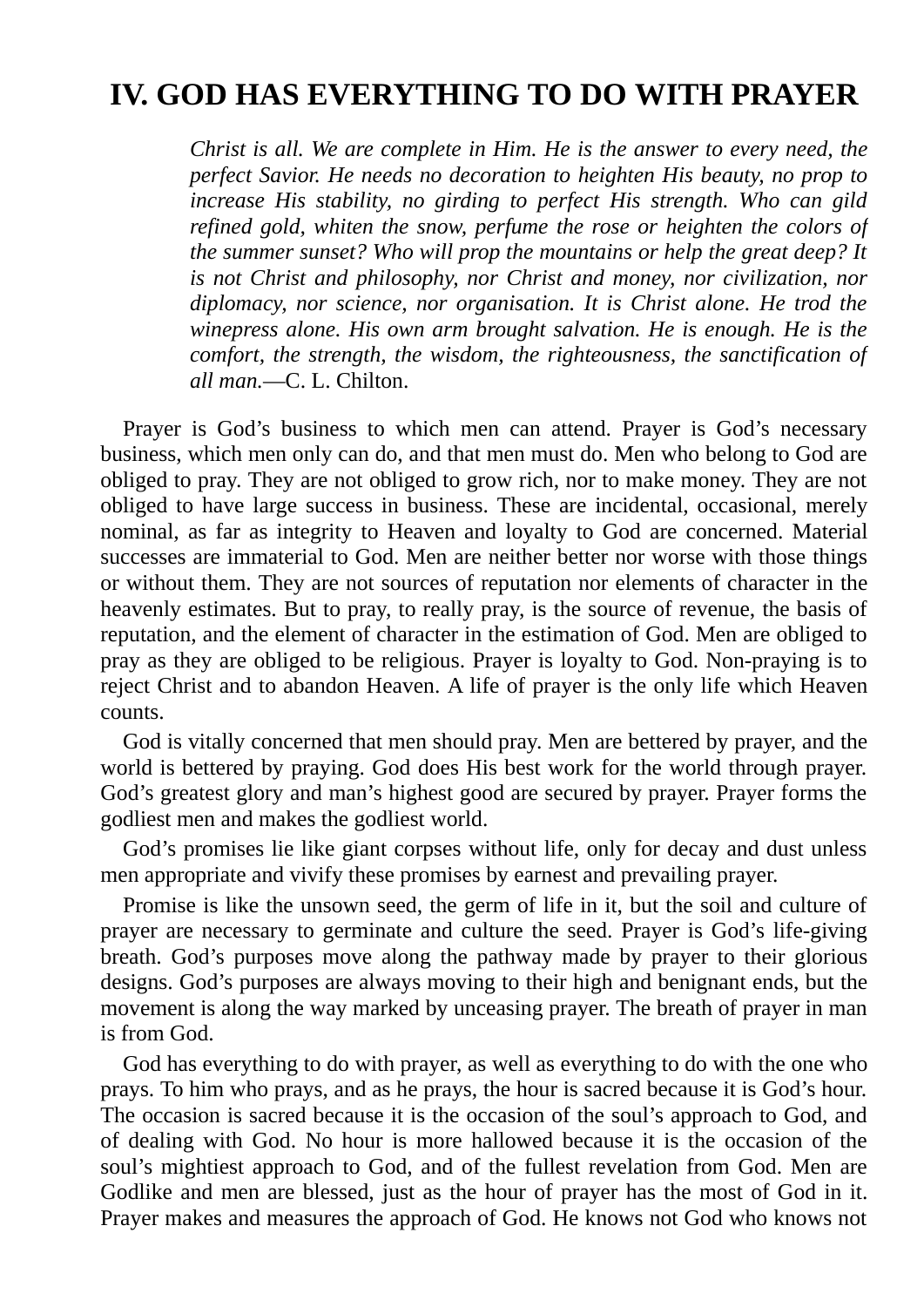# IV. GOD HAS EVERYTHING TO DO WITH PRAYER

> *Christ is all. We are complete in Him. He is the answer to every need, the perfect Savior. He needs no decoration to heighten His beauty, no prop to increase His stability, no girding to perfect His strength. Who can gild refined gold, whiten the snow, perfume the rose or heighten the colors of the summer sunset? Who will prop the mountains or help the great deep? It is not Christ and philosophy, nor Christ and money, nor civilization, nor diplomacy, nor science, nor organisation. It is Christ alone. He trod the winepress alone. His own arm brought salvation. He is enough. He is the comfort, the strength, the wisdom, the righteousness, the sanctification of all man.*—C. L. Chilton.

Prayer is God's business to which men can attend. Prayer is God's necessary business, which men only can do, and that men must do. Men who belong to God are obliged to pray. They are not obliged to grow rich, nor to make money. They are not obliged to have large success in business. These are incidental, occasional, merely nominal, as far as integrity to Heaven and loyalty to God are concerned. Material successes are immaterial to God. Men are neither better nor worse with those things or without them. They are not sources of reputation nor elements of character in the heavenly estimates. But to pray, to really pray, is the source of revenue, the basis of reputation, and the element of character in the estimation of God. Men are obliged to pray as they are obliged to be religious. Prayer is loyalty to God. Non-praying is to reject Christ and to abandon Heaven. A life of prayer is the only life which Heaven counts.

God is vitally concerned that men should pray. Men are bettered by prayer, and the world is bettered by praying. God does His best work for the world through prayer. God's greatest glory and man's highest good are secured by prayer. Prayer forms the godliest men and makes the godliest world.

God's promises lie like giant corpses without life, only for decay and dust unless men appropriate and vivify these promises by earnest and prevailing prayer.

Promise is like the unsown seed, the germ of life in it, but the soil and culture of prayer are necessary to germinate and culture the seed. Prayer is God's life-giving breath. God's purposes move along the pathway made by prayer to their glorious designs. God's purposes are always moving to their high and benignant ends, but the movement is along the way marked by unceasing prayer. The breath of prayer in man is from God.

God has everything to do with prayer, as well as everything to do with the one who prays. To him who prays, and as he prays, the hour is sacred because it is God's hour. The occasion is sacred because it is the occasion of the soul's approach to God, and of dealing with God. No hour is more hallowed because it is the occasion of the soul's mightiest approach to God, and of the fullest revelation from God. Men are Godlike and men are blessed, just as the hour of prayer has the most of God in it. Prayer makes and measures the approach of God. He knows not God who knows not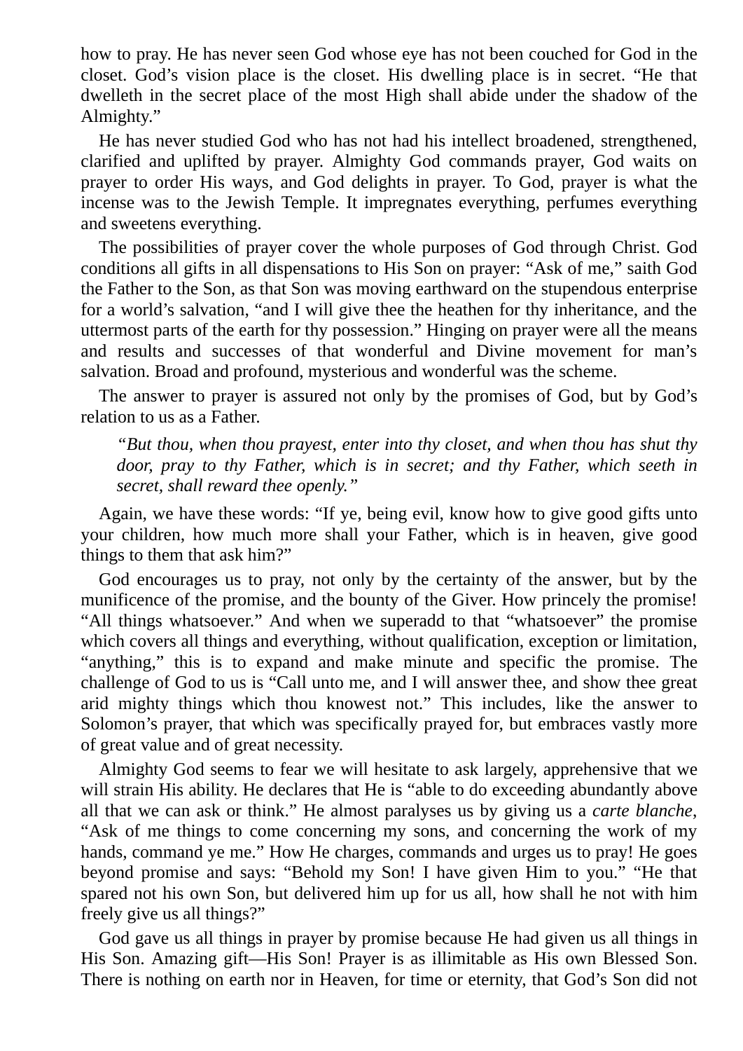how to pray. He has never seen God whose eye has not been couched for God in the closet. God's vision place is the closet. His dwelling place is in secret. "He that dwelleth in the secret place of the most High shall abide under the shadow of the Almighty."

He has never studied God who has not had his intellect broadened, strengthened, clarified and uplifted by prayer. Almighty God commands prayer, God waits on prayer to order His ways, and God delights in prayer. To God, prayer is what the incense was to the Jewish Temple. It impregnates everything, perfumes everything and sweetens everything.

The possibilities of prayer cover the whole purposes of God through Christ. God conditions all gifts in all dispensations to His Son on prayer: "Ask of me," saith God the Father to the Son, as that Son was moving earthward on the stupendous enterprise for a world's salvation, "and I will give thee the heathen for thy inheritance, and the uttermost parts of the earth for thy possession." Hinging on prayer were all the means and results and successes of that wonderful and Divine movement for man's salvation. Broad and profound, mysterious and wonderful was the scheme.

The answer to prayer is assured not only by the promises of God, but by God's relation to us as a Father.

> *"But thou, when thou prayest, enter into thy closet, and when thou has shut thy door, pray to thy Father, which is in secret; and thy Father, which seeth in secret, shall reward thee openly."*

Again, we have these words: "If ye, being evil, know how to give good gifts unto your children, how much more shall your Father, which is in heaven, give good things to them that ask him?"

God encourages us to pray, not only by the certainty of the answer, but by the munificence of the promise, and the bounty of the Giver. How princely the promise! "All things whatsoever." And when we superadd to that "whatsoever" the promise which covers all things and everything, without qualification, exception or limitation, "anything," this is to expand and make minute and specific the promise. The challenge of God to us is "Call unto me, and I will answer thee, and show thee great arid mighty things which thou knowest not." This includes, like the answer to Solomon's prayer, that which was specifically prayed for, but embraces vastly more of great value and of great necessity.

Almighty God seems to fear we will hesitate to ask largely, apprehensive that we will strain His ability. He declares that He is "able to do exceeding abundantly above all that we can ask or think." He almost paralyses us by giving us a *carte blanche,* "Ask of me things to come concerning my sons, and concerning the work of my hands, command ye me." How He charges, commands and urges us to pray! He goes beyond promise and says: "Behold my Son! I have given Him to you." "He that spared not his own Son, but delivered him up for us all, how shall he not with him freely give us all things?"

God gave us all things in prayer by promise because He had given us all things in His Son. Amazing gift—His Son! Prayer is as illimitable as His own Blessed Son. There is nothing on earth nor in Heaven, for time or eternity, that God's Son did not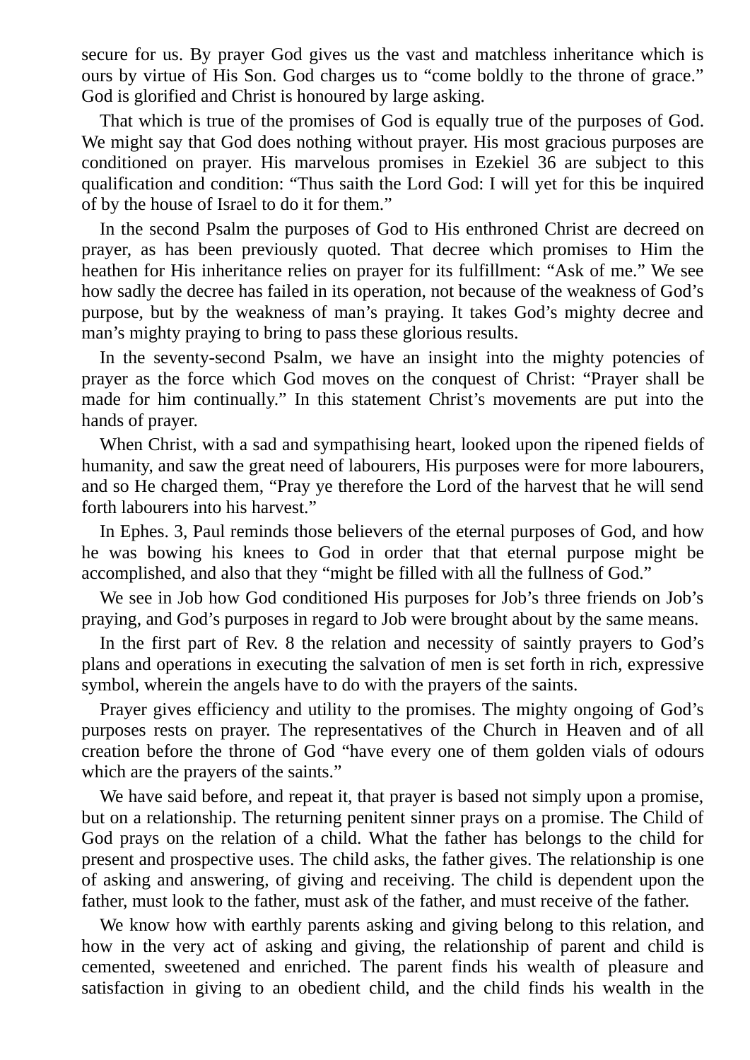secure for us. By prayer God gives us the vast and matchless inheritance which is ours by virtue of His Son. God charges us to "come boldly to the throne of grace." God is glorified and Christ is honoured by large asking.

That which is true of the promises of God is equally true of the purposes of God. We might say that God does nothing without prayer. His most gracious purposes are conditioned on prayer. His marvelous promises in Ezekiel 36 are subject to this qualification and condition: "Thus saith the Lord God: I will yet for this be inquired of by the house of Israel to do it for them."

In the second Psalm the purposes of God to His enthroned Christ are decreed on prayer, as has been previously quoted. That decree which promises to Him the heathen for His inheritance relies on prayer for its fulfillment: "Ask of me." We see how sadly the decree has failed in its operation, not because of the weakness of God's purpose, but by the weakness of man's praying. It takes God's mighty decree and man's mighty praying to bring to pass these glorious results.

In the seventy-second Psalm, we have an insight into the mighty potencies of prayer as the force which God moves on the conquest of Christ: "Prayer shall be made for him continually." In this statement Christ's movements are put into the hands of prayer.

When Christ, with a sad and sympathising heart, looked upon the ripened fields of humanity, and saw the great need of labourers, His purposes were for more labourers, and so He charged them, "Pray ye therefore the Lord of the harvest that he will send forth labourers into his harvest."

In Ephes. 3, Paul reminds those believers of the eternal purposes of God, and how he was bowing his knees to God in order that that eternal purpose might be accomplished, and also that they "might be filled with all the fullness of God."

We see in Job how God conditioned His purposes for Job's three friends on Job's praying, and God's purposes in regard to Job were brought about by the same means.

In the first part of Rev. 8 the relation and necessity of saintly prayers to God's plans and operations in executing the salvation of men is set forth in rich, expressive symbol, wherein the angels have to do with the prayers of the saints.

Prayer gives efficiency and utility to the promises. The mighty ongoing of God's purposes rests on prayer. The representatives of the Church in Heaven and of all creation before the throne of God "have every one of them golden vials of odours which are the prayers of the saints."

We have said before, and repeat it, that prayer is based not simply upon a promise, but on a relationship. The returning penitent sinner prays on a promise. The Child of God prays on the relation of a child. What the father has belongs to the child for present and prospective uses. The child asks, the father gives. The relationship is one of asking and answering, of giving and receiving. The child is dependent upon the father, must look to the father, must ask of the father, and must receive of the father.

We know how with earthly parents asking and giving belong to this relation, and how in the very act of asking and giving, the relationship of parent and child is cemented, sweetened and enriched. The parent finds his wealth of pleasure and satisfaction in giving to an obedient child, and the child finds his wealth in the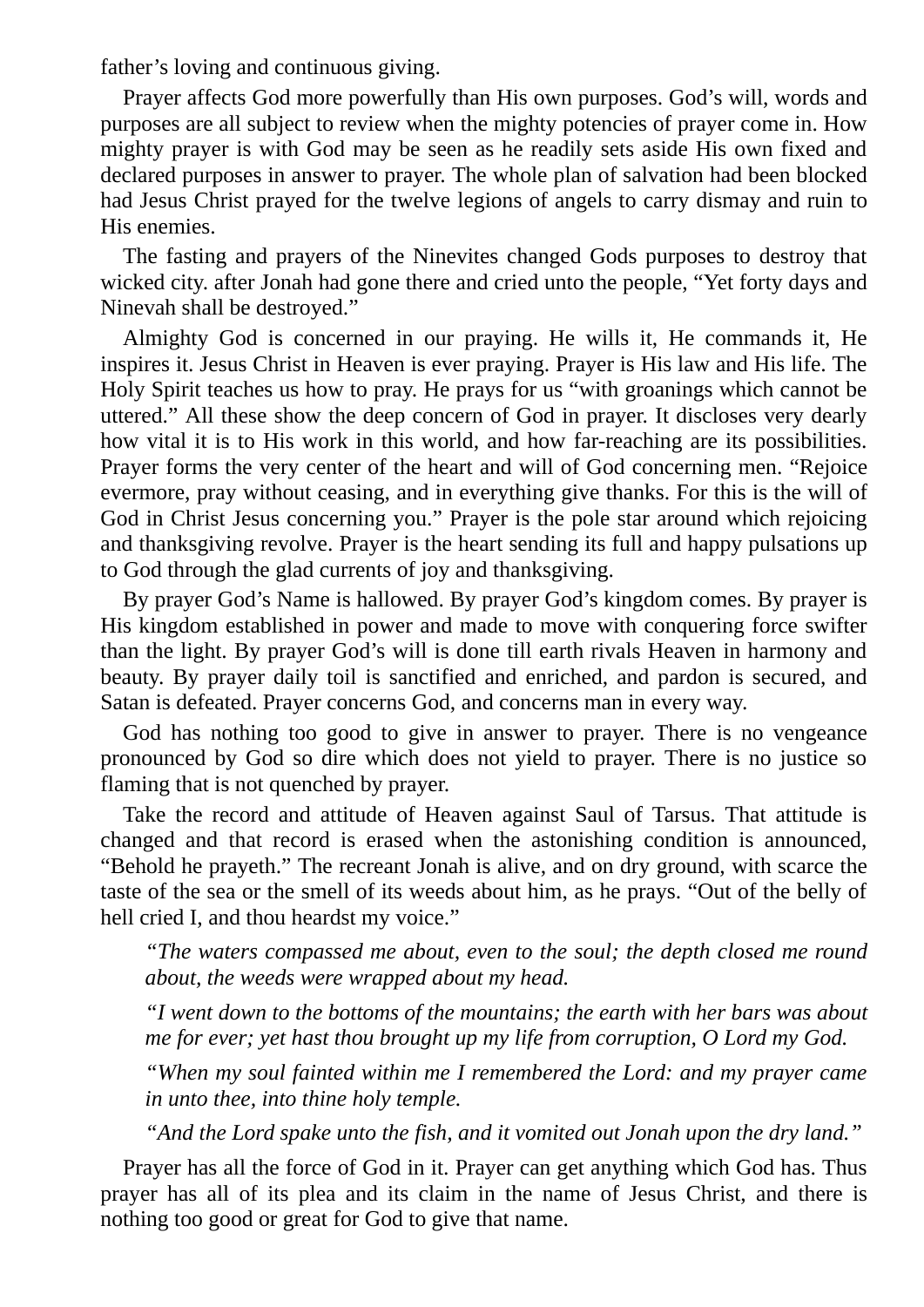father’s loving and continuous giving.

Prayer affects God more powerfully than His own purposes. God’s will, words and purposes are all subject to review when the mighty potencies of prayer come in. How mighty prayer is with God may be seen as he readily sets aside His own fixed and declared purposes in answer to prayer. The whole plan of salvation had been blocked had Jesus Christ prayed for the twelve legions of angels to carry dismay and ruin to His enemies.

The fasting and prayers of the Ninevites changed Gods purposes to destroy that wicked city. after Jonah had gone there and cried unto the people, “Yet forty days and Ninevah shall be destroyed.”

Almighty God is concerned in our praying. He wills it, He commands it, He inspires it. Jesus Christ in Heaven is ever praying. Prayer is His law and His life. The Holy Spirit teaches us how to pray. He prays for us “with groanings which cannot be uttered.” All these show the deep concern of God in prayer. It discloses very dearly how vital it is to His work in this world, and how far-reaching are its possibilities. Prayer forms the very center of the heart and will of God concerning men. “Rejoice evermore, pray without ceasing, and in everything give thanks. For this is the will of God in Christ Jesus concerning you.” Prayer is the pole star around which rejoicing and thanksgiving revolve. Prayer is the heart sending its full and happy pulsations up to God through the glad currents of joy and thanksgiving.

By prayer God’s Name is hallowed. By prayer God’s kingdom comes. By prayer is His kingdom established in power and made to move with conquering force swifter than the light. By prayer God’s will is done till earth rivals Heaven in harmony and beauty. By prayer daily toil is sanctified and enriched, and pardon is secured, and Satan is defeated. Prayer concerns God, and concerns man in every way.

God has nothing too good to give in answer to prayer. There is no vengeance pronounced by God so dire which does not yield to prayer. There is no justice so flaming that is not quenched by prayer.

Take the record and attitude of Heaven against Saul of Tarsus. That attitude is changed and that record is erased when the astonishing condition is announced, “Behold he prayeth.” The recreant Jonah is alive, and on dry ground, with scarce the taste of the sea or the smell of its weeds about him, as he prays. “Out of the belly of hell cried I, and thou heardst my voice.”

> *“The waters compassed me about, even to the soul; the depth closed me round about, the weeds were wrapped about my head.*
>
> *“I went down to the bottoms of the mountains; the earth with her bars was about me for ever; yet hast thou brought up my life from corruption, O Lord my God.*
>
> *“When my soul fainted within me I remembered the Lord: and my prayer came in unto thee, into thine holy temple.*
>
> *“And the Lord spake unto the fish, and it vomited out Jonah upon the dry land.”*

Prayer has all the force of God in it. Prayer can get anything which God has. Thus prayer has all of its plea and its claim in the name of Jesus Christ, and there is nothing too good or great for God to give that name.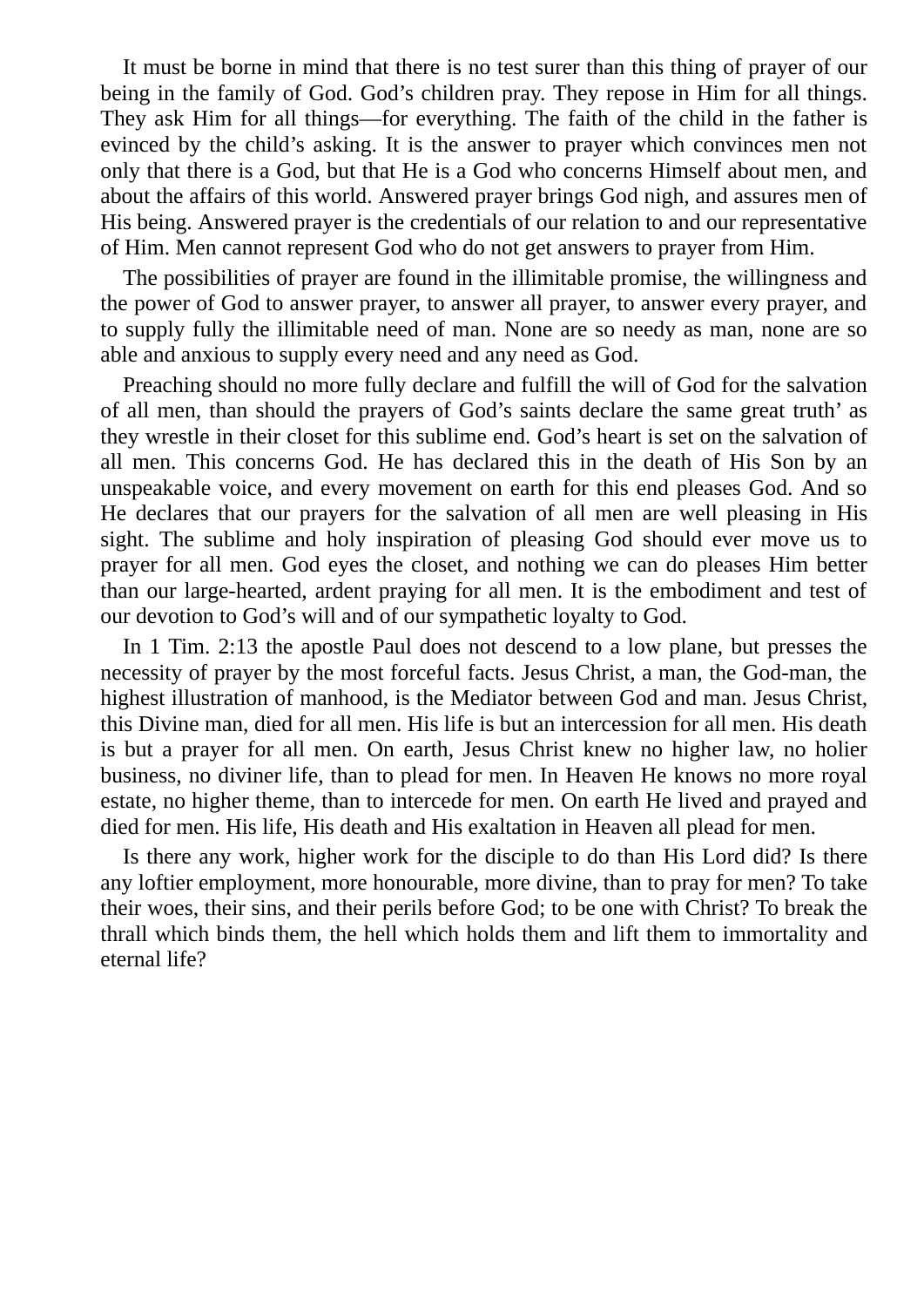It must be borne in mind that there is no test surer than this thing of prayer of our being in the family of God. God's children pray. They repose in Him for all things. They ask Him for all things—for everything. The faith of the child in the father is evinced by the child's asking. It is the answer to prayer which convinces men not only that there is a God, but that He is a God who concerns Himself about men, and about the affairs of this world. Answered prayer brings God nigh, and assures men of His being. Answered prayer is the credentials of our relation to and our representative of Him. Men cannot represent God who do not get answers to prayer from Him.

The possibilities of prayer are found in the illimitable promise, the willingness and the power of God to answer prayer, to answer all prayer, to answer every prayer, and to supply fully the illimitable need of man. None are so needy as man, none are so able and anxious to supply every need and any need as God.

Preaching should no more fully declare and fulfill the will of God for the salvation of all men, than should the prayers of God's saints declare the same great truth' as they wrestle in their closet for this sublime end. God's heart is set on the salvation of all men. This concerns God. He has declared this in the death of His Son by an unspeakable voice, and every movement on earth for this end pleases God. And so He declares that our prayers for the salvation of all men are well pleasing in His sight. The sublime and holy inspiration of pleasing God should ever move us to prayer for all men. God eyes the closet, and nothing we can do pleases Him better than our large-hearted, ardent praying for all men. It is the embodiment and test of our devotion to God's will and of our sympathetic loyalty to God.

In 1 Tim. 2:13 the apostle Paul does not descend to a low plane, but presses the necessity of prayer by the most forceful facts. Jesus Christ, a man, the God-man, the highest illustration of manhood, is the Mediator between God and man. Jesus Christ, this Divine man, died for all men. His life is but an intercession for all men. His death is but a prayer for all men. On earth, Jesus Christ knew no higher law, no holier business, no diviner life, than to plead for men. In Heaven He knows no more royal estate, no higher theme, than to intercede for men. On earth He lived and prayed and died for men. His life, His death and His exaltation in Heaven all plead for men.

Is there any work, higher work for the disciple to do than His Lord did? Is there any loftier employment, more honourable, more divine, than to pray for men? To take their woes, their sins, and their perils before God; to be one with Christ? To break the thrall which binds them, the hell which holds them and lift them to immortality and eternal life?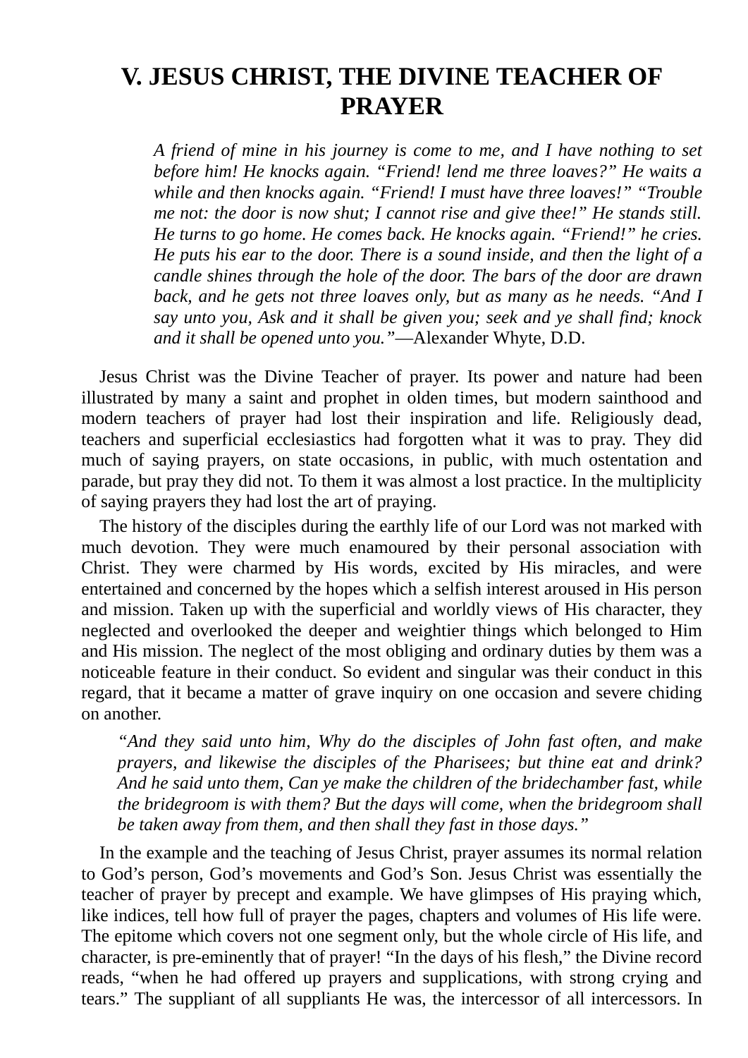# V. JESUS CHRIST, THE DIVINE TEACHER OF PRAYER

> *A friend of mine in his journey is come to me, and I have nothing to set before him! He knocks again. “Friend! lend me three loaves?” He waits a while and then knocks again. “Friend! I must have three loaves!” “Trouble me not: the door is now shut; I cannot rise and give thee!” He stands still. He turns to go home. He comes back. He knocks again. “Friend!” he cries. He puts his ear to the door. There is a sound inside, and then the light of a candle shines through the hole of the door. The bars of the door are drawn back, and he gets not three loaves only, but as many as he needs. “And I say unto you, Ask and it shall be given you; seek and ye shall find; knock and it shall be opened unto you.”*—Alexander Whyte, D.D.

Jesus Christ was the Divine Teacher of prayer. Its power and nature had been illustrated by many a saint and prophet in olden times, but modern sainthood and modern teachers of prayer had lost their inspiration and life. Religiously dead, teachers and superficial ecclesiastics had forgotten what it was to pray. They did much of saying prayers, on state occasions, in public, with much ostentation and parade, but pray they did not. To them it was almost a lost practice. In the multiplicity of saying prayers they had lost the art of praying.

The history of the disciples during the earthly life of our Lord was not marked with much devotion. They were much enamoured by their personal association with Christ. They were charmed by His words, excited by His miracles, and were entertained and concerned by the hopes which a selfish interest aroused in His person and mission. Taken up with the superficial and worldly views of His character, they neglected and overlooked the deeper and weightier things which belonged to Him and His mission. The neglect of the most obliging and ordinary duties by them was a noticeable feature in their conduct. So evident and singular was their conduct in this regard, that it became a matter of grave inquiry on one occasion and severe chiding on another.

> *“And they said unto him, Why do the disciples of John fast often, and make prayers, and likewise the disciples of the Pharisees; but thine eat and drink? And he said unto them, Can ye make the children of the bridechamber fast, while the bridegroom is with them? But the days will come, when the bridegroom shall be taken away from them, and then shall they fast in those days.”*

In the example and the teaching of Jesus Christ, prayer assumes its normal relation to God’s person, God’s movements and God’s Son. Jesus Christ was essentially the teacher of prayer by precept and example. We have glimpses of His praying which, like indices, tell how full of prayer the pages, chapters and volumes of His life were. The epitome which covers not one segment only, but the whole circle of His life, and character, is pre-eminently that of prayer! “In the days of his flesh,” the Divine record reads, “when he had offered up prayers and supplications, with strong crying and tears.” The suppliant of all suppliants He was, the intercessor of all intercessors. In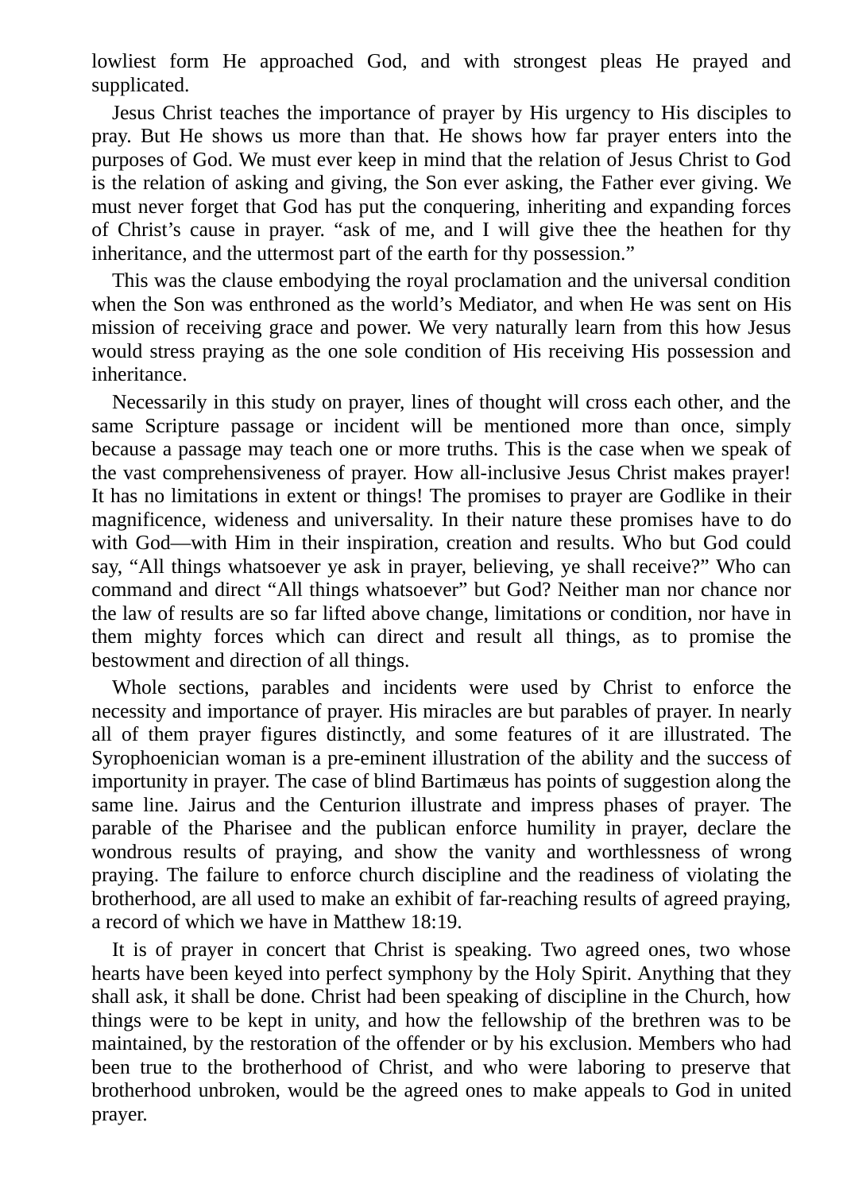lowliest form He approached God, and with strongest pleas He prayed and supplicated.

Jesus Christ teaches the importance of prayer by His urgency to His disciples to pray. But He shows us more than that. He shows how far prayer enters into the purposes of God. We must ever keep in mind that the relation of Jesus Christ to God is the relation of asking and giving, the Son ever asking, the Father ever giving. We must never forget that God has put the conquering, inheriting and expanding forces of Christ's cause in prayer. "ask of me, and I will give thee the heathen for thy inheritance, and the uttermost part of the earth for thy possession."

This was the clause embodying the royal proclamation and the universal condition when the Son was enthroned as the world's Mediator, and when He was sent on His mission of receiving grace and power. We very naturally learn from this how Jesus would stress praying as the one sole condition of His receiving His possession and inheritance.

Necessarily in this study on prayer, lines of thought will cross each other, and the same Scripture passage or incident will be mentioned more than once, simply because a passage may teach one or more truths. This is the case when we speak of the vast comprehensiveness of prayer. How all-inclusive Jesus Christ makes prayer! It has no limitations in extent or things! The promises to prayer are Godlike in their magnificence, wideness and universality. In their nature these promises have to do with God—with Him in their inspiration, creation and results. Who but God could say, "All things whatsoever ye ask in prayer, believing, ye shall receive?" Who can command and direct "All things whatsoever" but God? Neither man nor chance nor the law of results are so far lifted above change, limitations or condition, nor have in them mighty forces which can direct and result all things, as to promise the bestowment and direction of all things.

Whole sections, parables and incidents were used by Christ to enforce the necessity and importance of prayer. His miracles are but parables of prayer. In nearly all of them prayer figures distinctly, and some features of it are illustrated. The Syrophoenician woman is a pre-eminent illustration of the ability and the success of importunity in prayer. The case of blind Bartimæus has points of suggestion along the same line. Jairus and the Centurion illustrate and impress phases of prayer. The parable of the Pharisee and the publican enforce humility in prayer, declare the wondrous results of praying, and show the vanity and worthlessness of wrong praying. The failure to enforce church discipline and the readiness of violating the brotherhood, are all used to make an exhibit of far-reaching results of agreed praying, a record of which we have in Matthew 18:19.

It is of prayer in concert that Christ is speaking. Two agreed ones, two whose hearts have been keyed into perfect symphony by the Holy Spirit. Anything that they shall ask, it shall be done. Christ had been speaking of discipline in the Church, how things were to be kept in unity, and how the fellowship of the brethren was to be maintained, by the restoration of the offender or by his exclusion. Members who had been true to the brotherhood of Christ, and who were laboring to preserve that brotherhood unbroken, would be the agreed ones to make appeals to God in united prayer.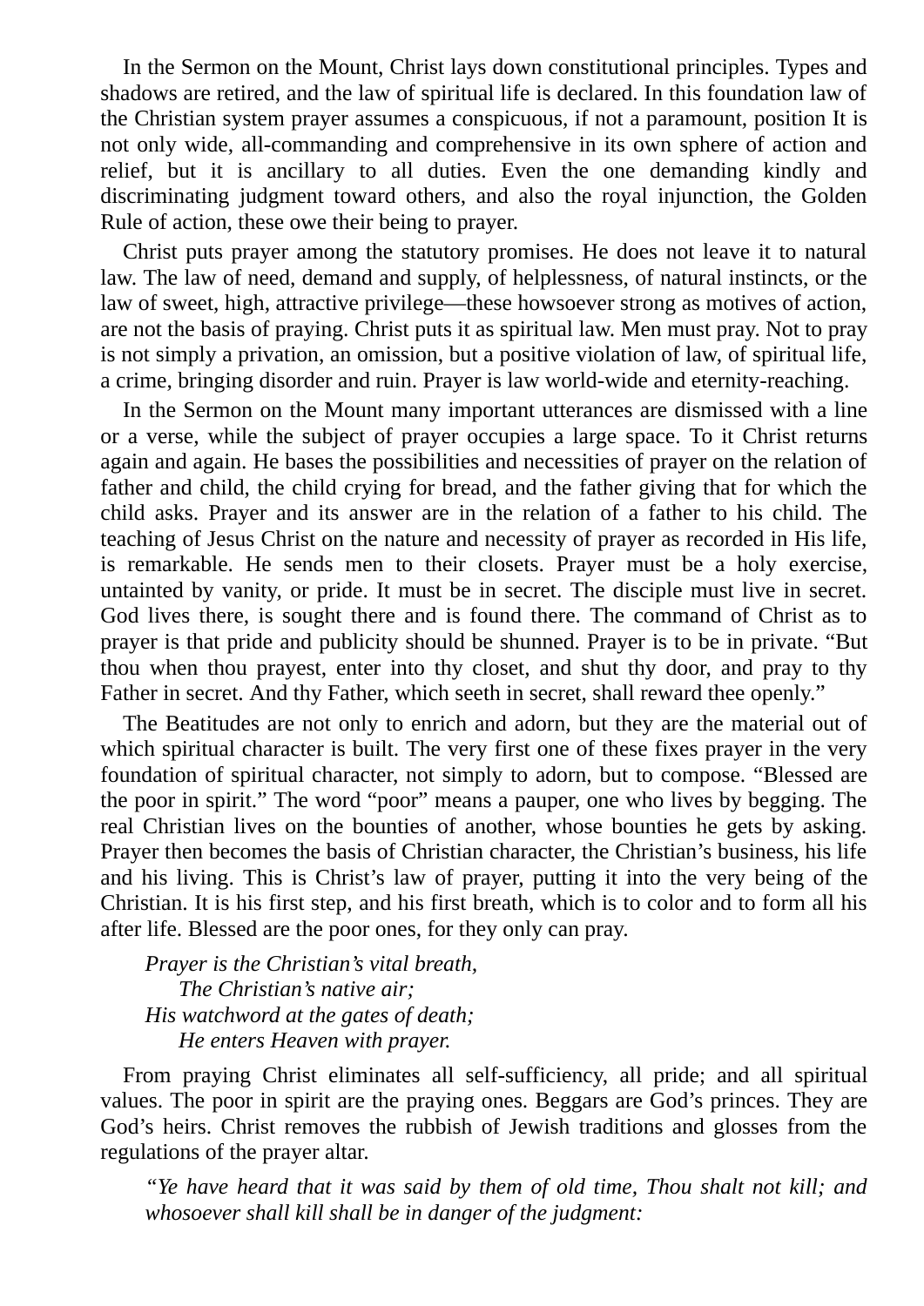In the Sermon on the Mount, Christ lays down constitutional principles. Types and shadows are retired, and the law of spiritual life is declared. In this foundation law of the Christian system prayer assumes a conspicuous, if not a paramount, position It is not only wide, all-commanding and comprehensive in its own sphere of action and relief, but it is ancillary to all duties. Even the one demanding kindly and discriminating judgment toward others, and also the royal injunction, the Golden Rule of action, these owe their being to prayer.

Christ puts prayer among the statutory promises. He does not leave it to natural law. The law of need, demand and supply, of helplessness, of natural instincts, or the law of sweet, high, attractive privilege—these howsoever strong as motives of action, are not the basis of praying. Christ puts it as spiritual law. Men must pray. Not to pray is not simply a privation, an omission, but a positive violation of law, of spiritual life, a crime, bringing disorder and ruin. Prayer is law world-wide and eternity-reaching.

In the Sermon on the Mount many important utterances are dismissed with a line or a verse, while the subject of prayer occupies a large space. To it Christ returns again and again. He bases the possibilities and necessities of prayer on the relation of father and child, the child crying for bread, and the father giving that for which the child asks. Prayer and its answer are in the relation of a father to his child. The teaching of Jesus Christ on the nature and necessity of prayer as recorded in His life, is remarkable. He sends men to their closets. Prayer must be a holy exercise, untainted by vanity, or pride. It must be in secret. The disciple must live in secret. God lives there, is sought there and is found there. The command of Christ as to prayer is that pride and publicity should be shunned. Prayer is to be in private. “But thou when thou prayest, enter into thy closet, and shut thy door, and pray to thy Father in secret. And thy Father, which seeth in secret, shall reward thee openly.”

The Beatitudes are not only to enrich and adorn, but they are the material out of which spiritual character is built. The very first one of these fixes prayer in the very foundation of spiritual character, not simply to adorn, but to compose. “Blessed are the poor in spirit.” The word “poor” means a pauper, one who lives by begging. The real Christian lives on the bounties of another, whose bounties he gets by asking. Prayer then becomes the basis of Christian character, the Christian’s business, his life and his living. This is Christ’s law of prayer, putting it into the very being of the Christian. It is his first step, and his first breath, which is to color and to form all his after life. Blessed are the poor ones, for they only can pray.

*Prayer is the Christian’s vital breath,*
*The Christian’s native air;*
*His watchword at the gates of death;*
*He enters Heaven with prayer.*

From praying Christ eliminates all self-sufficiency, all pride; and all spiritual values. The poor in spirit are the praying ones. Beggars are God’s princes. They are God’s heirs. Christ removes the rubbish of Jewish traditions and glosses from the regulations of the prayer altar.

> *“Ye have heard that it was said by them of old time, Thou shalt not kill; and whosoever shall kill shall be in danger of the judgment:*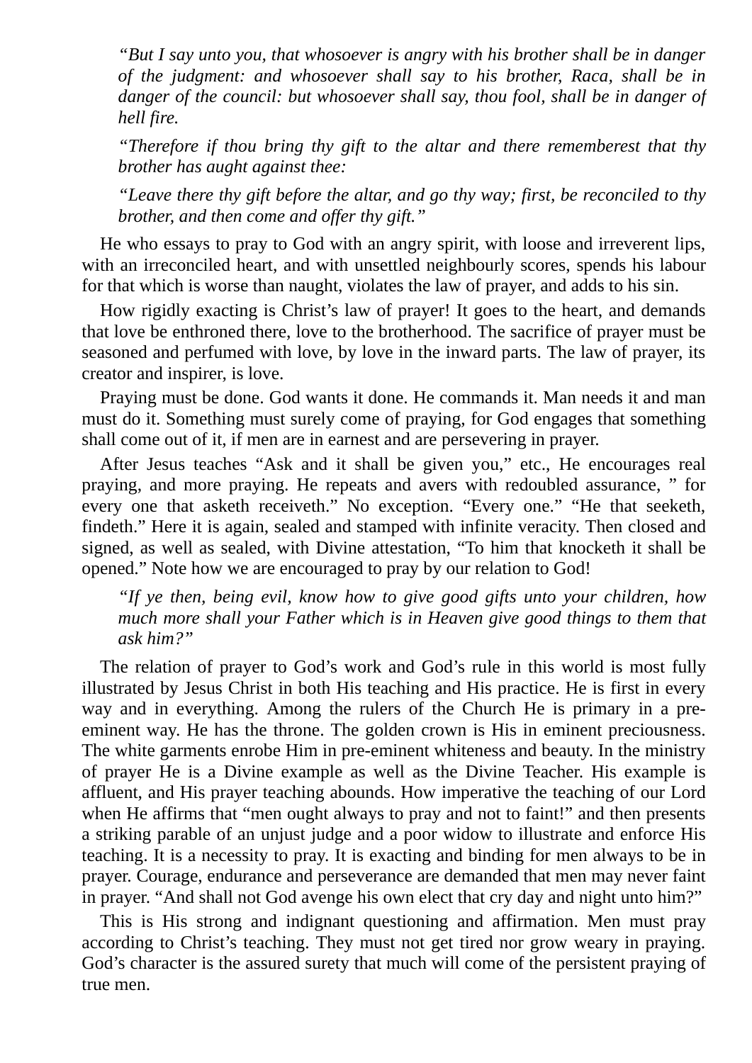*“But I say unto you, that whosoever is angry with his brother shall be in danger of the judgment: and whosoever shall say to his brother, Raca, shall be in danger of the council: but whosoever shall say, thou fool, shall be in danger of hell fire.*

*“Therefore if thou bring thy gift to the altar and there rememberest that thy brother has aught against thee:*

*“Leave there thy gift before the altar, and go thy way; first, be reconciled to thy brother, and then come and offer thy gift.”*

He who essays to pray to God with an angry spirit, with loose and irreverent lips, with an irreconciled heart, and with unsettled neighbourly scores, spends his labour for that which is worse than naught, violates the law of prayer, and adds to his sin.

How rigidly exacting is Christ’s law of prayer! It goes to the heart, and demands that love be enthroned there, love to the brotherhood. The sacrifice of prayer must be seasoned and perfumed with love, by love in the inward parts. The law of prayer, its creator and inspirer, is love.

Praying must be done. God wants it done. He commands it. Man needs it and man must do it. Something must surely come of praying, for God engages that something shall come out of it, if men are in earnest and are persevering in prayer.

After Jesus teaches “Ask and it shall be given you,” etc., He encourages real praying, and more praying. He repeats and avers with redoubled assurance, ” for every one that asketh receiveth.” No exception. “Every one.” “He that seeketh, findeth.” Here it is again, sealed and stamped with infinite veracity. Then closed and signed, as well as sealed, with Divine attestation, “To him that knocketh it shall be opened.” Note how we are encouraged to pray by our relation to God!

*“If ye then, being evil, know how to give good gifts unto your children, how much more shall your Father which is in Heaven give good things to them that ask him?”*

The relation of prayer to God’s work and God’s rule in this world is most fully illustrated by Jesus Christ in both His teaching and His practice. He is first in every way and in everything. Among the rulers of the Church He is primary in a pre-eminent way. He has the throne. The golden crown is His in eminent preciousness. The white garments enrobe Him in pre-eminent whiteness and beauty. In the ministry of prayer He is a Divine example as well as the Divine Teacher. His example is affluent, and His prayer teaching abounds. How imperative the teaching of our Lord when He affirms that “men ought always to pray and not to faint!” and then presents a striking parable of an unjust judge and a poor widow to illustrate and enforce His teaching. It is a necessity to pray. It is exacting and binding for men always to be in prayer. Courage, endurance and perseverance are demanded that men may never faint in prayer. “And shall not God avenge his own elect that cry day and night unto him?”

This is His strong and indignant questioning and affirmation. Men must pray according to Christ’s teaching. They must not get tired nor grow weary in praying. God’s character is the assured surety that much will come of the persistent praying of true men.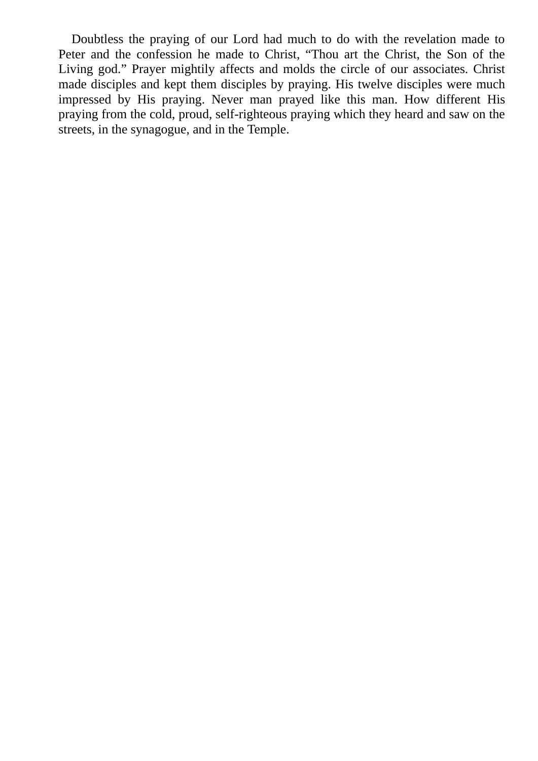Doubtless the praying of our Lord had much to do with the revelation made to Peter and the confession he made to Christ, “Thou art the Christ, the Son of the Living god.” Prayer mightily affects and molds the circle of our associates. Christ made disciples and kept them disciples by praying. His twelve disciples were much impressed by His praying. Never man prayed like this man. How different His praying from the cold, proud, self-righteous praying which they heard and saw on the streets, in the synagogue, and in the Temple.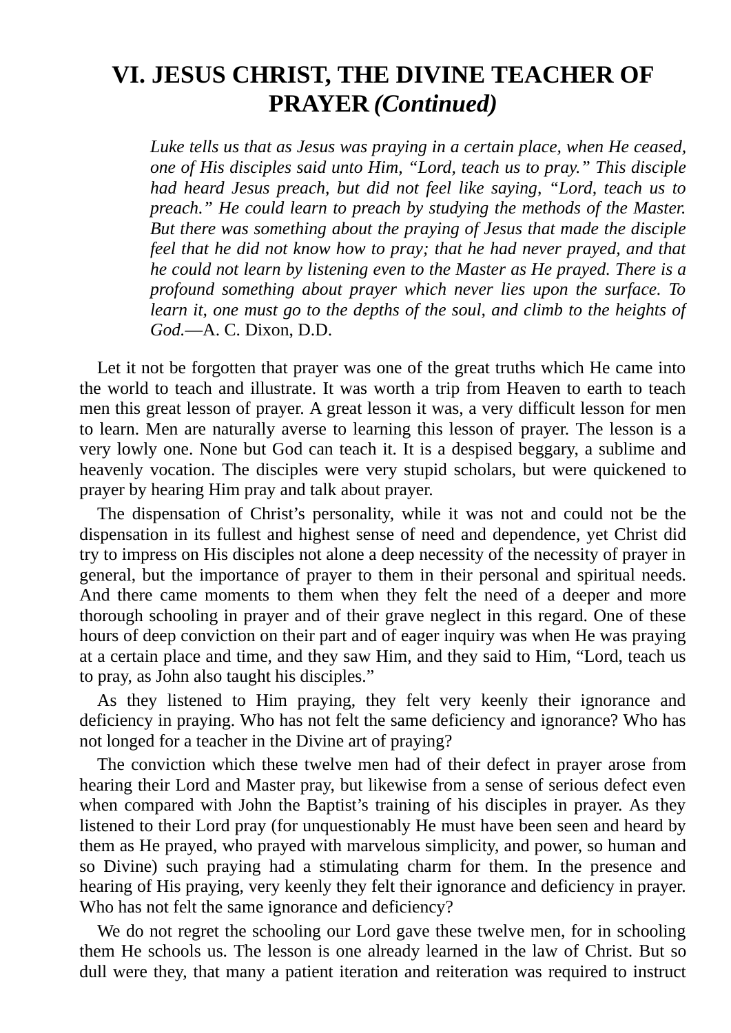# VI. JESUS CHRIST, THE DIVINE TEACHER OF PRAYER *(Continued)*

> *Luke tells us that as Jesus was praying in a certain place, when He ceased, one of His disciples said unto Him, "Lord, teach us to pray." This disciple had heard Jesus preach, but did not feel like saying, "Lord, teach us to preach." He could learn to preach by studying the methods of the Master. But there was something about the praying of Jesus that made the disciple feel that he did not know how to pray; that he had never prayed, and that he could not learn by listening even to the Master as He prayed. There is a profound something about prayer which never lies upon the surface. To learn it, one must go to the depths of the soul, and climb to the heights of God.*—A. C. Dixon, D.D.

Let it not be forgotten that prayer was one of the great truths which He came into the world to teach and illustrate. It was worth a trip from Heaven to earth to teach men this great lesson of prayer. A great lesson it was, a very difficult lesson for men to learn. Men are naturally averse to learning this lesson of prayer. The lesson is a very lowly one. None but God can teach it. It is a despised beggary, a sublime and heavenly vocation. The disciples were very stupid scholars, but were quickened to prayer by hearing Him pray and talk about prayer.

The dispensation of Christ's personality, while it was not and could not be the dispensation in its fullest and highest sense of need and dependence, yet Christ did try to impress on His disciples not alone a deep necessity of the necessity of prayer in general, but the importance of prayer to them in their personal and spiritual needs. And there came moments to them when they felt the need of a deeper and more thorough schooling in prayer and of their grave neglect in this regard. One of these hours of deep conviction on their part and of eager inquiry was when He was praying at a certain place and time, and they saw Him, and they said to Him, "Lord, teach us to pray, as John also taught his disciples."

As they listened to Him praying, they felt very keenly their ignorance and deficiency in praying. Who has not felt the same deficiency and ignorance? Who has not longed for a teacher in the Divine art of praying?

The conviction which these twelve men had of their defect in prayer arose from hearing their Lord and Master pray, but likewise from a sense of serious defect even when compared with John the Baptist's training of his disciples in prayer. As they listened to their Lord pray (for unquestionably He must have been seen and heard by them as He prayed, who prayed with marvelous simplicity, and power, so human and so Divine) such praying had a stimulating charm for them. In the presence and hearing of His praying, very keenly they felt their ignorance and deficiency in prayer. Who has not felt the same ignorance and deficiency?

We do not regret the schooling our Lord gave these twelve men, for in schooling them He schools us. The lesson is one already learned in the law of Christ. But so dull were they, that many a patient iteration and reiteration was required to instruct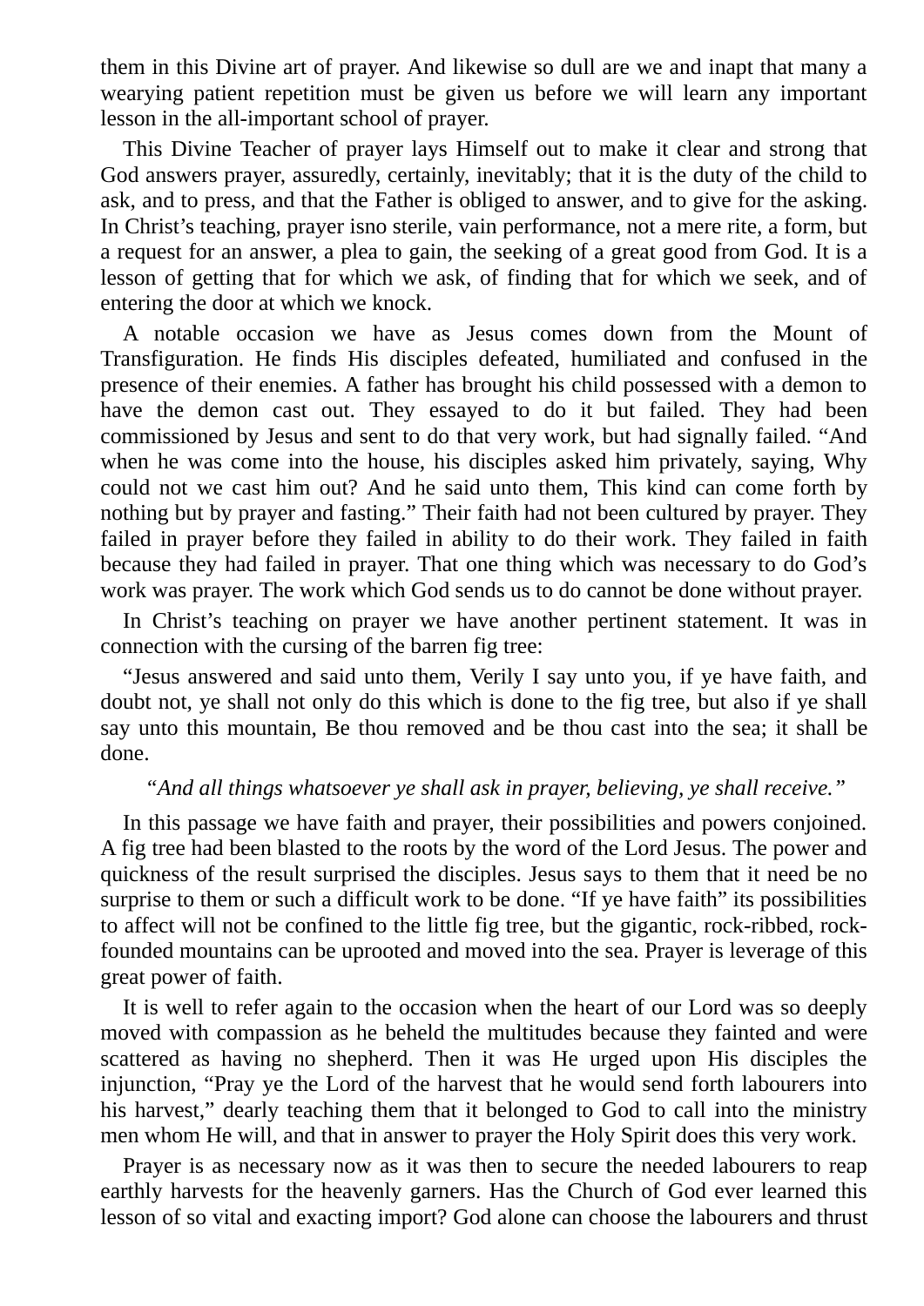them in this Divine art of prayer. And likewise so dull are we and inapt that many a wearying patient repetition must be given us before we will learn any important lesson in the all-important school of prayer.

This Divine Teacher of prayer lays Himself out to make it clear and strong that God answers prayer, assuredly, certainly, inevitably; that it is the duty of the child to ask, and to press, and that the Father is obliged to answer, and to give for the asking. In Christ's teaching, prayer isno sterile, vain performance, not a mere rite, a form, but a request for an answer, a plea to gain, the seeking of a great good from God. It is a lesson of getting that for which we ask, of finding that for which we seek, and of entering the door at which we knock.

A notable occasion we have as Jesus comes down from the Mount of Transfiguration. He finds His disciples defeated, humiliated and confused in the presence of their enemies. A father has brought his child possessed with a demon to have the demon cast out. They essayed to do it but failed. They had been commissioned by Jesus and sent to do that very work, but had signally failed. "And when he was come into the house, his disciples asked him privately, saying, Why could not we cast him out? And he said unto them, This kind can come forth by nothing but by prayer and fasting." Their faith had not been cultured by prayer. They failed in prayer before they failed in ability to do their work. They failed in faith because they had failed in prayer. That one thing which was necessary to do God's work was prayer. The work which God sends us to do cannot be done without prayer.

In Christ's teaching on prayer we have another pertinent statement. It was in connection with the cursing of the barren fig tree:

"Jesus answered and said unto them, Verily I say unto you, if ye have faith, and doubt not, ye shall not only do this which is done to the fig tree, but also if ye shall say unto this mountain, Be thou removed and be thou cast into the sea; it shall be done.

*"And all things whatsoever ye shall ask in prayer, believing, ye shall receive."*

In this passage we have faith and prayer, their possibilities and powers conjoined. A fig tree had been blasted to the roots by the word of the Lord Jesus. The power and quickness of the result surprised the disciples. Jesus says to them that it need be no surprise to them or such a difficult work to be done. "If ye have faith" its possibilities to affect will not be confined to the little fig tree, but the gigantic, rock-ribbed, rock-founded mountains can be uprooted and moved into the sea. Prayer is leverage of this great power of faith.

It is well to refer again to the occasion when the heart of our Lord was so deeply moved with compassion as he beheld the multitudes because they fainted and were scattered as having no shepherd. Then it was He urged upon His disciples the injunction, "Pray ye the Lord of the harvest that he would send forth labourers into his harvest," dearly teaching them that it belonged to God to call into the ministry men whom He will, and that in answer to prayer the Holy Spirit does this very work.

Prayer is as necessary now as it was then to secure the needed labourers to reap earthly harvests for the heavenly garners. Has the Church of God ever learned this lesson of so vital and exacting import? God alone can choose the labourers and thrust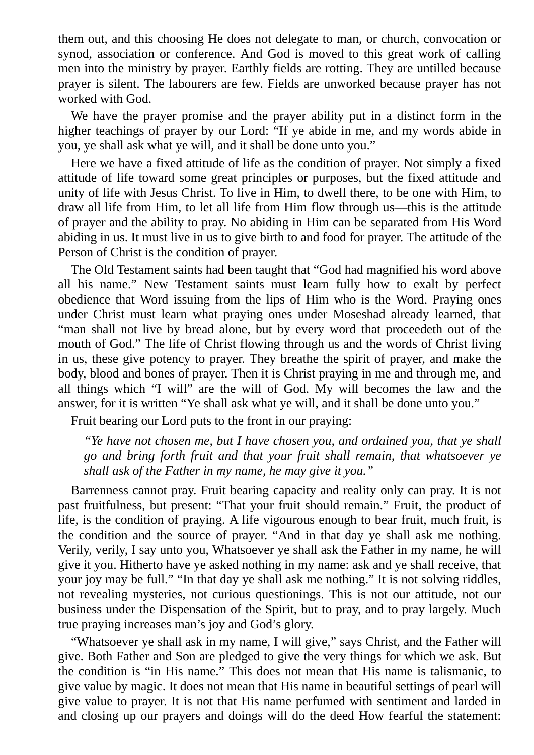them out, and this choosing He does not delegate to man, or church, convocation or synod, association or conference. And God is moved to this great work of calling men into the ministry by prayer. Earthly fields are rotting. They are untilled because prayer is silent. The labourers are few. Fields are unworked because prayer has not worked with God.

We have the prayer promise and the prayer ability put in a distinct form in the higher teachings of prayer by our Lord: “If ye abide in me, and my words abide in you, ye shall ask what ye will, and it shall be done unto you.”

Here we have a fixed attitude of life as the condition of prayer. Not simply a fixed attitude of life toward some great principles or purposes, but the fixed attitude and unity of life with Jesus Christ. To live in Him, to dwell there, to be one with Him, to draw all life from Him, to let all life from Him flow through us—this is the attitude of prayer and the ability to pray. No abiding in Him can be separated from His Word abiding in us. It must live in us to give birth to and food for prayer. The attitude of the Person of Christ is the condition of prayer.

The Old Testament saints had been taught that “God had magnified his word above all his name.” New Testament saints must learn fully how to exalt by perfect obedience that Word issuing from the lips of Him who is the Word. Praying ones under Christ must learn what praying ones under Moseshad already learned, that “man shall not live by bread alone, but by every word that proceedeth out of the mouth of God.” The life of Christ flowing through us and the words of Christ living in us, these give potency to prayer. They breathe the spirit of prayer, and make the body, blood and bones of prayer. Then it is Christ praying in me and through me, and all things which “I will” are the will of God. My will becomes the law and the answer, for it is written “Ye shall ask what ye will, and it shall be done unto you.”

Fruit bearing our Lord puts to the front in our praying:

> *“Ye have not chosen me, but I have chosen you, and ordained you, that ye shall go and bring forth fruit and that your fruit shall remain, that whatsoever ye shall ask of the Father in my name, he may give it you.”*

Barrenness cannot pray. Fruit bearing capacity and reality only can pray. It is not past fruitfulness, but present: “That your fruit should remain.” Fruit, the product of life, is the condition of praying. A life vigourous enough to bear fruit, much fruit, is the condition and the source of prayer. “And in that day ye shall ask me nothing. Verily, verily, I say unto you, Whatsoever ye shall ask the Father in my name, he will give it you. Hitherto have ye asked nothing in my name: ask and ye shall receive, that your joy may be full.” “In that day ye shall ask me nothing.” It is not solving riddles, not revealing mysteries, not curious questionings. This is not our attitude, not our business under the Dispensation of the Spirit, but to pray, and to pray largely. Much true praying increases man’s joy and God’s glory.

“Whatsoever ye shall ask in my name, I will give,” says Christ, and the Father will give. Both Father and Son are pledged to give the very things for which we ask. But the condition is “in His name.” This does not mean that His name is talismanic, to give value by magic. It does not mean that His name in beautiful settings of pearl will give value to prayer. It is not that His name perfumed with sentiment and larded in and closing up our prayers and doings will do the deed How fearful the statement: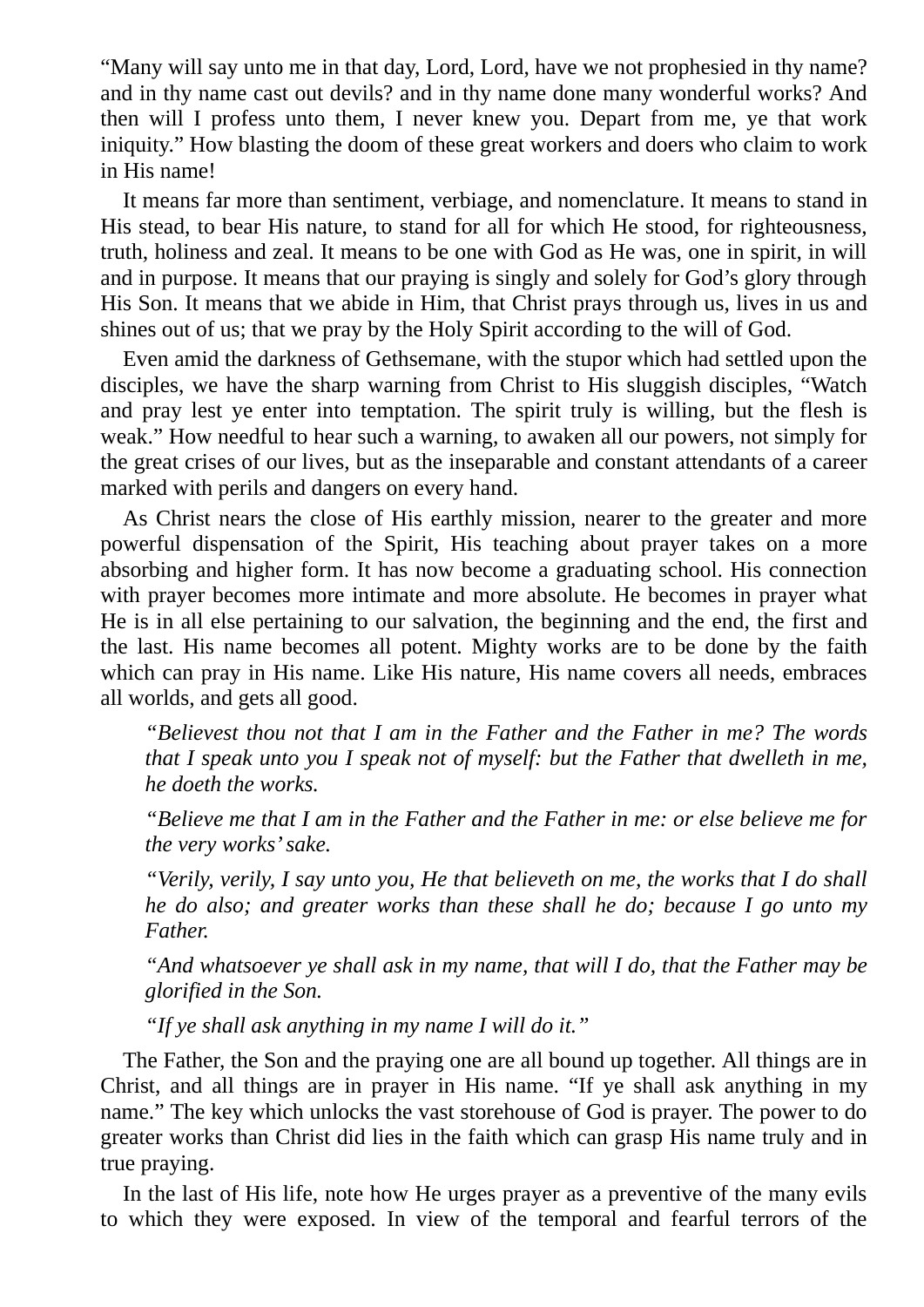"Many will say unto me in that day, Lord, Lord, have we not prophesied in thy name? and in thy name cast out devils? and in thy name done many wonderful works? And then will I profess unto them, I never knew you. Depart from me, ye that work iniquity." How blasting the doom of these great workers and doers who claim to work in His name!

It means far more than sentiment, verbiage, and nomenclature. It means to stand in His stead, to bear His nature, to stand for all for which He stood, for righteousness, truth, holiness and zeal. It means to be one with God as He was, one in spirit, in will and in purpose. It means that our praying is singly and solely for God's glory through His Son. It means that we abide in Him, that Christ prays through us, lives in us and shines out of us; that we pray by the Holy Spirit according to the will of God.

Even amid the darkness of Gethsemane, with the stupor which had settled upon the disciples, we have the sharp warning from Christ to His sluggish disciples, "Watch and pray lest ye enter into temptation. The spirit truly is willing, but the flesh is weak." How needful to hear such a warning, to awaken all our powers, not simply for the great crises of our lives, but as the inseparable and constant attendants of a career marked with perils and dangers on every hand.

As Christ nears the close of His earthly mission, nearer to the greater and more powerful dispensation of the Spirit, His teaching about prayer takes on a more absorbing and higher form. It has now become a graduating school. His connection with prayer becomes more intimate and more absolute. He becomes in prayer what He is in all else pertaining to our salvation, the beginning and the end, the first and the last. His name becomes all potent. Mighty works are to be done by the faith which can pray in His name. Like His nature, His name covers all needs, embraces all worlds, and gets all good.

> *"Believest thou not that I am in the Father and the Father in me? The words that I speak unto you I speak not of myself: but the Father that dwelleth in me, he doeth the works.*
>
> *"Believe me that I am in the Father and the Father in me: or else believe me for the very works' sake.*
>
> *"Verily, verily, I say unto you, He that believeth on me, the works that I do shall he do also; and greater works than these shall he do; because I go unto my Father.*
>
> *"And whatsoever ye shall ask in my name, that will I do, that the Father may be glorified in the Son.*
>
> *"If ye shall ask anything in my name I will do it."*

The Father, the Son and the praying one are all bound up together. All things are in Christ, and all things are in prayer in His name. "If ye shall ask anything in my name." The key which unlocks the vast storehouse of God is prayer. The power to do greater works than Christ did lies in the faith which can grasp His name truly and in true praying.

In the last of His life, note how He urges prayer as a preventive of the many evils to which they were exposed. In view of the temporal and fearful terrors of the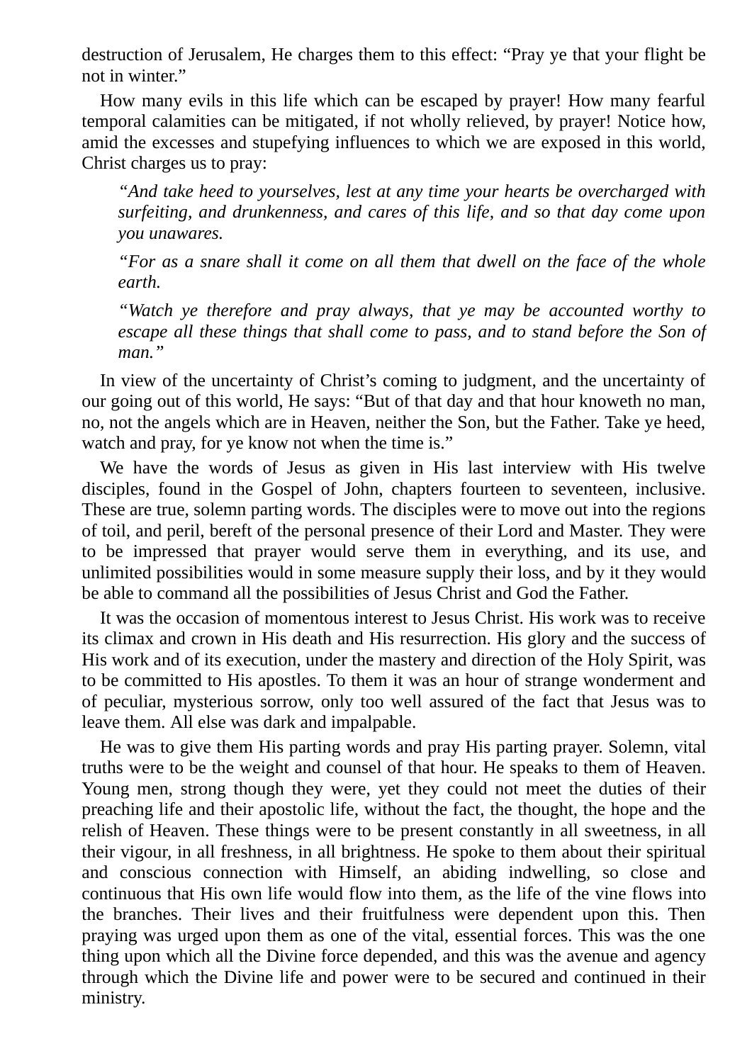destruction of Jerusalem, He charges them to this effect: “Pray ye that your flight be not in winter.”

How many evils in this life which can be escaped by prayer! How many fearful temporal calamities can be mitigated, if not wholly relieved, by prayer! Notice how, amid the excesses and stupefying influences to which we are exposed in this world, Christ charges us to pray:

> *“And take heed to yourselves, lest at any time your hearts be overcharged with surfeiting, and drunkenness, and cares of this life, and so that day come upon you unawares.*
>
> *“For as a snare shall it come on all them that dwell on the face of the whole earth.*
>
> *“Watch ye therefore and pray always, that ye may be accounted worthy to escape all these things that shall come to pass, and to stand before the Son of man.”*

In view of the uncertainty of Christ’s coming to judgment, and the uncertainty of our going out of this world, He says: “But of that day and that hour knoweth no man, no, not the angels which are in Heaven, neither the Son, but the Father. Take ye heed, watch and pray, for ye know not when the time is.”

We have the words of Jesus as given in His last interview with His twelve disciples, found in the Gospel of John, chapters fourteen to seventeen, inclusive. These are true, solemn parting words. The disciples were to move out into the regions of toil, and peril, bereft of the personal presence of their Lord and Master. They were to be impressed that prayer would serve them in everything, and its use, and unlimited possibilities would in some measure supply their loss, and by it they would be able to command all the possibilities of Jesus Christ and God the Father.

It was the occasion of momentous interest to Jesus Christ. His work was to receive its climax and crown in His death and His resurrection. His glory and the success of His work and of its execution, under the mastery and direction of the Holy Spirit, was to be committed to His apostles. To them it was an hour of strange wonderment and of peculiar, mysterious sorrow, only too well assured of the fact that Jesus was to leave them. All else was dark and impalpable.

He was to give them His parting words and pray His parting prayer. Solemn, vital truths were to be the weight and counsel of that hour. He speaks to them of Heaven. Young men, strong though they were, yet they could not meet the duties of their preaching life and their apostolic life, without the fact, the thought, the hope and the relish of Heaven. These things were to be present constantly in all sweetness, in all their vigour, in all freshness, in all brightness. He spoke to them about their spiritual and conscious connection with Himself, an abiding indwelling, so close and continuous that His own life would flow into them, as the life of the vine flows into the branches. Their lives and their fruitfulness were dependent upon this. Then praying was urged upon them as one of the vital, essential forces. This was the one thing upon which all the Divine force depended, and this was the avenue and agency through which the Divine life and power were to be secured and continued in their ministry.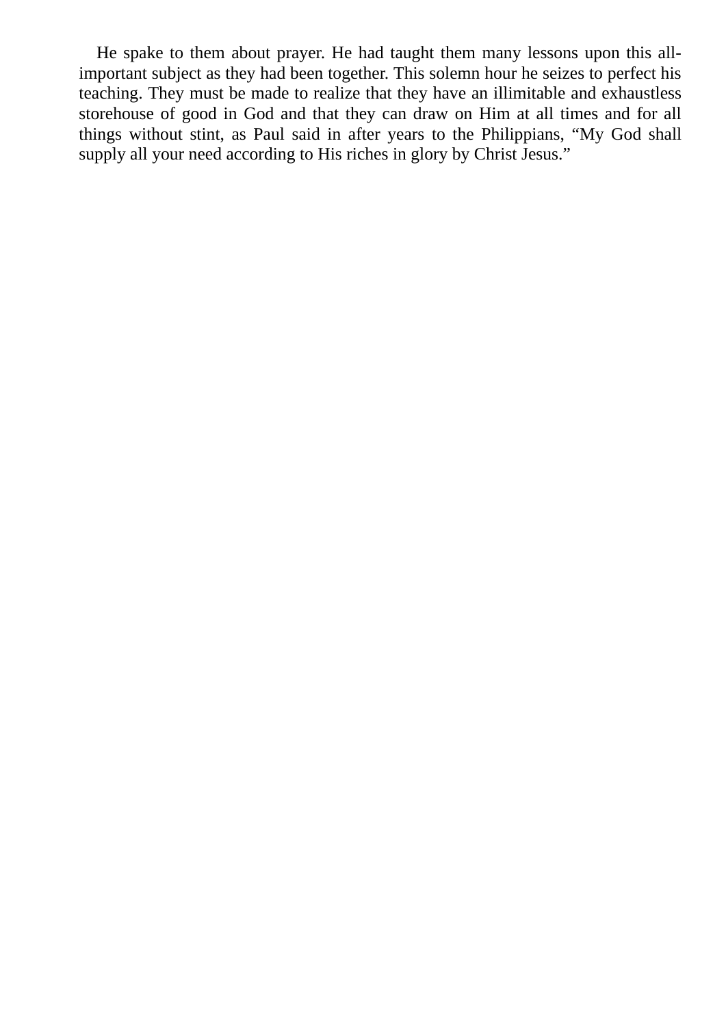He spake to them about prayer. He had taught them many lessons upon this all-important subject as they had been together. This solemn hour he seizes to perfect his teaching. They must be made to realize that they have an illimitable and exhaustless storehouse of good in God and that they can draw on Him at all times and for all things without stint, as Paul said in after years to the Philippians, “My God shall supply all your need according to His riches in glory by Christ Jesus.”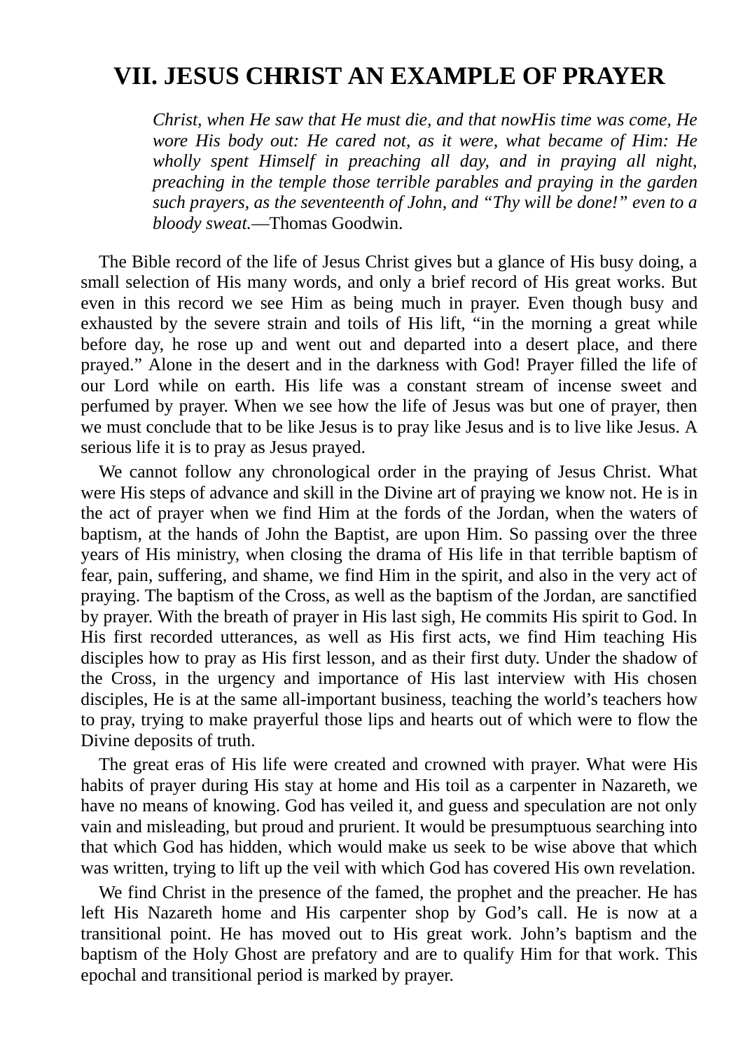## VII. JESUS CHRIST AN EXAMPLE OF PRAYER

> *Christ, when He saw that He must die, and that nowHis time was come, He wore His body out: He cared not, as it were, what became of Him: He wholly spent Himself in preaching all day, and in praying all night, preaching in the temple those terrible parables and praying in the garden such prayers, as the seventeenth of John, and "Thy will be done!" even to a bloody sweat.*—Thomas Goodwin.

The Bible record of the life of Jesus Christ gives but a glance of His busy doing, a small selection of His many words, and only a brief record of His great works. But even in this record we see Him as being much in prayer. Even though busy and exhausted by the severe strain and toils of His lift, "in the morning a great while before day, he rose up and went out and departed into a desert place, and there prayed." Alone in the desert and in the darkness with God! Prayer filled the life of our Lord while on earth. His life was a constant stream of incense sweet and perfumed by prayer. When we see how the life of Jesus was but one of prayer, then we must conclude that to be like Jesus is to pray like Jesus and is to live like Jesus. A serious life it is to pray as Jesus prayed.

We cannot follow any chronological order in the praying of Jesus Christ. What were His steps of advance and skill in the Divine art of praying we know not. He is in the act of prayer when we find Him at the fords of the Jordan, when the waters of baptism, at the hands of John the Baptist, are upon Him. So passing over the three years of His ministry, when closing the drama of His life in that terrible baptism of fear, pain, suffering, and shame, we find Him in the spirit, and also in the very act of praying. The baptism of the Cross, as well as the baptism of the Jordan, are sanctified by prayer. With the breath of prayer in His last sigh, He commits His spirit to God. In His first recorded utterances, as well as His first acts, we find Him teaching His disciples how to pray as His first lesson, and as their first duty. Under the shadow of the Cross, in the urgency and importance of His last interview with His chosen disciples, He is at the same all-important business, teaching the world's teachers how to pray, trying to make prayerful those lips and hearts out of which were to flow the Divine deposits of truth.

The great eras of His life were created and crowned with prayer. What were His habits of prayer during His stay at home and His toil as a carpenter in Nazareth, we have no means of knowing. God has veiled it, and guess and speculation are not only vain and misleading, but proud and prurient. It would be presumptuous searching into that which God has hidden, which would make us seek to be wise above that which was written, trying to lift up the veil with which God has covered His own revelation.

We find Christ in the presence of the famed, the prophet and the preacher. He has left His Nazareth home and His carpenter shop by God's call. He is now at a transitional point. He has moved out to His great work. John's baptism and the baptism of the Holy Ghost are prefatory and are to qualify Him for that work. This epochal and transitional period is marked by prayer.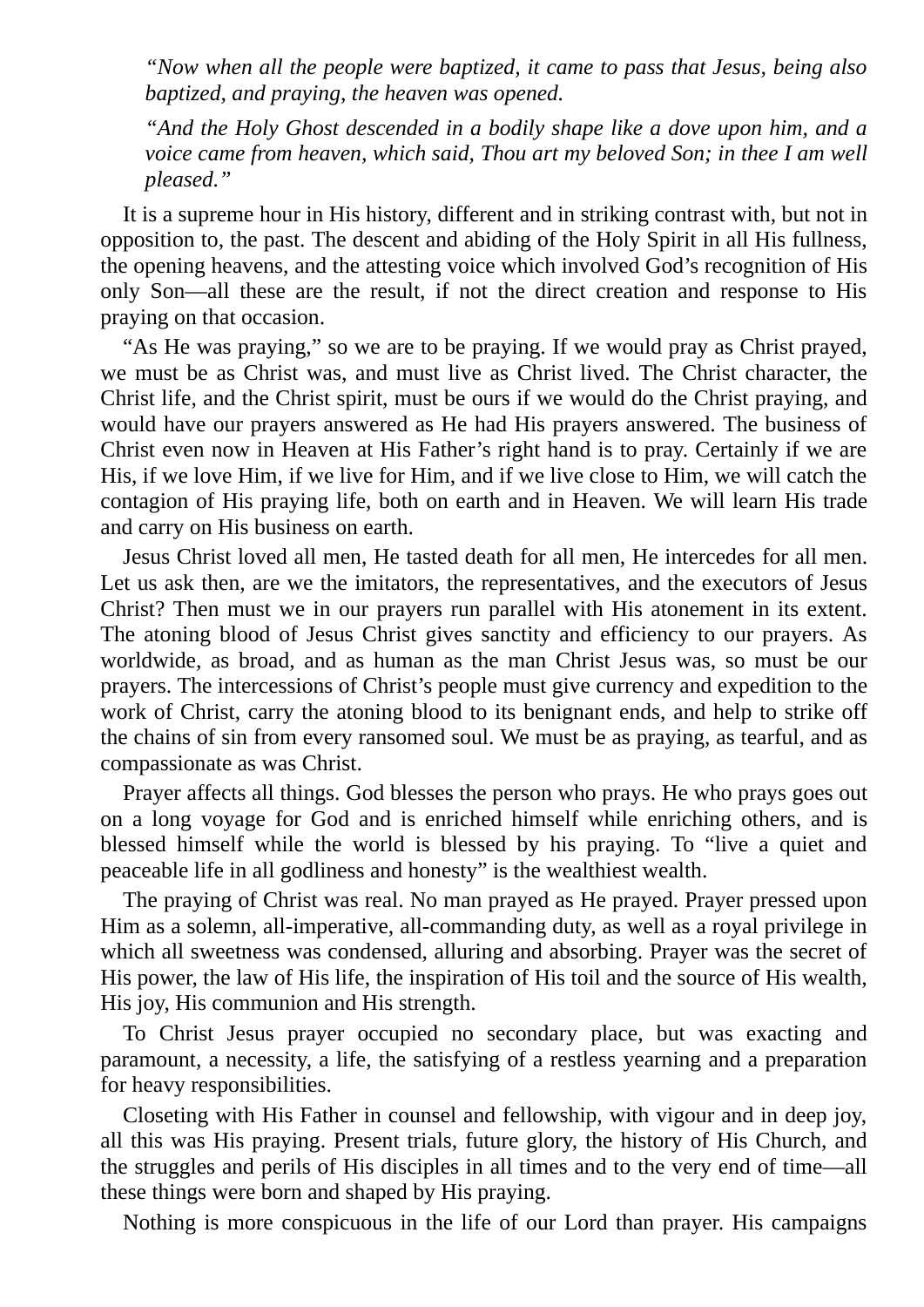*“Now when all the people were baptized, it came to pass that Jesus, being also baptized, and praying, the heaven was opened.*

*“And the Holy Ghost descended in a bodily shape like a dove upon him, and a voice came from heaven, which said, Thou art my beloved Son; in thee I am well pleased.”*

It is a supreme hour in His history, different and in striking contrast with, but not in opposition to, the past. The descent and abiding of the Holy Spirit in all His fullness, the opening heavens, and the attesting voice which involved God’s recognition of His only Son—all these are the result, if not the direct creation and response to His praying on that occasion.

“As He was praying,” so we are to be praying. If we would pray as Christ prayed, we must be as Christ was, and must live as Christ lived. The Christ character, the Christ life, and the Christ spirit, must be ours if we would do the Christ praying, and would have our prayers answered as He had His prayers answered. The business of Christ even now in Heaven at His Father’s right hand is to pray. Certainly if we are His, if we love Him, if we live for Him, and if we live close to Him, we will catch the contagion of His praying life, both on earth and in Heaven. We will learn His trade and carry on His business on earth.

Jesus Christ loved all men, He tasted death for all men, He intercedes for all men. Let us ask then, are we the imitators, the representatives, and the executors of Jesus Christ? Then must we in our prayers run parallel with His atonement in its extent. The atoning blood of Jesus Christ gives sanctity and efficiency to our prayers. As worldwide, as broad, and as human as the man Christ Jesus was, so must be our prayers. The intercessions of Christ’s people must give currency and expedition to the work of Christ, carry the atoning blood to its benignant ends, and help to strike off the chains of sin from every ransomed soul. We must be as praying, as tearful, and as compassionate as was Christ.

Prayer affects all things. God blesses the person who prays. He who prays goes out on a long voyage for God and is enriched himself while enriching others, and is blessed himself while the world is blessed by his praying. To “live a quiet and peaceable life in all godliness and honesty” is the wealthiest wealth.

The praying of Christ was real. No man prayed as He prayed. Prayer pressed upon Him as a solemn, all-imperative, all-commanding duty, as well as a royal privilege in which all sweetness was condensed, alluring and absorbing. Prayer was the secret of His power, the law of His life, the inspiration of His toil and the source of His wealth, His joy, His communion and His strength.

To Christ Jesus prayer occupied no secondary place, but was exacting and paramount, a necessity, a life, the satisfying of a restless yearning and a preparation for heavy responsibilities.

Closeting with His Father in counsel and fellowship, with vigour and in deep joy, all this was His praying. Present trials, future glory, the history of His Church, and the struggles and perils of His disciples in all times and to the very end of time—all these things were born and shaped by His praying.

Nothing is more conspicuous in the life of our Lord than prayer. His campaigns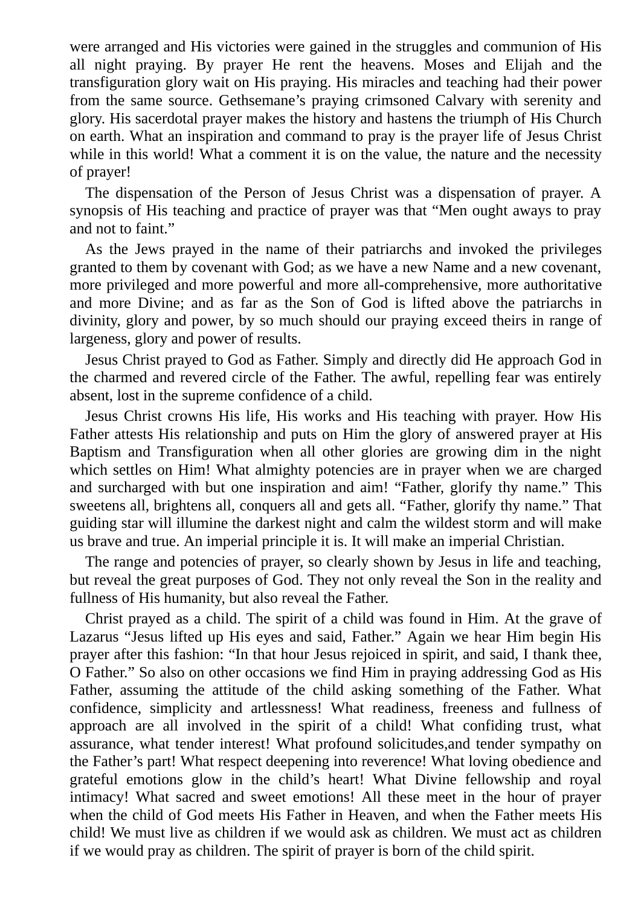were arranged and His victories were gained in the struggles and communion of His all night praying. By prayer He rent the heavens. Moses and Elijah and the transfiguration glory wait on His praying. His miracles and teaching had their power from the same source. Gethsemane's praying crimsoned Calvary with serenity and glory. His sacerdotal prayer makes the history and hastens the triumph of His Church on earth. What an inspiration and command to pray is the prayer life of Jesus Christ while in this world! What a comment it is on the value, the nature and the necessity of prayer!

The dispensation of the Person of Jesus Christ was a dispensation of prayer. A synopsis of His teaching and practice of prayer was that "Men ought aways to pray and not to faint."

As the Jews prayed in the name of their patriarchs and invoked the privileges granted to them by covenant with God; as we have a new Name and a new covenant, more privileged and more powerful and more all-comprehensive, more authoritative and more Divine; and as far as the Son of God is lifted above the patriarchs in divinity, glory and power, by so much should our praying exceed theirs in range of largeness, glory and power of results.

Jesus Christ prayed to God as Father. Simply and directly did He approach God in the charmed and revered circle of the Father. The awful, repelling fear was entirely absent, lost in the supreme confidence of a child.

Jesus Christ crowns His life, His works and His teaching with prayer. How His Father attests His relationship and puts on Him the glory of answered prayer at His Baptism and Transfiguration when all other glories are growing dim in the night which settles on Him! What almighty potencies are in prayer when we are charged and surcharged with but one inspiration and aim! "Father, glorify thy name." This sweetens all, brightens all, conquers all and gets all. "Father, glorify thy name." That guiding star will illumine the darkest night and calm the wildest storm and will make us brave and true. An imperial principle it is. It will make an imperial Christian.

The range and potencies of prayer, so clearly shown by Jesus in life and teaching, but reveal the great purposes of God. They not only reveal the Son in the reality and fullness of His humanity, but also reveal the Father.

Christ prayed as a child. The spirit of a child was found in Him. At the grave of Lazarus "Jesus lifted up His eyes and said, Father." Again we hear Him begin His prayer after this fashion: "In that hour Jesus rejoiced in spirit, and said, I thank thee, O Father." So also on other occasions we find Him in praying addressing God as His Father, assuming the attitude of the child asking something of the Father. What confidence, simplicity and artlessness! What readiness, freeness and fullness of approach are all involved in the spirit of a child! What confiding trust, what assurance, what tender interest! What profound solicitudes,and tender sympathy on the Father's part! What respect deepening into reverence! What loving obedience and grateful emotions glow in the child's heart! What Divine fellowship and royal intimacy! What sacred and sweet emotions! All these meet in the hour of prayer when the child of God meets His Father in Heaven, and when the Father meets His child! We must live as children if we would ask as children. We must act as children if we would pray as children. The spirit of prayer is born of the child spirit.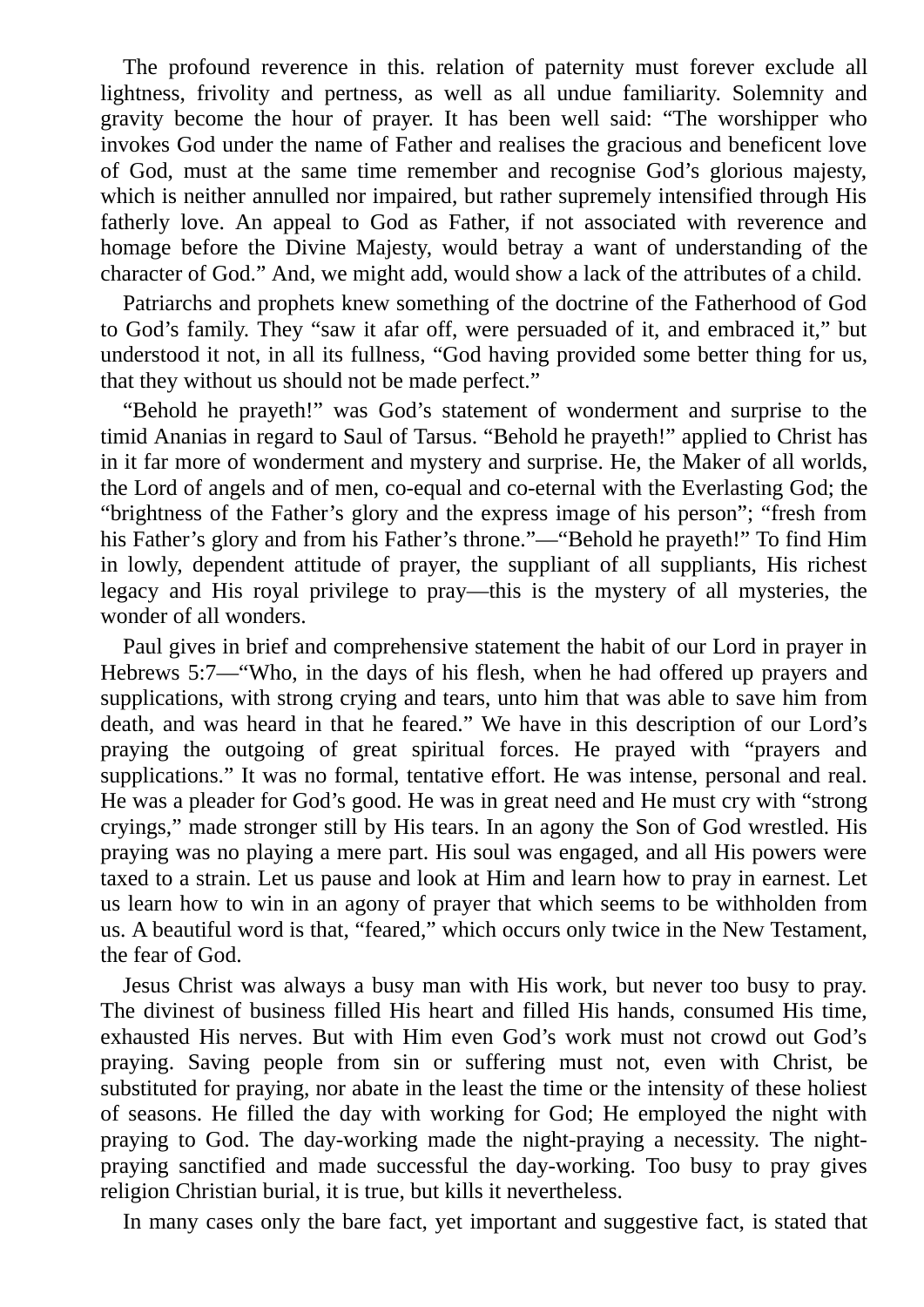The profound reverence in this. relation of paternity must forever exclude all lightness, frivolity and pertness, as well as all undue familiarity. Solemnity and gravity become the hour of prayer. It has been well said: “The worshipper who invokes God under the name of Father and realises the gracious and beneficent love of God, must at the same time remember and recognise God’s glorious majesty, which is neither annulled nor impaired, but rather supremely intensified through His fatherly love. An appeal to God as Father, if not associated with reverence and homage before the Divine Majesty, would betray a want of understanding of the character of God.” And, we might add, would show a lack of the attributes of a child.

Patriarchs and prophets knew something of the doctrine of the Fatherhood of God to God’s family. They “saw it afar off, were persuaded of it, and embraced it,” but understood it not, in all its fullness, “God having provided some better thing for us, that they without us should not be made perfect.”

“Behold he prayeth!” was God’s statement of wonderment and surprise to the timid Ananias in regard to Saul of Tarsus. “Behold he prayeth!” applied to Christ has in it far more of wonderment and mystery and surprise. He, the Maker of all worlds, the Lord of angels and of men, co-equal and co-eternal with the Everlasting God; the “brightness of the Father’s glory and the express image of his person”; “fresh from his Father’s glory and from his Father’s throne.”—“Behold he prayeth!” To find Him in lowly, dependent attitude of prayer, the suppliant of all suppliants, His richest legacy and His royal privilege to pray—this is the mystery of all mysteries, the wonder of all wonders.

Paul gives in brief and comprehensive statement the habit of our Lord in prayer in Hebrews 5:7—“Who, in the days of his flesh, when he had offered up prayers and supplications, with strong crying and tears, unto him that was able to save him from death, and was heard in that he feared.” We have in this description of our Lord’s praying the outgoing of great spiritual forces. He prayed with “prayers and supplications.” It was no formal, tentative effort. He was intense, personal and real. He was a pleader for God’s good. He was in great need and He must cry with “strong cryings,” made stronger still by His tears. In an agony the Son of God wrestled. His praying was no playing a mere part. His soul was engaged, and all His powers were taxed to a strain. Let us pause and look at Him and learn how to pray in earnest. Let us learn how to win in an agony of prayer that which seems to be withholden from us. A beautiful word is that, “feared,” which occurs only twice in the New Testament, the fear of God.

Jesus Christ was always a busy man with His work, but never too busy to pray. The divinest of business filled His heart and filled His hands, consumed His time, exhausted His nerves. But with Him even God’s work must not crowd out God’s praying. Saving people from sin or suffering must not, even with Christ, be substituted for praying, nor abate in the least the time or the intensity of these holiest of seasons. He filled the day with working for God; He employed the night with praying to God. The day-working made the night-praying a necessity. The night-praying sanctified and made successful the day-working. Too busy to pray gives religion Christian burial, it is true, but kills it nevertheless.

In many cases only the bare fact, yet important and suggestive fact, is stated that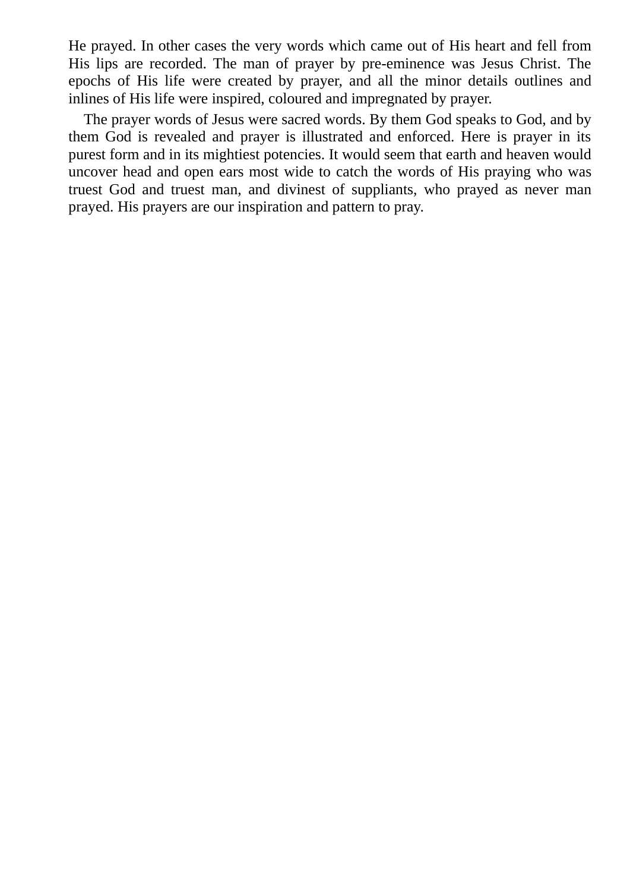He prayed. In other cases the very words which came out of His heart and fell from His lips are recorded. The man of prayer by pre-eminence was Jesus Christ. The epochs of His life were created by prayer, and all the minor details outlines and inlines of His life were inspired, coloured and impregnated by prayer.

The prayer words of Jesus were sacred words. By them God speaks to God, and by them God is revealed and prayer is illustrated and enforced. Here is prayer in its purest form and in its mightiest potencies. It would seem that earth and heaven would uncover head and open ears most wide to catch the words of His praying who was truest God and truest man, and divinest of suppliants, who prayed as never man prayed. His prayers are our inspiration and pattern to pray.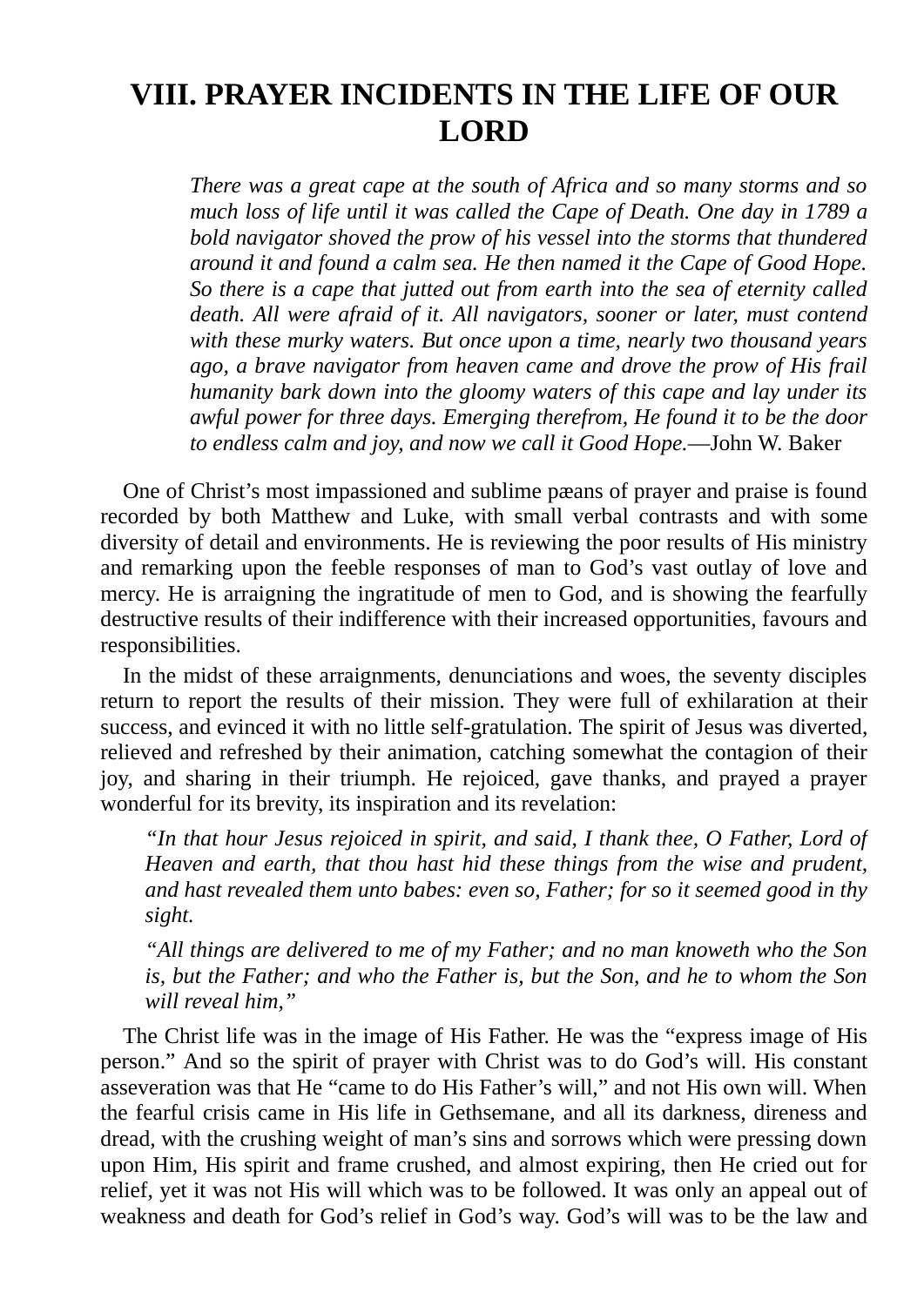# VIII. PRAYER INCIDENTS IN THE LIFE OF OUR LORD

> *There was a great cape at the south of Africa and so many storms and so much loss of life until it was called the Cape of Death. One day in 1789 a bold navigator shoved the prow of his vessel into the storms that thundered around it and found a calm sea. He then named it the Cape of Good Hope. So there is a cape that jutted out from earth into the sea of eternity called death. All were afraid of it. All navigators, sooner or later, must contend with these murky waters. But once upon a time, nearly two thousand years ago, a brave navigator from heaven came and drove the prow of His frail humanity bark down into the gloomy waters of this cape and lay under its awful power for three days. Emerging therefrom, He found it to be the door to endless calm and joy, and now we call it Good Hope.*—John W. Baker

One of Christ's most impassioned and sublime pæans of prayer and praise is found recorded by both Matthew and Luke, with small verbal contrasts and with some diversity of detail and environments. He is reviewing the poor results of His ministry and remarking upon the feeble responses of man to God's vast outlay of love and mercy. He is arraigning the ingratitude of men to God, and is showing the fearfully destructive results of their indifference with their increased opportunities, favours and responsibilities.

In the midst of these arraignments, denunciations and woes, the seventy disciples return to report the results of their mission. They were full of exhilaration at their success, and evinced it with no little self-gratulation. The spirit of Jesus was diverted, relieved and refreshed by their animation, catching somewhat the contagion of their joy, and sharing in their triumph. He rejoiced, gave thanks, and prayed a prayer wonderful for its brevity, its inspiration and its revelation:

> *"In that hour Jesus rejoiced in spirit, and said, I thank thee, O Father, Lord of Heaven and earth, that thou hast hid these things from the wise and prudent, and hast revealed them unto babes: even so, Father; for so it seemed good in thy sight.*
>
> *"All things are delivered to me of my Father; and no man knoweth who the Son is, but the Father; and who the Father is, but the Son, and he to whom the Son will reveal him,"*

The Christ life was in the image of His Father. He was the "express image of His person." And so the spirit of prayer with Christ was to do God's will. His constant asseveration was that He "came to do His Father's will," and not His own will. When the fearful crisis came in His life in Gethsemane, and all its darkness, direness and dread, with the crushing weight of man's sins and sorrows which were pressing down upon Him, His spirit and frame crushed, and almost expiring, then He cried out for relief, yet it was not His will which was to be followed. It was only an appeal out of weakness and death for God's relief in God's way. God's will was to be the law and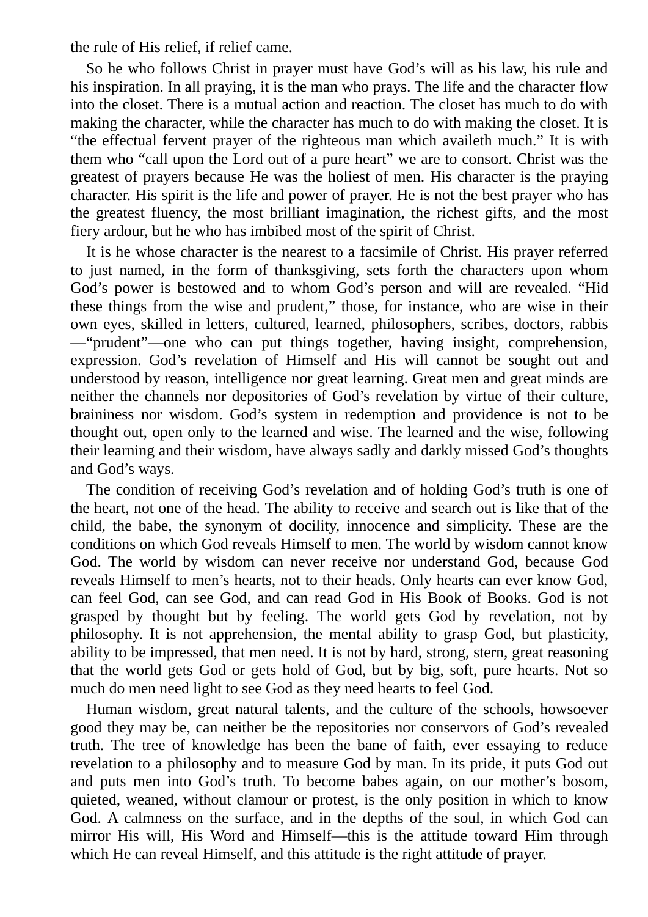the rule of His relief, if relief came.

So he who follows Christ in prayer must have God's will as his law, his rule and his inspiration. In all praying, it is the man who prays. The life and the character flow into the closet. There is a mutual action and reaction. The closet has much to do with making the character, while the character has much to do with making the closet. It is "the effectual fervent prayer of the righteous man which availeth much." It is with them who "call upon the Lord out of a pure heart" we are to consort. Christ was the greatest of prayers because He was the holiest of men. His character is the praying character. His spirit is the life and power of prayer. He is not the best prayer who has the greatest fluency, the most brilliant imagination, the richest gifts, and the most fiery ardour, but he who has imbibed most of the spirit of Christ.

It is he whose character is the nearest to a facsimile of Christ. His prayer referred to just named, in the form of thanksgiving, sets forth the characters upon whom God's power is bestowed and to whom God's person and will are revealed. "Hid these things from the wise and prudent," those, for instance, who are wise in their own eyes, skilled in letters, cultured, learned, philosophers, scribes, doctors, rabbis—"prudent"—one who can put things together, having insight, comprehension, expression. God's revelation of Himself and His will cannot be sought out and understood by reason, intelligence nor great learning. Great men and great minds are neither the channels nor depositories of God's revelation by virtue of their culture, braininess nor wisdom. God's system in redemption and providence is not to be thought out, open only to the learned and wise. The learned and the wise, following their learning and their wisdom, have always sadly and darkly missed God's thoughts and God's ways.

The condition of receiving God's revelation and of holding God's truth is one of the heart, not one of the head. The ability to receive and search out is like that of the child, the babe, the synonym of docility, innocence and simplicity. These are the conditions on which God reveals Himself to men. The world by wisdom cannot know God. The world by wisdom can never receive nor understand God, because God reveals Himself to men's hearts, not to their heads. Only hearts can ever know God, can feel God, can see God, and can read God in His Book of Books. God is not grasped by thought but by feeling. The world gets God by revelation, not by philosophy. It is not apprehension, the mental ability to grasp God, but plasticity, ability to be impressed, that men need. It is not by hard, strong, stern, great reasoning that the world gets God or gets hold of God, but by big, soft, pure hearts. Not so much do men need light to see God as they need hearts to feel God.

Human wisdom, great natural talents, and the culture of the schools, howsoever good they may be, can neither be the repositories nor conservors of God's revealed truth. The tree of knowledge has been the bane of faith, ever essaying to reduce revelation to a philosophy and to measure God by man. In its pride, it puts God out and puts men into God's truth. To become babes again, on our mother's bosom, quieted, weaned, without clamour or protest, is the only position in which to know God. A calmness on the surface, and in the depths of the soul, in which God can mirror His will, His Word and Himself—this is the attitude toward Him through which He can reveal Himself, and this attitude is the right attitude of prayer.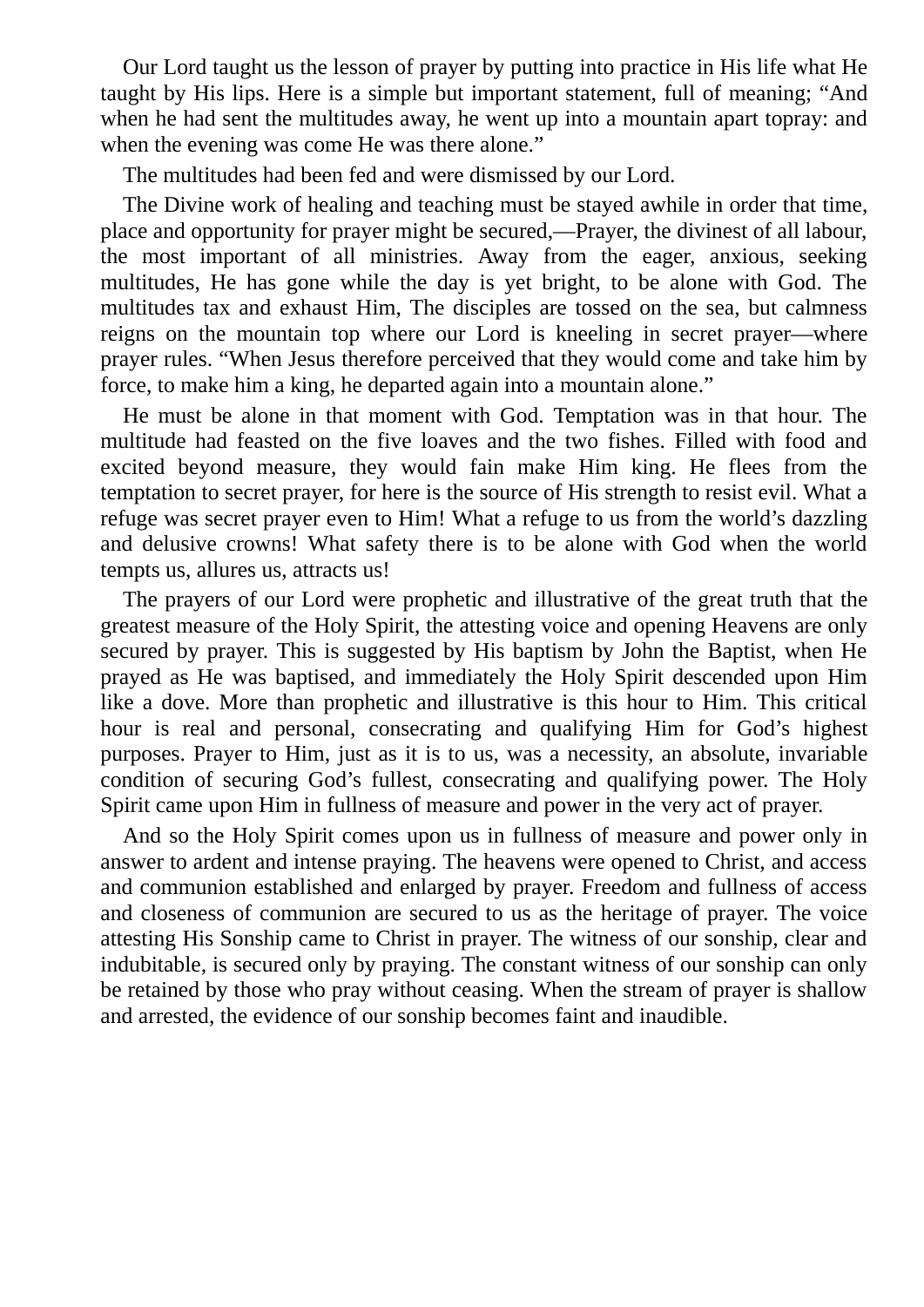Our Lord taught us the lesson of prayer by putting into practice in His life what He taught by His lips. Here is a simple but important statement, full of meaning; "And when he had sent the multitudes away, he went up into a mountain apart topray: and when the evening was come He was there alone."

The multitudes had been fed and were dismissed by our Lord.

The Divine work of healing and teaching must be stayed awhile in order that time, place and opportunity for prayer might be secured,—Prayer, the divinest of all labour, the most important of all ministries. Away from the eager, anxious, seeking multitudes, He has gone while the day is yet bright, to be alone with God. The multitudes tax and exhaust Him, The disciples are tossed on the sea, but calmness reigns on the mountain top where our Lord is kneeling in secret prayer—where prayer rules. "When Jesus therefore perceived that they would come and take him by force, to make him a king, he departed again into a mountain alone."

He must be alone in that moment with God. Temptation was in that hour. The multitude had feasted on the five loaves and the two fishes. Filled with food and excited beyond measure, they would fain make Him king. He flees from the temptation to secret prayer, for here is the source of His strength to resist evil. What a refuge was secret prayer even to Him! What a refuge to us from the world's dazzling and delusive crowns! What safety there is to be alone with God when the world tempts us, allures us, attracts us!

The prayers of our Lord were prophetic and illustrative of the great truth that the greatest measure of the Holy Spirit, the attesting voice and opening Heavens are only secured by prayer. This is suggested by His baptism by John the Baptist, when He prayed as He was baptised, and immediately the Holy Spirit descended upon Him like a dove. More than prophetic and illustrative is this hour to Him. This critical hour is real and personal, consecrating and qualifying Him for God's highest purposes. Prayer to Him, just as it is to us, was a necessity, an absolute, invariable condition of securing God's fullest, consecrating and qualifying power. The Holy Spirit came upon Him in fullness of measure and power in the very act of prayer.

And so the Holy Spirit comes upon us in fullness of measure and power only in answer to ardent and intense praying. The heavens were opened to Christ, and access and communion established and enlarged by prayer. Freedom and fullness of access and closeness of communion are secured to us as the heritage of prayer. The voice attesting His Sonship came to Christ in prayer. The witness of our sonship, clear and indubitable, is secured only by praying. The constant witness of our sonship can only be retained by those who pray without ceasing. When the stream of prayer is shallow and arrested, the evidence of our sonship becomes faint and inaudible.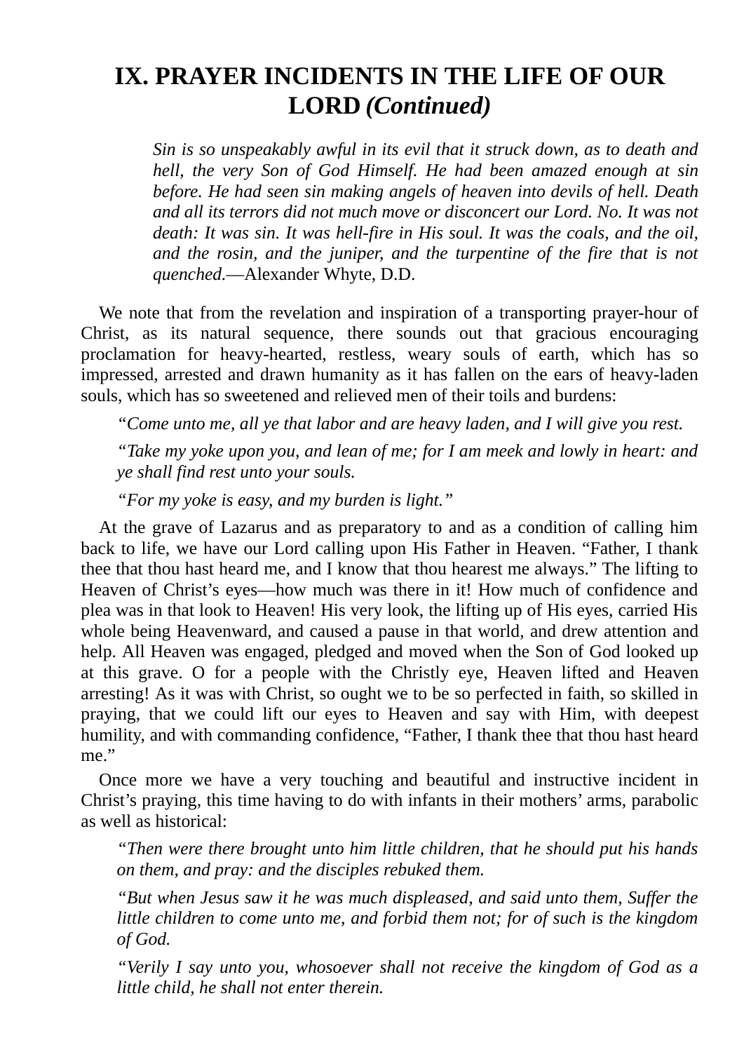# IX. PRAYER INCIDENTS IN THE LIFE OF OUR LORD *(Continued)*

> *Sin is so unspeakably awful in its evil that it struck down, as to death and hell, the very Son of God Himself. He had been amazed enough at sin before. He had seen sin making angels of heaven into devils of hell. Death and all its terrors did not much move or disconcert our Lord. No. It was not death: It was sin. It was hell-fire in His soul. It was the coals, and the oil, and the rosin, and the juniper, and the turpentine of the fire that is not quenched.*—Alexander Whyte, D.D.

We note that from the revelation and inspiration of a transporting prayer-hour of Christ, as its natural sequence, there sounds out that gracious encouraging proclamation for heavy-hearted, restless, weary souls of earth, which has so impressed, arrested and drawn humanity as it has fallen on the ears of heavy-laden souls, which has so sweetened and relieved men of their toils and burdens:

> *"Come unto me, all ye that labor and are heavy laden, and I will give you rest.*
>
> *"Take my yoke upon you, and lean of me; for I am meek and lowly in heart: and ye shall find rest unto your souls.*
>
> *"For my yoke is easy, and my burden is light."*

At the grave of Lazarus and as preparatory to and as a condition of calling him back to life, we have our Lord calling upon His Father in Heaven. "Father, I thank thee that thou hast heard me, and I know that thou hearest me always." The lifting to Heaven of Christ's eyes—how much was there in it! How much of confidence and plea was in that look to Heaven! His very look, the lifting up of His eyes, carried His whole being Heavenward, and caused a pause in that world, and drew attention and help. All Heaven was engaged, pledged and moved when the Son of God looked up at this grave. O for a people with the Christly eye, Heaven lifted and Heaven arresting! As it was with Christ, so ought we to be so perfected in faith, so skilled in praying, that we could lift our eyes to Heaven and say with Him, with deepest humility, and with commanding confidence, "Father, I thank thee that thou hast heard me."

Once more we have a very touching and beautiful and instructive incident in Christ's praying, this time having to do with infants in their mothers' arms, parabolic as well as historical:

> *"Then were there brought unto him little children, that he should put his hands on them, and pray: and the disciples rebuked them.*
>
> *"But when Jesus saw it he was much displeased, and said unto them, Suffer the little children to come unto me, and forbid them not; for of such is the kingdom of God.*
>
> *"Verily I say unto you, whosoever shall not receive the kingdom of God as a little child, he shall not enter therein.*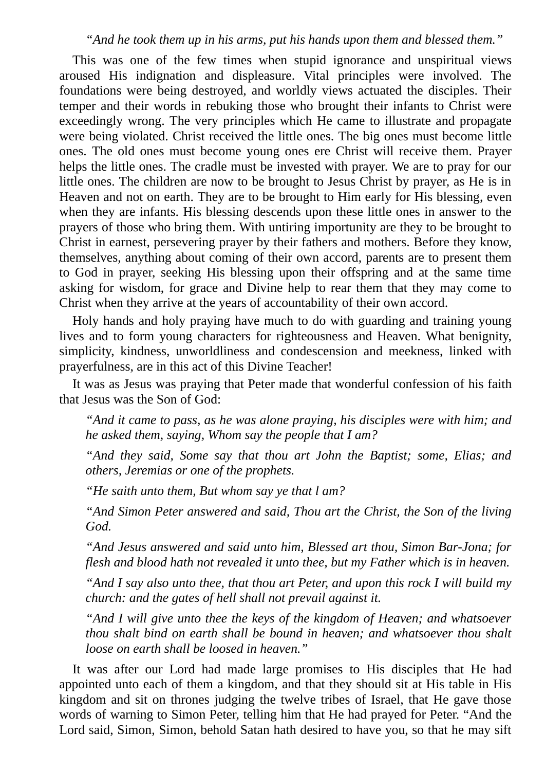*"And he took them up in his arms, put his hands upon them and blessed them."*

This was one of the few times when stupid ignorance and unspiritual views aroused His indignation and displeasure. Vital principles were involved. The foundations were being destroyed, and worldly views actuated the disciples. Their temper and their words in rebuking those who brought their infants to Christ were exceedingly wrong. The very principles which He came to illustrate and propagate were being violated. Christ received the little ones. The big ones must become little ones. The old ones must become young ones ere Christ will receive them. Prayer helps the little ones. The cradle must be invested with prayer. We are to pray for our little ones. The children are now to be brought to Jesus Christ by prayer, as He is in Heaven and not on earth. They are to be brought to Him early for His blessing, even when they are infants. His blessing descends upon these little ones in answer to the prayers of those who bring them. With untiring importunity are they to be brought to Christ in earnest, persevering prayer by their fathers and mothers. Before they know, themselves, anything about coming of their own accord, parents are to present them to God in prayer, seeking His blessing upon their offspring and at the same time asking for wisdom, for grace and Divine help to rear them that they may come to Christ when they arrive at the years of accountability of their own accord.

Holy hands and holy praying have much to do with guarding and training young lives and to form young characters for righteousness and Heaven. What benignity, simplicity, kindness, unworldliness and condescension and meekness, linked with prayerfulness, are in this act of this Divine Teacher!

It was as Jesus was praying that Peter made that wonderful confession of his faith that Jesus was the Son of God:

*"And it came to pass, as he was alone praying, his disciples were with him; and he asked them, saying, Whom say the people that I am?*

*"And they said, Some say that thou art John the Baptist; some, Elias; and others, Jeremias or one of the prophets.*

*"He saith unto them, But whom say ye that l am?*

*"And Simon Peter answered and said, Thou art the Christ, the Son of the living God.*

*"And Jesus answered and said unto him, Blessed art thou, Simon Bar-Jona; for flesh and blood hath not revealed it unto thee, but my Father which is in heaven.*

*"And I say also unto thee, that thou art Peter, and upon this rock I will build my church: and the gates of hell shall not prevail against it.*

*"And I will give unto thee the keys of the kingdom of Heaven; and whatsoever thou shalt bind on earth shall be bound in heaven; and whatsoever thou shalt loose on earth shall be loosed in heaven."*

It was after our Lord had made large promises to His disciples that He had appointed unto each of them a kingdom, and that they should sit at His table in His kingdom and sit on thrones judging the twelve tribes of Israel, that He gave those words of warning to Simon Peter, telling him that He had prayed for Peter. "And the Lord said, Simon, Simon, behold Satan hath desired to have you, so that he may sift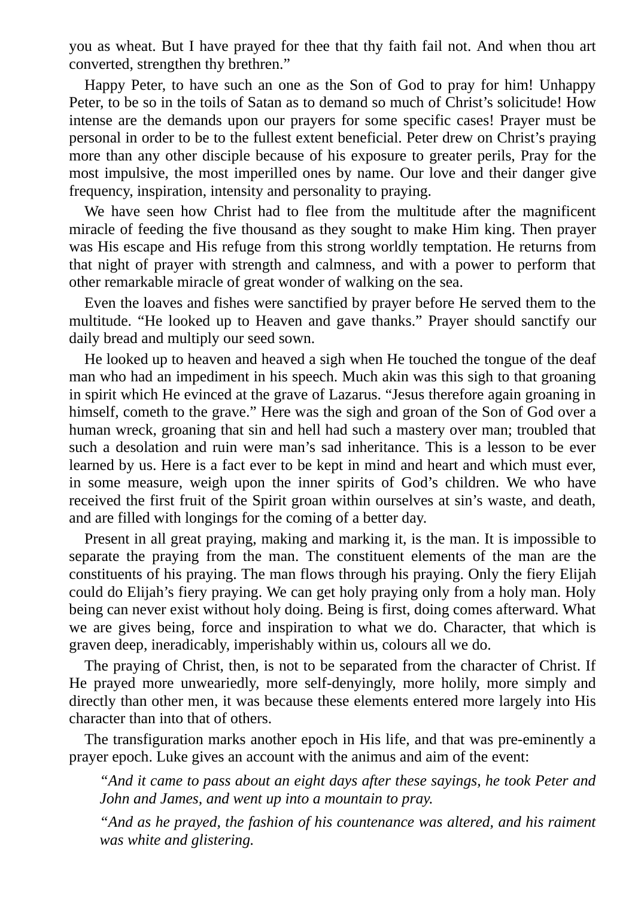you as wheat. But I have prayed for thee that thy faith fail not. And when thou art converted, strengthen thy brethren."

Happy Peter, to have such an one as the Son of God to pray for him! Unhappy Peter, to be so in the toils of Satan as to demand so much of Christ's solicitude! How intense are the demands upon our prayers for some specific cases! Prayer must be personal in order to be to the fullest extent beneficial. Peter drew on Christ's praying more than any other disciple because of his exposure to greater perils, Pray for the most impulsive, the most imperilled ones by name. Our love and their danger give frequency, inspiration, intensity and personality to praying.

We have seen how Christ had to flee from the multitude after the magnificent miracle of feeding the five thousand as they sought to make Him king. Then prayer was His escape and His refuge from this strong worldly temptation. He returns from that night of prayer with strength and calmness, and with a power to perform that other remarkable miracle of great wonder of walking on the sea.

Even the loaves and fishes were sanctified by prayer before He served them to the multitude. "He looked up to Heaven and gave thanks." Prayer should sanctify our daily bread and multiply our seed sown.

He looked up to heaven and heaved a sigh when He touched the tongue of the deaf man who had an impediment in his speech. Much akin was this sigh to that groaning in spirit which He evinced at the grave of Lazarus. "Jesus therefore again groaning in himself, cometh to the grave." Here was the sigh and groan of the Son of God over a human wreck, groaning that sin and hell had such a mastery over man; troubled that such a desolation and ruin were man's sad inheritance. This is a lesson to be ever learned by us. Here is a fact ever to be kept in mind and heart and which must ever, in some measure, weigh upon the inner spirits of God's children. We who have received the first fruit of the Spirit groan within ourselves at sin's waste, and death, and are filled with longings for the coming of a better day.

Present in all great praying, making and marking it, is the man. It is impossible to separate the praying from the man. The constituent elements of the man are the constituents of his praying. The man flows through his praying. Only the fiery Elijah could do Elijah's fiery praying. We can get holy praying only from a holy man. Holy being can never exist without holy doing. Being is first, doing comes afterward. What we are gives being, force and inspiration to what we do. Character, that which is graven deep, ineradicably, imperishably within us, colours all we do.

The praying of Christ, then, is not to be separated from the character of Christ. If He prayed more unweariedly, more self-denyingly, more holily, more simply and directly than other men, it was because these elements entered more largely into His character than into that of others.

The transfiguration marks another epoch in His life, and that was pre-eminently a prayer epoch. Luke gives an account with the animus and aim of the event:

> *"And it came to pass about an eight days after these sayings, he took Peter and John and James, and went up into a mountain to pray.*
>
> *"And as he prayed, the fashion of his countenance was altered, and his raiment was white and glistering.*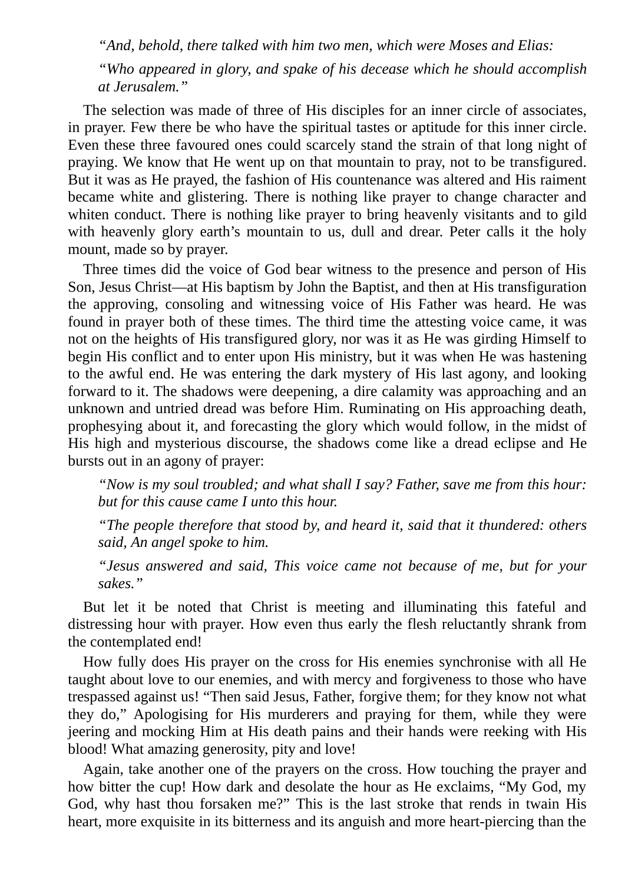*"And, behold, there talked with him two men, which were Moses and Elias:*

*"Who appeared in glory, and spake of his decease which he should accomplish at Jerusalem."*

The selection was made of three of His disciples for an inner circle of associates, in prayer. Few there be who have the spiritual tastes or aptitude for this inner circle. Even these three favoured ones could scarcely stand the strain of that long night of praying. We know that He went up on that mountain to pray, not to be transfigured. But it was as He prayed, the fashion of His countenance was altered and His raiment became white and glistering. There is nothing like prayer to change character and whiten conduct. There is nothing like prayer to bring heavenly visitants and to gild with heavenly glory earth's mountain to us, dull and drear. Peter calls it the holy mount, made so by prayer.

Three times did the voice of God bear witness to the presence and person of His Son, Jesus Christ—at His baptism by John the Baptist, and then at His transfiguration the approving, consoling and witnessing voice of His Father was heard. He was found in prayer both of these times. The third time the attesting voice came, it was not on the heights of His transfigured glory, nor was it as He was girding Himself to begin His conflict and to enter upon His ministry, but it was when He was hastening to the awful end. He was entering the dark mystery of His last agony, and looking forward to it. The shadows were deepening, a dire calamity was approaching and an unknown and untried dread was before Him. Ruminating on His approaching death, prophesying about it, and forecasting the glory which would follow, in the midst of His high and mysterious discourse, the shadows come like a dread eclipse and He bursts out in an agony of prayer:

*"Now is my soul troubled; and what shall I say? Father, save me from this hour: but for this cause came I unto this hour.*

*"The people therefore that stood by, and heard it, said that it thundered: others said, An angel spoke to him.*

*"Jesus answered and said, This voice came not because of me, but for your sakes."*

But let it be noted that Christ is meeting and illuminating this fateful and distressing hour with prayer. How even thus early the flesh reluctantly shrank from the contemplated end!

How fully does His prayer on the cross for His enemies synchronise with all He taught about love to our enemies, and with mercy and forgiveness to those who have trespassed against us! "Then said Jesus, Father, forgive them; for they know not what they do," Apologising for His murderers and praying for them, while they were jeering and mocking Him at His death pains and their hands were reeking with His blood! What amazing generosity, pity and love!

Again, take another one of the prayers on the cross. How touching the prayer and how bitter the cup! How dark and desolate the hour as He exclaims, "My God, my God, why hast thou forsaken me?" This is the last stroke that rends in twain His heart, more exquisite in its bitterness and its anguish and more heart-piercing than the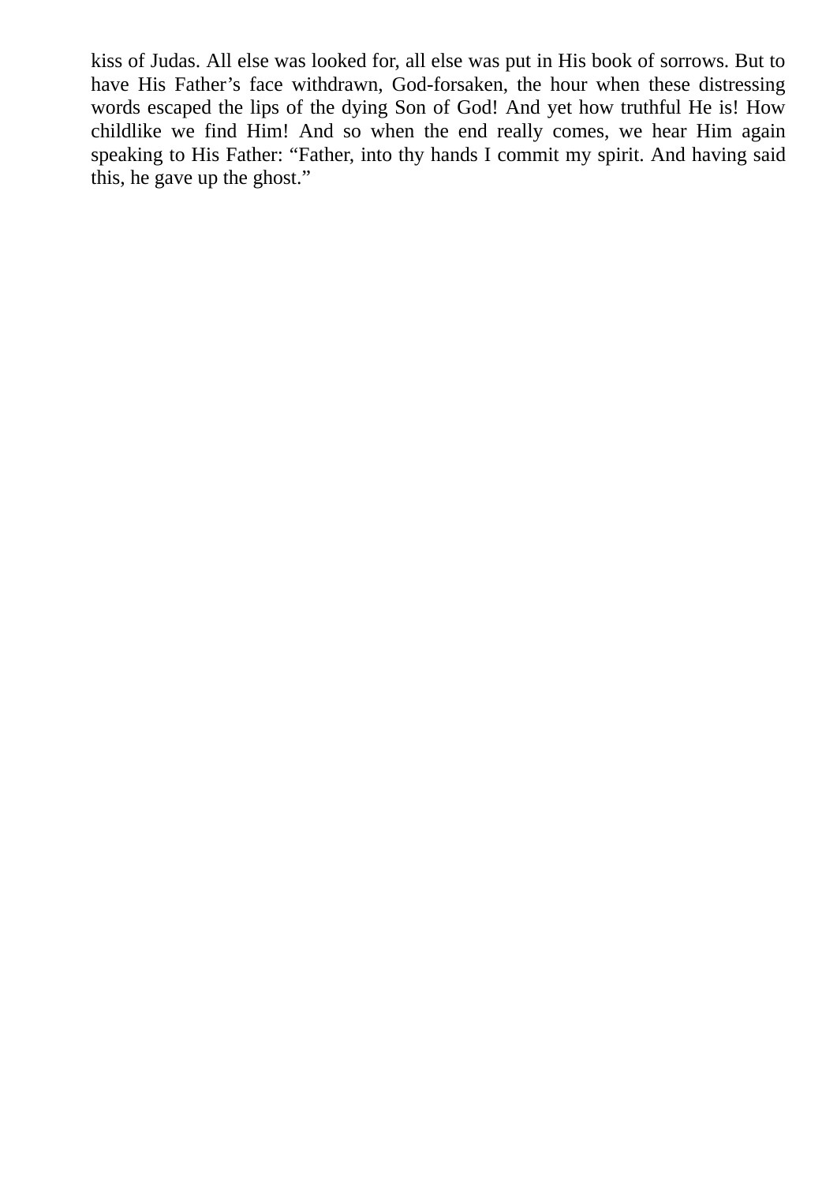kiss of Judas. All else was looked for, all else was put in His book of sorrows. But to have His Father's face withdrawn, God-forsaken, the hour when these distressing words escaped the lips of the dying Son of God! And yet how truthful He is! How childlike we find Him! And so when the end really comes, we hear Him again speaking to His Father: "Father, into thy hands I commit my spirit. And having said this, he gave up the ghost."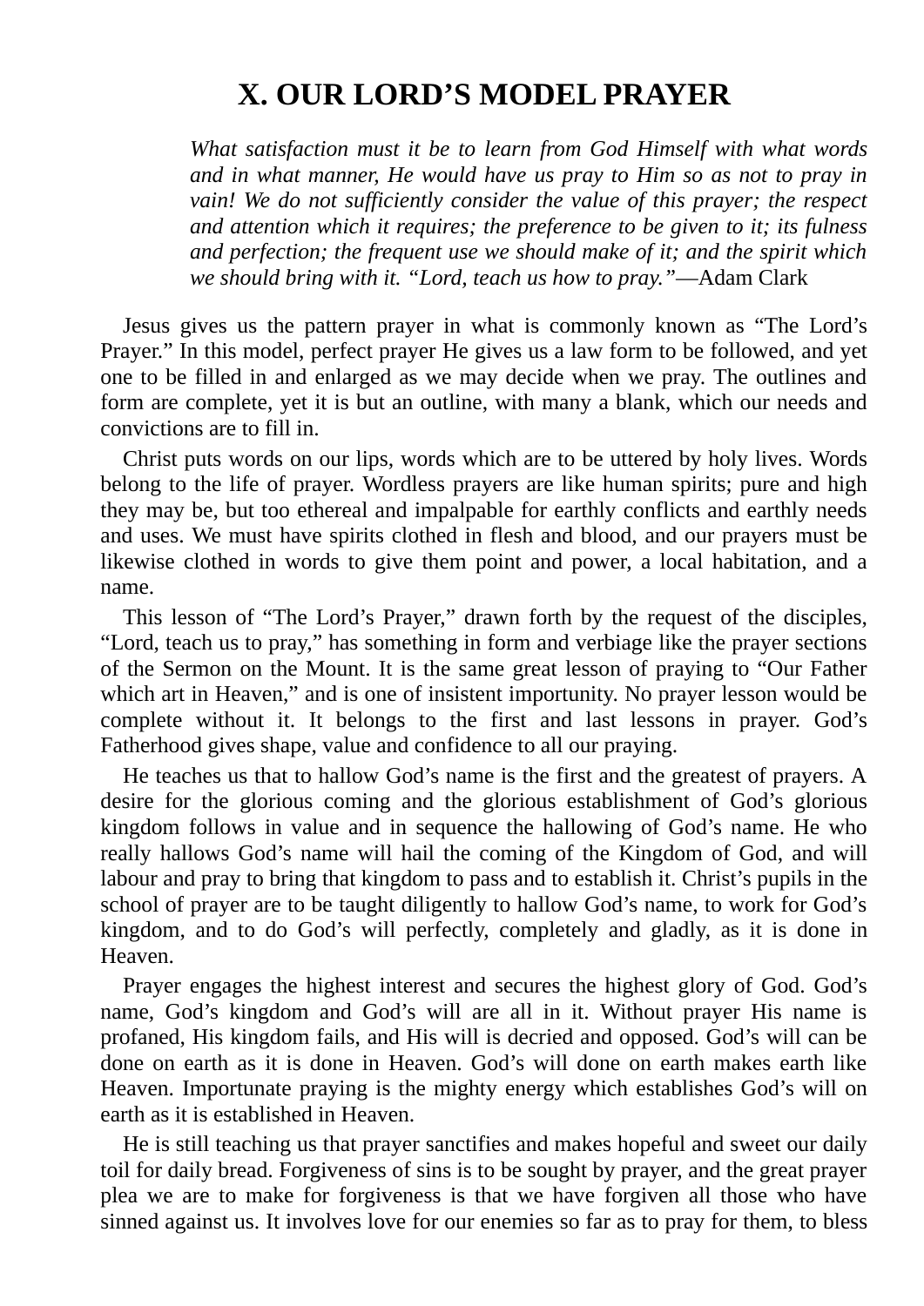# X. OUR LORD’S MODEL PRAYER

> *What satisfaction must it be to learn from God Himself with what words and in what manner, He would have us pray to Him so as not to pray in vain! We do not sufficiently consider the value of this prayer; the respect and attention which it requires; the preference to be given to it; its fulness and perfection; the frequent use we should make of it; and the spirit which we should bring with it. “Lord, teach us how to pray.”*—Adam Clark

Jesus gives us the pattern prayer in what is commonly known as “The Lord’s Prayer.” In this model, perfect prayer He gives us a law form to be followed, and yet one to be filled in and enlarged as we may decide when we pray. The outlines and form are complete, yet it is but an outline, with many a blank, which our needs and convictions are to fill in.

Christ puts words on our lips, words which are to be uttered by holy lives. Words belong to the life of prayer. Wordless prayers are like human spirits; pure and high they may be, but too ethereal and impalpable for earthly conflicts and earthly needs and uses. We must have spirits clothed in flesh and blood, and our prayers must be likewise clothed in words to give them point and power, a local habitation, and a name.

This lesson of “The Lord’s Prayer,” drawn forth by the request of the disciples, “Lord, teach us to pray,” has something in form and verbiage like the prayer sections of the Sermon on the Mount. It is the same great lesson of praying to “Our Father which art in Heaven,” and is one of insistent importunity. No prayer lesson would be complete without it. It belongs to the first and last lessons in prayer. God’s Fatherhood gives shape, value and confidence to all our praying.

He teaches us that to hallow God’s name is the first and the greatest of prayers. A desire for the glorious coming and the glorious establishment of God’s glorious kingdom follows in value and in sequence the hallowing of God’s name. He who really hallows God’s name will hail the coming of the Kingdom of God, and will labour and pray to bring that kingdom to pass and to establish it. Christ’s pupils in the school of prayer are to be taught diligently to hallow God’s name, to work for God’s kingdom, and to do God’s will perfectly, completely and gladly, as it is done in Heaven.

Prayer engages the highest interest and secures the highest glory of God. God’s name, God’s kingdom and God’s will are all in it. Without prayer His name is profaned, His kingdom fails, and His will is decried and opposed. God’s will can be done on earth as it is done in Heaven. God’s will done on earth makes earth like Heaven. Importunate praying is the mighty energy which establishes God’s will on earth as it is established in Heaven.

He is still teaching us that prayer sanctifies and makes hopeful and sweet our daily toil for daily bread. Forgiveness of sins is to be sought by prayer, and the great prayer plea we are to make for forgiveness is that we have forgiven all those who have sinned against us. It involves love for our enemies so far as to pray for them, to bless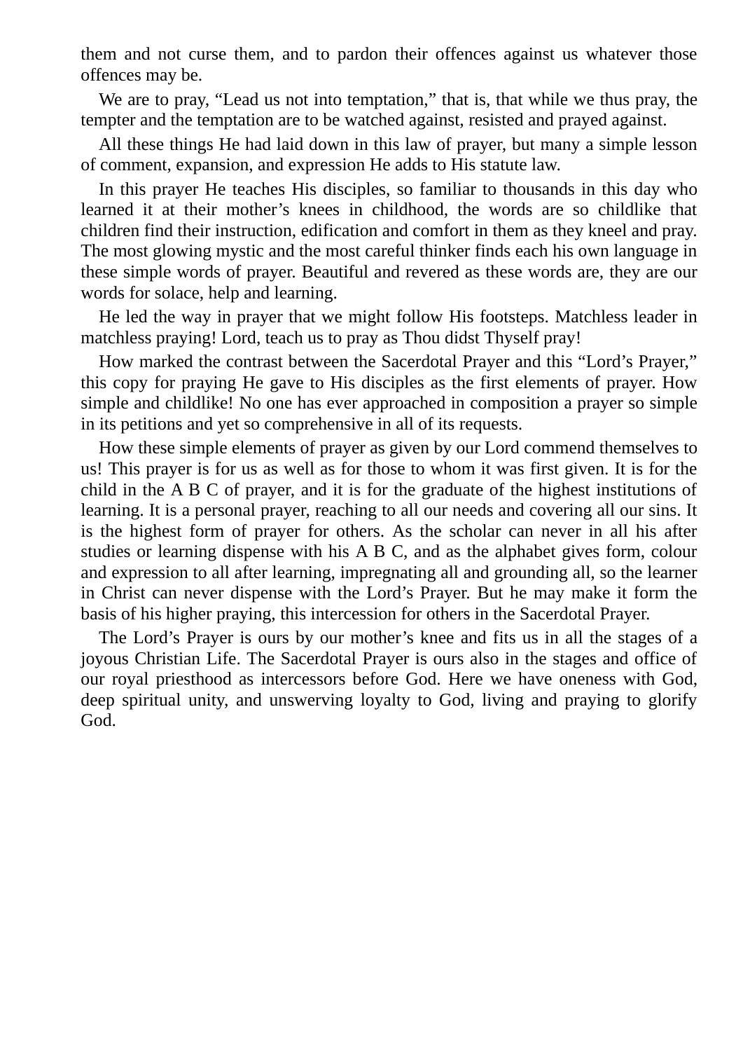them and not curse them, and to pardon their offences against us whatever those offences may be.

We are to pray, “Lead us not into temptation,” that is, that while we thus pray, the tempter and the temptation are to be watched against, resisted and prayed against.

All these things He had laid down in this law of prayer, but many a simple lesson of comment, expansion, and expression He adds to His statute law.

In this prayer He teaches His disciples, so familiar to thousands in this day who learned it at their mother’s knees in childhood, the words are so childlike that children find their instruction, edification and comfort in them as they kneel and pray. The most glowing mystic and the most careful thinker finds each his own language in these simple words of prayer. Beautiful and revered as these words are, they are our words for solace, help and learning.

He led the way in prayer that we might follow His footsteps. Matchless leader in matchless praying! Lord, teach us to pray as Thou didst Thyself pray!

How marked the contrast between the Sacerdotal Prayer and this “Lord’s Prayer,” this copy for praying He gave to His disciples as the first elements of prayer. How simple and childlike! No one has ever approached in composition a prayer so simple in its petitions and yet so comprehensive in all of its requests.

How these simple elements of prayer as given by our Lord commend themselves to us! This prayer is for us as well as for those to whom it was first given. It is for the child in the A B C of prayer, and it is for the graduate of the highest institutions of learning. It is a personal prayer, reaching to all our needs and covering all our sins. It is the highest form of prayer for others. As the scholar can never in all his after studies or learning dispense with his A B C, and as the alphabet gives form, colour and expression to all after learning, impregnating all and grounding all, so the learner in Christ can never dispense with the Lord’s Prayer. But he may make it form the basis of his higher praying, this intercession for others in the Sacerdotal Prayer.

The Lord’s Prayer is ours by our mother’s knee and fits us in all the stages of a joyous Christian Life. The Sacerdotal Prayer is ours also in the stages and office of our royal priesthood as intercessors before God. Here we have oneness with God, deep spiritual unity, and unswerving loyalty to God, living and praying to glorify God.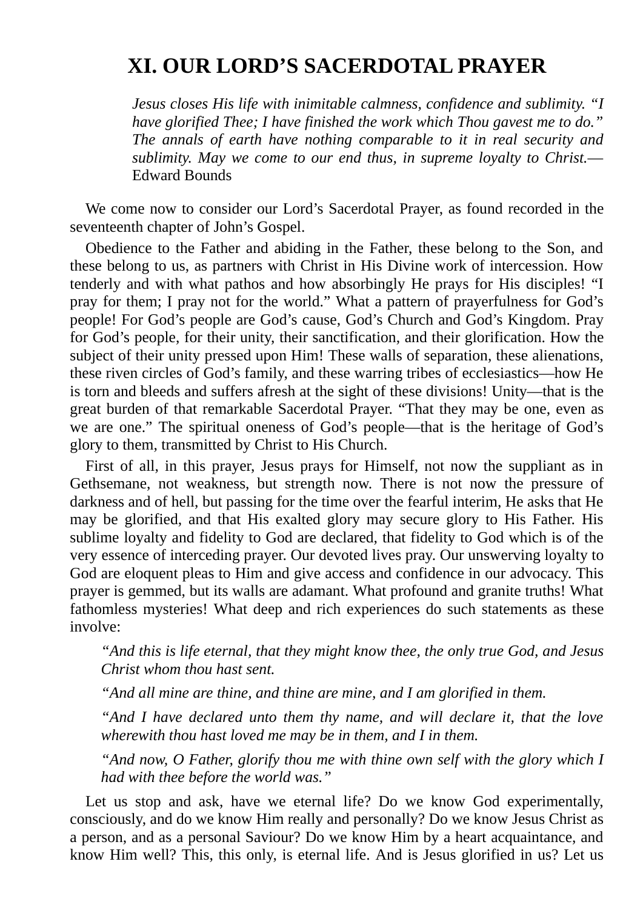# XI. OUR LORD'S SACERDOTAL PRAYER

> *Jesus closes His life with inimitable calmness, confidence and sublimity. "I have glorified Thee; I have finished the work which Thou gavest me to do." The annals of earth have nothing comparable to it in real security and sublimity. May we come to our end thus, in supreme loyalty to Christ.*—Edward Bounds

We come now to consider our Lord's Sacerdotal Prayer, as found recorded in the seventeenth chapter of John's Gospel.

Obedience to the Father and abiding in the Father, these belong to the Son, and these belong to us, as partners with Christ in His Divine work of intercession. How tenderly and with what pathos and how absorbingly He prays for His disciples! "I pray for them; I pray not for the world." What a pattern of prayerfulness for God's people! For God's people are God's cause, God's Church and God's Kingdom. Pray for God's people, for their unity, their sanctification, and their glorification. How the subject of their unity pressed upon Him! These walls of separation, these alienations, these riven circles of God's family, and these warring tribes of ecclesiastics—how He is torn and bleeds and suffers afresh at the sight of these divisions! Unity—that is the great burden of that remarkable Sacerdotal Prayer. "That they may be one, even as we are one." The spiritual oneness of God's people—that is the heritage of God's glory to them, transmitted by Christ to His Church.

First of all, in this prayer, Jesus prays for Himself, not now the suppliant as in Gethsemane, not weakness, but strength now. There is not now the pressure of darkness and of hell, but passing for the time over the fearful interim, He asks that He may be glorified, and that His exalted glory may secure glory to His Father. His sublime loyalty and fidelity to God are declared, that fidelity to God which is of the very essence of interceding prayer. Our devoted lives pray. Our unswerving loyalty to God are eloquent pleas to Him and give access and confidence in our advocacy. This prayer is gemmed, but its walls are adamant. What profound and granite truths! What fathomless mysteries! What deep and rich experiences do such statements as these involve:

> *"And this is life eternal, that they might know thee, the only true God, and Jesus Christ whom thou hast sent.*
>
> *"And all mine are thine, and thine are mine, and I am glorified in them.*
>
> *"And I have declared unto them thy name, and will declare it, that the love wherewith thou hast loved me may be in them, and I in them.*
>
> *"And now, O Father, glorify thou me with thine own self with the glory which I had with thee before the world was."*

Let us stop and ask, have we eternal life? Do we know God experimentally, consciously, and do we know Him really and personally? Do we know Jesus Christ as a person, and as a personal Saviour? Do we know Him by a heart acquaintance, and know Him well? This, this only, is eternal life. And is Jesus glorified in us? Let us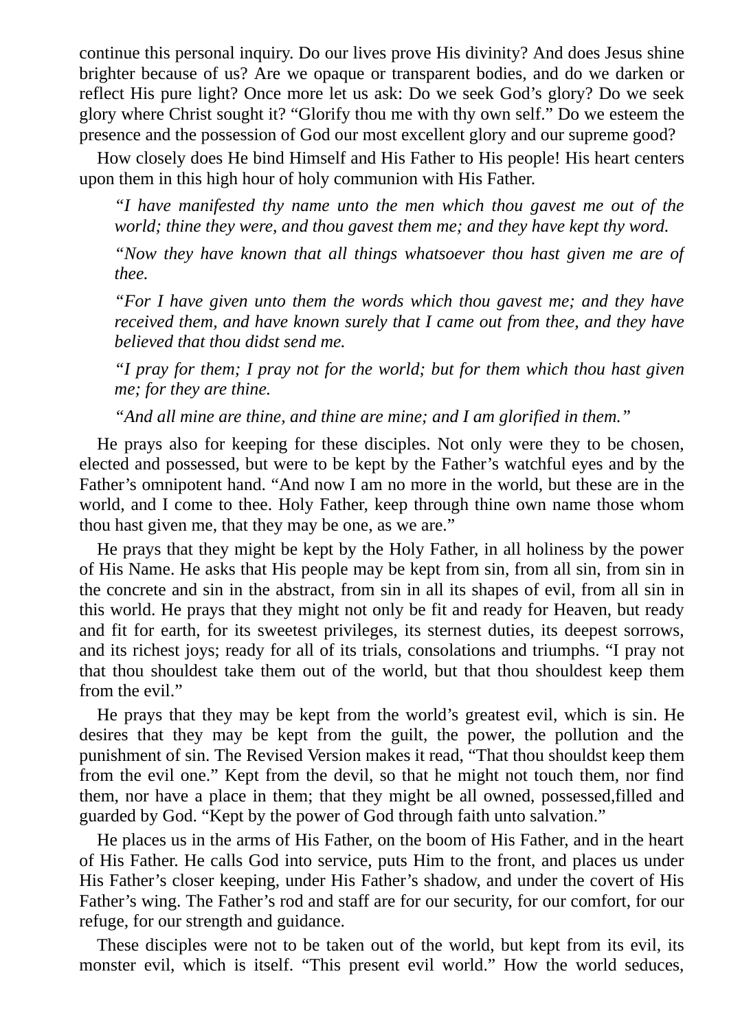continue this personal inquiry. Do our lives prove His divinity? And does Jesus shine brighter because of us? Are we opaque or transparent bodies, and do we darken or reflect His pure light? Once more let us ask: Do we seek God's glory? Do we seek glory where Christ sought it? "Glorify thou me with thy own self." Do we esteem the presence and the possession of God our most excellent glory and our supreme good?

How closely does He bind Himself and His Father to His people! His heart centers upon them in this high hour of holy communion with His Father.

> *"I have manifested thy name unto the men which thou gavest me out of the world; thine they were, and thou gavest them me; and they have kept thy word.*
>
> *"Now they have known that all things whatsoever thou hast given me are of thee.*
>
> *"For I have given unto them the words which thou gavest me; and they have received them, and have known surely that I came out from thee, and they have believed that thou didst send me.*
>
> *"I pray for them; I pray not for the world; but for them which thou hast given me; for they are thine.*
>
> *"And all mine are thine, and thine are mine; and I am glorified in them."*

He prays also for keeping for these disciples. Not only were they to be chosen, elected and possessed, but were to be kept by the Father's watchful eyes and by the Father's omnipotent hand. "And now I am no more in the world, but these are in the world, and I come to thee. Holy Father, keep through thine own name those whom thou hast given me, that they may be one, as we are."

He prays that they might be kept by the Holy Father, in all holiness by the power of His Name. He asks that His people may be kept from sin, from all sin, from sin in the concrete and sin in the abstract, from sin in all its shapes of evil, from all sin in this world. He prays that they might not only be fit and ready for Heaven, but ready and fit for earth, for its sweetest privileges, its sternest duties, its deepest sorrows, and its richest joys; ready for all of its trials, consolations and triumphs. "I pray not that thou shouldest take them out of the world, but that thou shouldest keep them from the evil."

He prays that they may be kept from the world's greatest evil, which is sin. He desires that they may be kept from the guilt, the power, the pollution and the punishment of sin. The Revised Version makes it read, "That thou shouldst keep them from the evil one." Kept from the devil, so that he might not touch them, nor find them, nor have a place in them; that they might be all owned, possessed,filled and guarded by God. "Kept by the power of God through faith unto salvation."

He places us in the arms of His Father, on the boom of His Father, and in the heart of His Father. He calls God into service, puts Him to the front, and places us under His Father's closer keeping, under His Father's shadow, and under the covert of His Father's wing. The Father's rod and staff are for our security, for our comfort, for our refuge, for our strength and guidance.

These disciples were not to be taken out of the world, but kept from its evil, its monster evil, which is itself. "This present evil world." How the world seduces,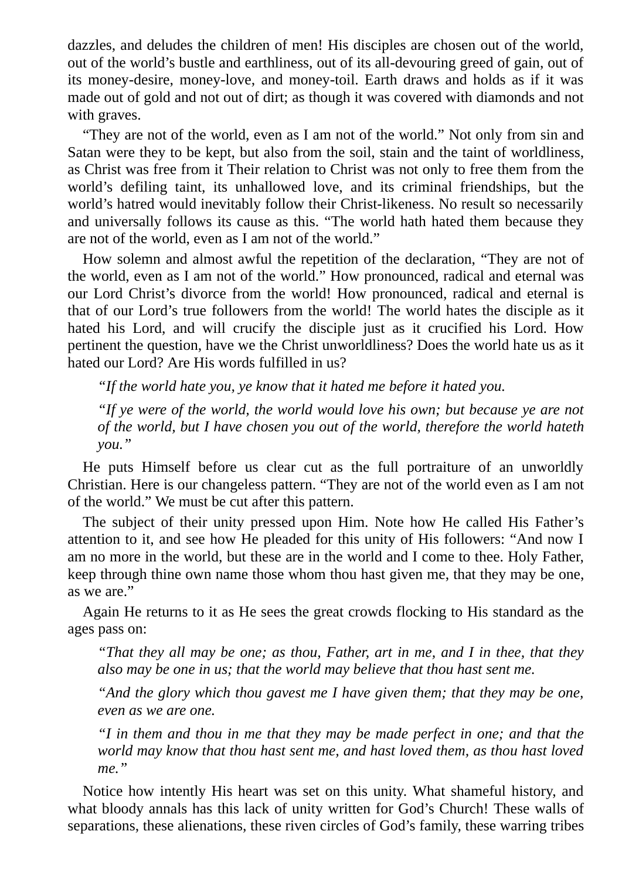dazzles, and deludes the children of men! His disciples are chosen out of the world, out of the world's bustle and earthliness, out of its all-devouring greed of gain, out of its money-desire, money-love, and money-toil. Earth draws and holds as if it was made out of gold and not out of dirt; as though it was covered with diamonds and not with graves.

"They are not of the world, even as I am not of the world." Not only from sin and Satan were they to be kept, but also from the soil, stain and the taint of worldliness, as Christ was free from it Their relation to Christ was not only to free them from the world's defiling taint, its unhallowed love, and its criminal friendships, but the world's hatred would inevitably follow their Christ-likeness. No result so necessarily and universally follows its cause as this. "The world hath hated them because they are not of the world, even as I am not of the world."

How solemn and almost awful the repetition of the declaration, "They are not of the world, even as I am not of the world." How pronounced, radical and eternal was our Lord Christ's divorce from the world! How pronounced, radical and eternal is that of our Lord's true followers from the world! The world hates the disciple as it hated his Lord, and will crucify the disciple just as it crucified his Lord. How pertinent the question, have we the Christ unworldliness? Does the world hate us as it hated our Lord? Are His words fulfilled in us?

> *"If the world hate you, ye know that it hated me before it hated you.*
>
> *"If ye were of the world, the world would love his own; but because ye are not of the world, but I have chosen you out of the world, therefore the world hateth you."*

He puts Himself before us clear cut as the full portraiture of an unworldly Christian. Here is our changeless pattern. "They are not of the world even as I am not of the world." We must be cut after this pattern.

The subject of their unity pressed upon Him. Note how He called His Father's attention to it, and see how He pleaded for this unity of His followers: "And now I am no more in the world, but these are in the world and I come to thee. Holy Father, keep through thine own name those whom thou hast given me, that they may be one, as we are."

Again He returns to it as He sees the great crowds flocking to His standard as the ages pass on:

> *"That they all may be one; as thou, Father, art in me, and I in thee, that they also may be one in us; that the world may believe that thou hast sent me.*
>
> *"And the glory which thou gavest me I have given them; that they may be one, even as we are one.*
>
> *"I in them and thou in me that they may be made perfect in one; and that the world may know that thou hast sent me, and hast loved them, as thou hast loved me."*

Notice how intently His heart was set on this unity. What shameful history, and what bloody annals has this lack of unity written for God's Church! These walls of separations, these alienations, these riven circles of God's family, these warring tribes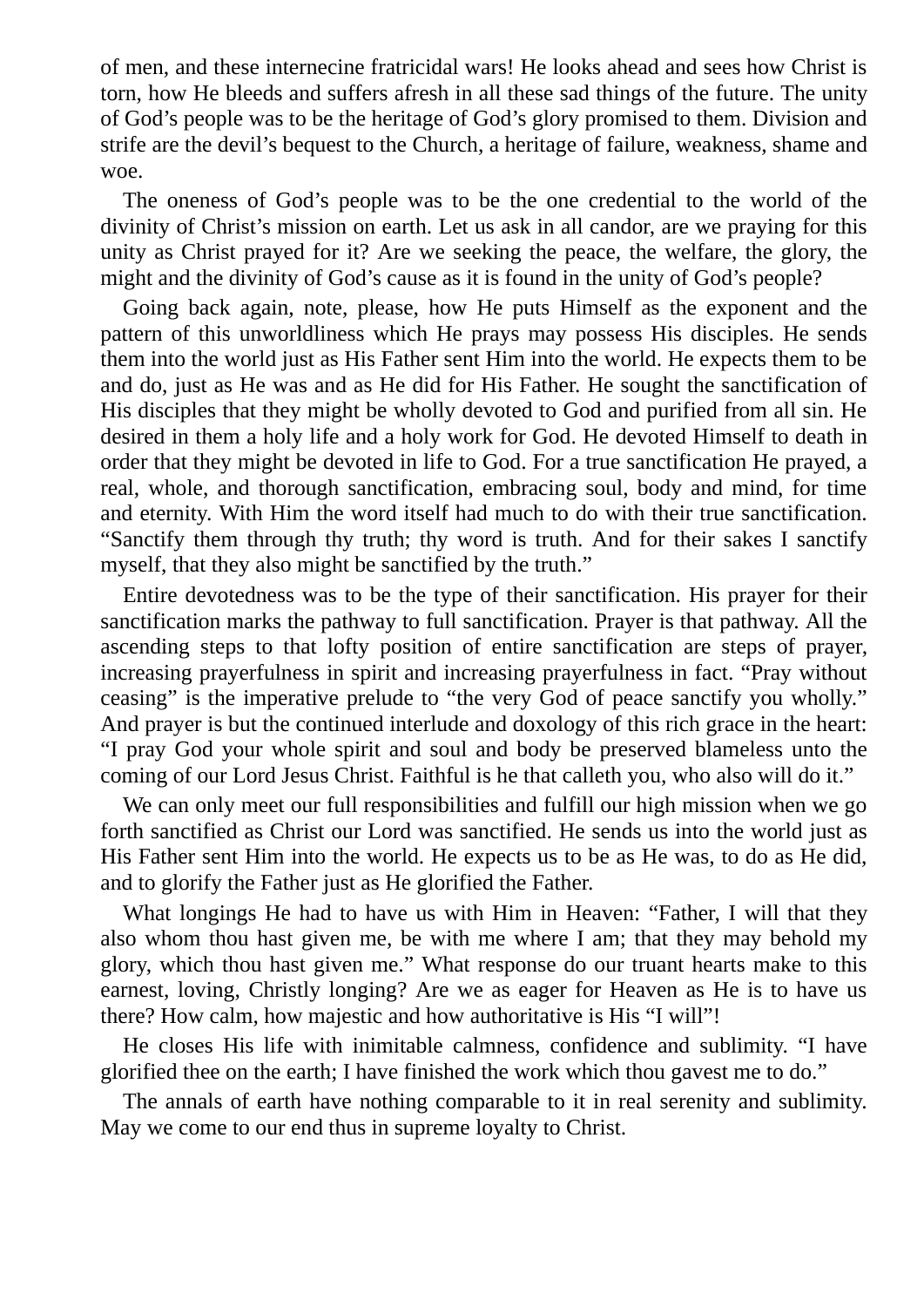of men, and these internecine fratricidal wars! He looks ahead and sees how Christ is torn, how He bleeds and suffers afresh in all these sad things of the future. The unity of God's people was to be the heritage of God's glory promised to them. Division and strife are the devil's bequest to the Church, a heritage of failure, weakness, shame and woe.

The oneness of God's people was to be the one credential to the world of the divinity of Christ's mission on earth. Let us ask in all candor, are we praying for this unity as Christ prayed for it? Are we seeking the peace, the welfare, the glory, the might and the divinity of God's cause as it is found in the unity of God's people?

Going back again, note, please, how He puts Himself as the exponent and the pattern of this unworldliness which He prays may possess His disciples. He sends them into the world just as His Father sent Him into the world. He expects them to be and do, just as He was and as He did for His Father. He sought the sanctification of His disciples that they might be wholly devoted to God and purified from all sin. He desired in them a holy life and a holy work for God. He devoted Himself to death in order that they might be devoted in life to God. For a true sanctification He prayed, a real, whole, and thorough sanctification, embracing soul, body and mind, for time and eternity. With Him the word itself had much to do with their true sanctification. "Sanctify them through thy truth; thy word is truth. And for their sakes I sanctify myself, that they also might be sanctified by the truth."

Entire devotedness was to be the type of their sanctification. His prayer for their sanctification marks the pathway to full sanctification. Prayer is that pathway. All the ascending steps to that lofty position of entire sanctification are steps of prayer, increasing prayerfulness in spirit and increasing prayerfulness in fact. "Pray without ceasing" is the imperative prelude to "the very God of peace sanctify you wholly." And prayer is but the continued interlude and doxology of this rich grace in the heart: "I pray God your whole spirit and soul and body be preserved blameless unto the coming of our Lord Jesus Christ. Faithful is he that calleth you, who also will do it."

We can only meet our full responsibilities and fulfill our high mission when we go forth sanctified as Christ our Lord was sanctified. He sends us into the world just as His Father sent Him into the world. He expects us to be as He was, to do as He did, and to glorify the Father just as He glorified the Father.

What longings He had to have us with Him in Heaven: "Father, I will that they also whom thou hast given me, be with me where I am; that they may behold my glory, which thou hast given me." What response do our truant hearts make to this earnest, loving, Christly longing? Are we as eager for Heaven as He is to have us there? How calm, how majestic and how authoritative is His "I will"!

He closes His life with inimitable calmness, confidence and sublimity. "I have glorified thee on the earth; I have finished the work which thou gavest me to do."

The annals of earth have nothing comparable to it in real serenity and sublimity. May we come to our end thus in supreme loyalty to Christ.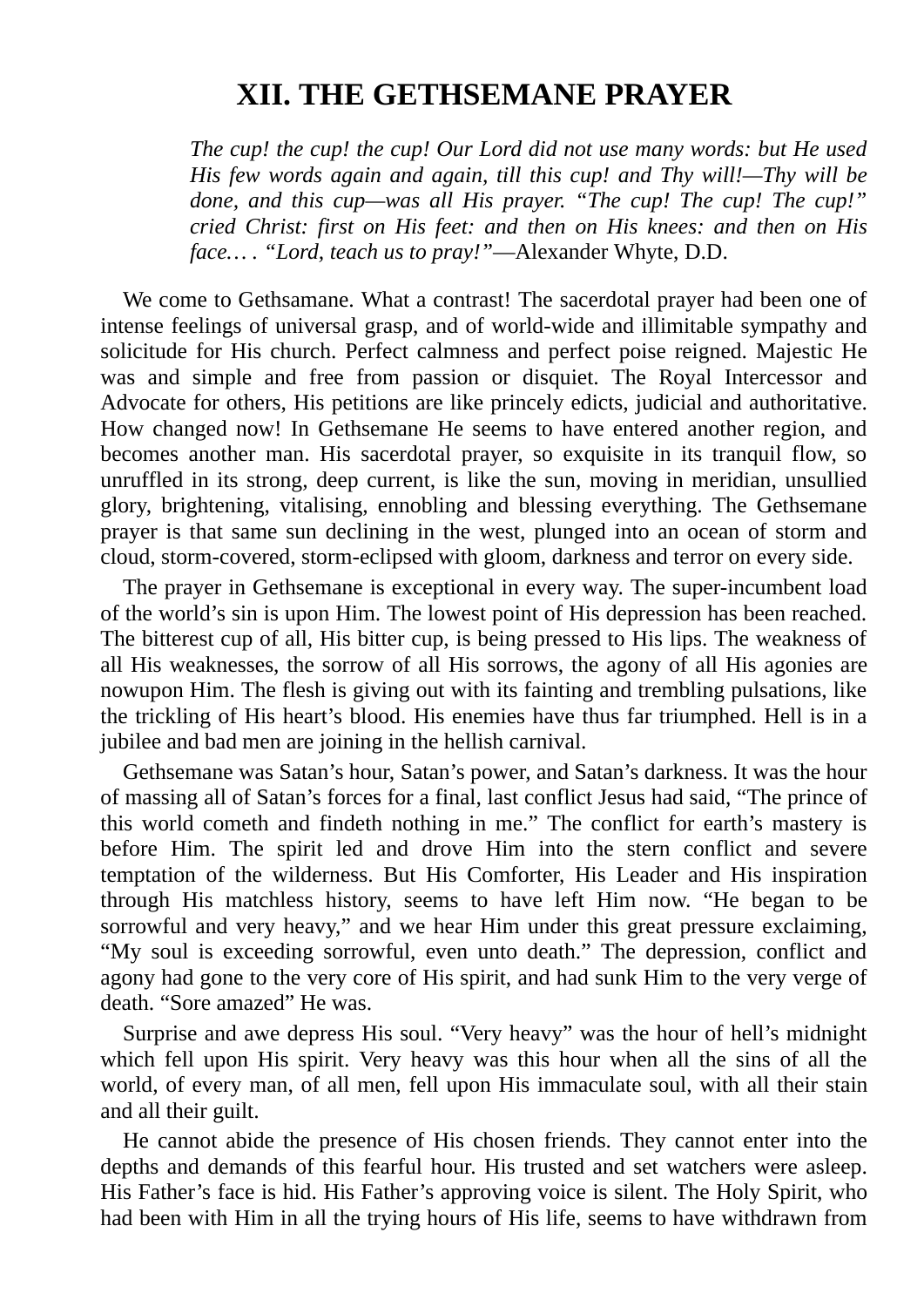# XII. THE GETHSEMANE PRAYER

> *The cup! the cup! the cup! Our Lord did not use many words: but He used His few words again and again, till this cup! and Thy will!—Thy will be done, and this cup—was all His prayer. "The cup! The cup! The cup!" cried Christ: first on His feet: and then on His knees: and then on His face… . "Lord, teach us to pray!"*—Alexander Whyte, D.D.

We come to Gethsamane. What a contrast! The sacerdotal prayer had been one of intense feelings of universal grasp, and of world-wide and illimitable sympathy and solicitude for His church. Perfect calmness and perfect poise reigned. Majestic He was and simple and free from passion or disquiet. The Royal Intercessor and Advocate for others, His petitions are like princely edicts, judicial and authoritative. How changed now! In Gethsemane He seems to have entered another region, and becomes another man. His sacerdotal prayer, so exquisite in its tranquil flow, so unruffled in its strong, deep current, is like the sun, moving in meridian, unsullied glory, brightening, vitalising, ennobling and blessing everything. The Gethsemane prayer is that same sun declining in the west, plunged into an ocean of storm and cloud, storm-covered, storm-eclipsed with gloom, darkness and terror on every side.

The prayer in Gethsemane is exceptional in every way. The super-incumbent load of the world's sin is upon Him. The lowest point of His depression has been reached. The bitterest cup of all, His bitter cup, is being pressed to His lips. The weakness of all His weaknesses, the sorrow of all His sorrows, the agony of all His agonies are nowupon Him. The flesh is giving out with its fainting and trembling pulsations, like the trickling of His heart's blood. His enemies have thus far triumphed. Hell is in a jubilee and bad men are joining in the hellish carnival.

Gethsemane was Satan's hour, Satan's power, and Satan's darkness. It was the hour of massing all of Satan's forces for a final, last conflict Jesus had said, "The prince of this world cometh and findeth nothing in me." The conflict for earth's mastery is before Him. The spirit led and drove Him into the stern conflict and severe temptation of the wilderness. But His Comforter, His Leader and His inspiration through His matchless history, seems to have left Him now. "He began to be sorrowful and very heavy," and we hear Him under this great pressure exclaiming, "My soul is exceeding sorrowful, even unto death." The depression, conflict and agony had gone to the very core of His spirit, and had sunk Him to the very verge of death. "Sore amazed" He was.

Surprise and awe depress His soul. "Very heavy" was the hour of hell's midnight which fell upon His spirit. Very heavy was this hour when all the sins of all the world, of every man, of all men, fell upon His immaculate soul, with all their stain and all their guilt.

He cannot abide the presence of His chosen friends. They cannot enter into the depths and demands of this fearful hour. His trusted and set watchers were asleep. His Father's face is hid. His Father's approving voice is silent. The Holy Spirit, who had been with Him in all the trying hours of His life, seems to have withdrawn from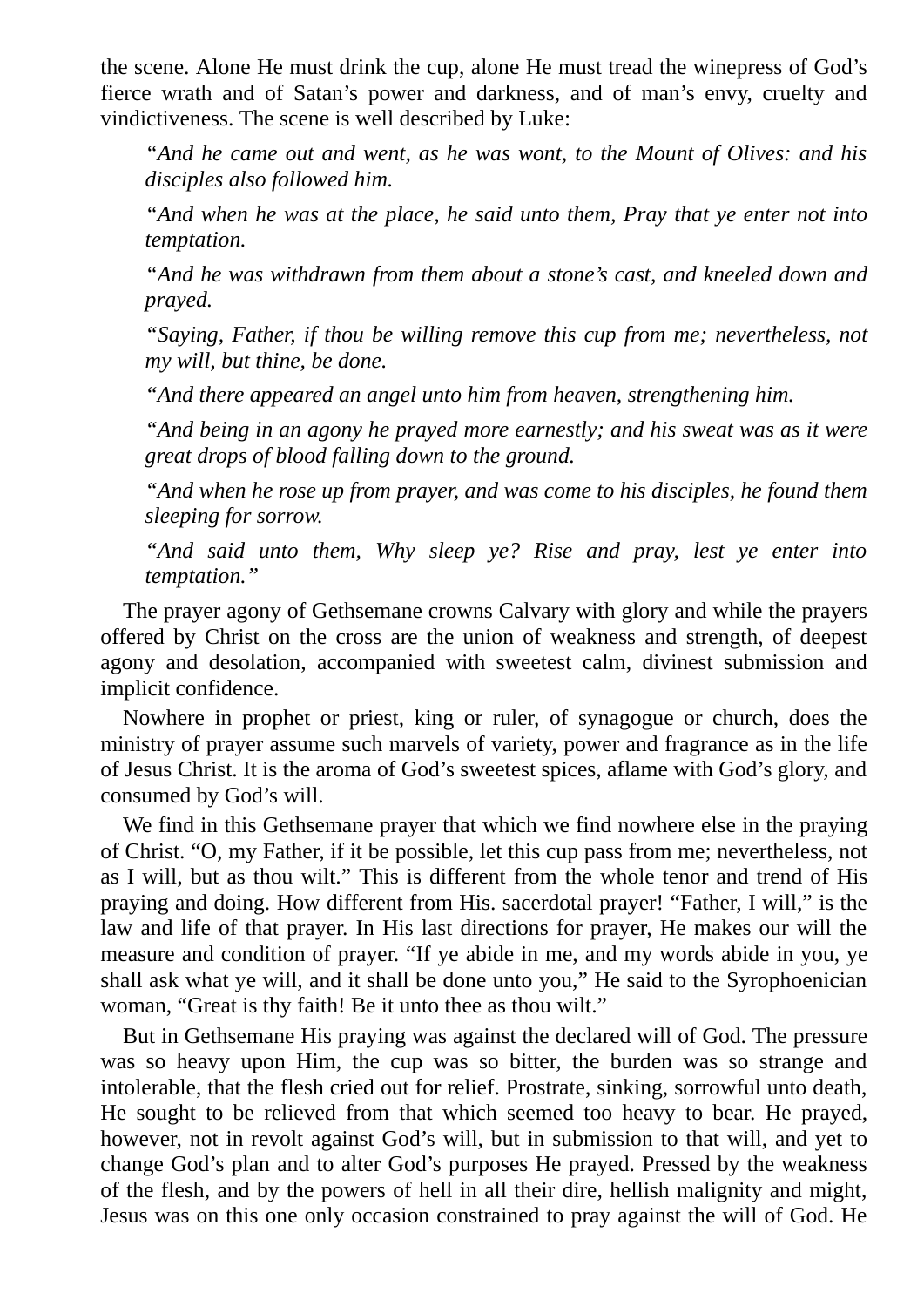the scene. Alone He must drink the cup, alone He must tread the winepress of God's fierce wrath and of Satan's power and darkness, and of man's envy, cruelty and vindictiveness. The scene is well described by Luke:

> *"And he came out and went, as he was wont, to the Mount of Olives: and his disciples also followed him.*
>
> *"And when he was at the place, he said unto them, Pray that ye enter not into temptation.*
>
> *"And he was withdrawn from them about a stone's cast, and kneeled down and prayed.*
>
> *"Saying, Father, if thou be willing remove this cup from me; nevertheless, not my will, but thine, be done.*
>
> *"And there appeared an angel unto him from heaven, strengthening him.*
>
> *"And being in an agony he prayed more earnestly; and his sweat was as it were great drops of blood falling down to the ground.*
>
> *"And when he rose up from prayer, and was come to his disciples, he found them sleeping for sorrow.*
>
> *"And said unto them, Why sleep ye? Rise and pray, lest ye enter into temptation."*

The prayer agony of Gethsemane crowns Calvary with glory and while the prayers offered by Christ on the cross are the union of weakness and strength, of deepest agony and desolation, accompanied with sweetest calm, divinest submission and implicit confidence.

Nowhere in prophet or priest, king or ruler, of synagogue or church, does the ministry of prayer assume such marvels of variety, power and fragrance as in the life of Jesus Christ. It is the aroma of God's sweetest spices, aflame with God's glory, and consumed by God's will.

We find in this Gethsemane prayer that which we find nowhere else in the praying of Christ. "O, my Father, if it be possible, let this cup pass from me; nevertheless, not as I will, but as thou wilt." This is different from the whole tenor and trend of His praying and doing. How different from His. sacerdotal prayer! "Father, I will," is the law and life of that prayer. In His last directions for prayer, He makes our will the measure and condition of prayer. "If ye abide in me, and my words abide in you, ye shall ask what ye will, and it shall be done unto you," He said to the Syrophoenician woman, "Great is thy faith! Be it unto thee as thou wilt."

But in Gethsemane His praying was against the declared will of God. The pressure was so heavy upon Him, the cup was so bitter, the burden was so strange and intolerable, that the flesh cried out for relief. Prostrate, sinking, sorrowful unto death, He sought to be relieved from that which seemed too heavy to bear. He prayed, however, not in revolt against God's will, but in submission to that will, and yet to change God's plan and to alter God's purposes He prayed. Pressed by the weakness of the flesh, and by the powers of hell in all their dire, hellish malignity and might, Jesus was on this one only occasion constrained to pray against the will of God. He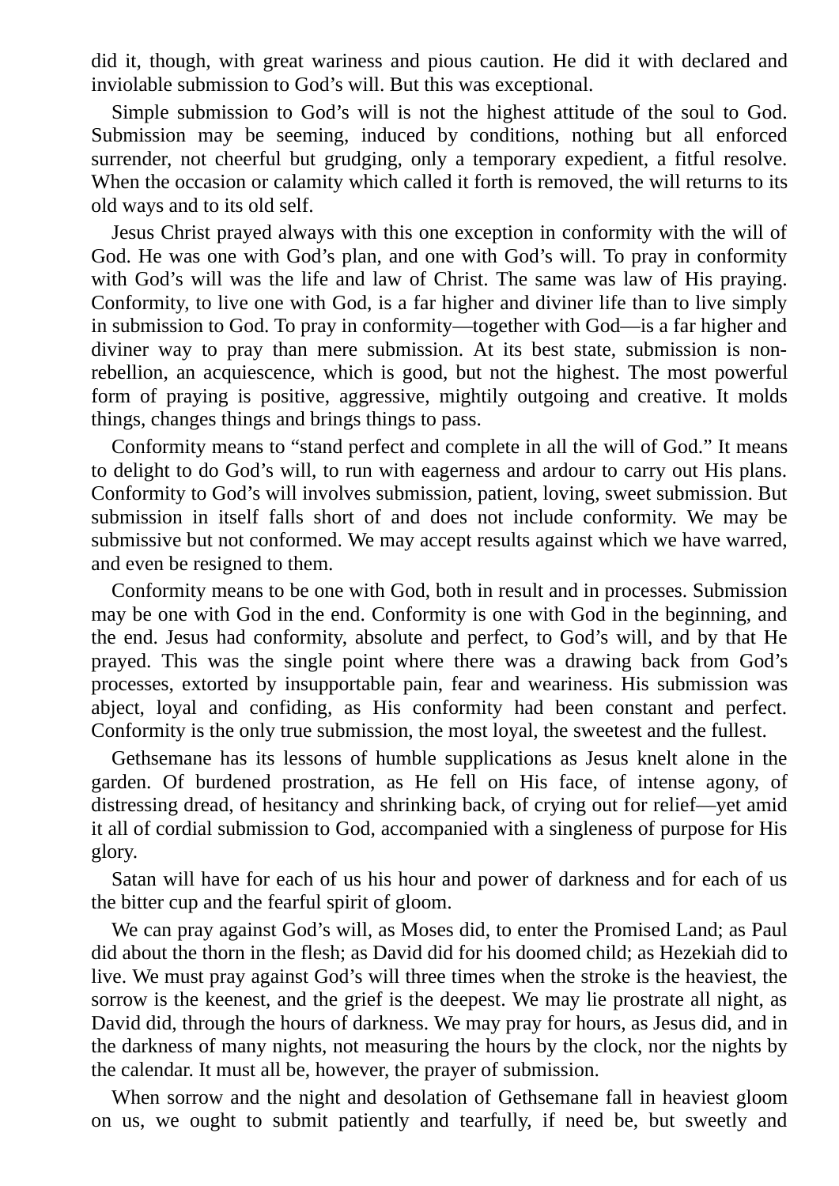did it, though, with great wariness and pious caution. He did it with declared and inviolable submission to God's will. But this was exceptional.

Simple submission to God's will is not the highest attitude of the soul to God. Submission may be seeming, induced by conditions, nothing but all enforced surrender, not cheerful but grudging, only a temporary expedient, a fitful resolve. When the occasion or calamity which called it forth is removed, the will returns to its old ways and to its old self.

Jesus Christ prayed always with this one exception in conformity with the will of God. He was one with God's plan, and one with God's will. To pray in conformity with God's will was the life and law of Christ. The same was law of His praying. Conformity, to live one with God, is a far higher and diviner life than to live simply in submission to God. To pray in conformity—together with God—is a far higher and diviner way to pray than mere submission. At its best state, submission is non-rebellion, an acquiescence, which is good, but not the highest. The most powerful form of praying is positive, aggressive, mightily outgoing and creative. It molds things, changes things and brings things to pass.

Conformity means to "stand perfect and complete in all the will of God." It means to delight to do God's will, to run with eagerness and ardour to carry out His plans. Conformity to God's will involves submission, patient, loving, sweet submission. But submission in itself falls short of and does not include conformity. We may be submissive but not conformed. We may accept results against which we have warred, and even be resigned to them.

Conformity means to be one with God, both in result and in processes. Submission may be one with God in the end. Conformity is one with God in the beginning, and the end. Jesus had conformity, absolute and perfect, to God's will, and by that He prayed. This was the single point where there was a drawing back from God's processes, extorted by insupportable pain, fear and weariness. His submission was abject, loyal and confiding, as His conformity had been constant and perfect. Conformity is the only true submission, the most loyal, the sweetest and the fullest.

Gethsemane has its lessons of humble supplications as Jesus knelt alone in the garden. Of burdened prostration, as He fell on His face, of intense agony, of distressing dread, of hesitancy and shrinking back, of crying out for relief—yet amid it all of cordial submission to God, accompanied with a singleness of purpose for His glory.

Satan will have for each of us his hour and power of darkness and for each of us the bitter cup and the fearful spirit of gloom.

We can pray against God's will, as Moses did, to enter the Promised Land; as Paul did about the thorn in the flesh; as David did for his doomed child; as Hezekiah did to live. We must pray against God's will three times when the stroke is the heaviest, the sorrow is the keenest, and the grief is the deepest. We may lie prostrate all night, as David did, through the hours of darkness. We may pray for hours, as Jesus did, and in the darkness of many nights, not measuring the hours by the clock, nor the nights by the calendar. It must all be, however, the prayer of submission.

When sorrow and the night and desolation of Gethsemane fall in heaviest gloom on us, we ought to submit patiently and tearfully, if need be, but sweetly and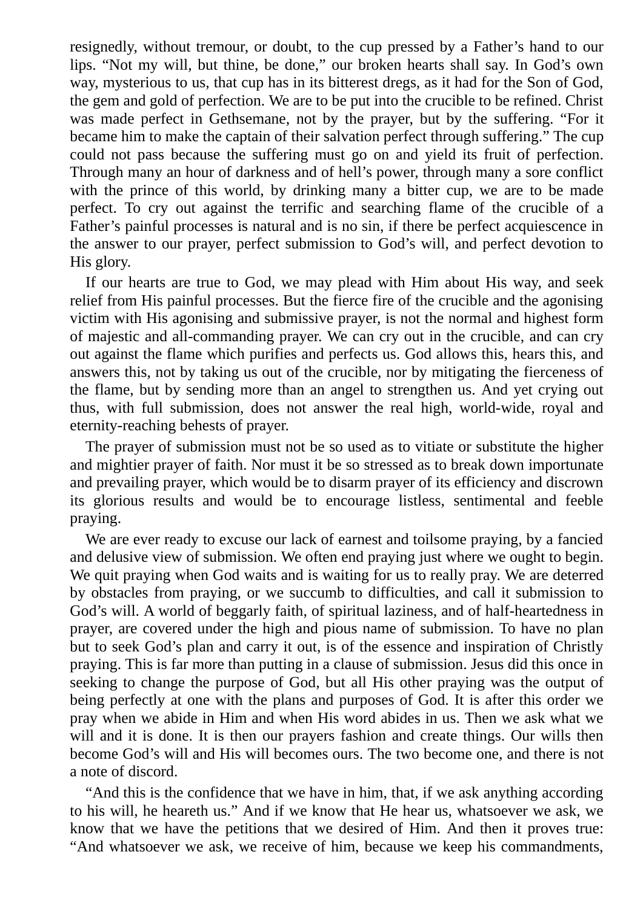resignedly, without tremour, or doubt, to the cup pressed by a Father's hand to our lips. "Not my will, but thine, be done," our broken hearts shall say. In God's own way, mysterious to us, that cup has in its bitterest dregs, as it had for the Son of God, the gem and gold of perfection. We are to be put into the crucible to be refined. Christ was made perfect in Gethsemane, not by the prayer, but by the suffering. "For it became him to make the captain of their salvation perfect through suffering." The cup could not pass because the suffering must go on and yield its fruit of perfection. Through many an hour of darkness and of hell's power, through many a sore conflict with the prince of this world, by drinking many a bitter cup, we are to be made perfect. To cry out against the terrific and searching flame of the crucible of a Father's painful processes is natural and is no sin, if there be perfect acquiescence in the answer to our prayer, perfect submission to God's will, and perfect devotion to His glory.

If our hearts are true to God, we may plead with Him about His way, and seek relief from His painful processes. But the fierce fire of the crucible and the agonising victim with His agonising and submissive prayer, is not the normal and highest form of majestic and all-commanding prayer. We can cry out in the crucible, and can cry out against the flame which purifies and perfects us. God allows this, hears this, and answers this, not by taking us out of the crucible, nor by mitigating the fierceness of the flame, but by sending more than an angel to strengthen us. And yet crying out thus, with full submission, does not answer the real high, world-wide, royal and eternity-reaching behests of prayer.

The prayer of submission must not be so used as to vitiate or substitute the higher and mightier prayer of faith. Nor must it be so stressed as to break down importunate and prevailing prayer, which would be to disarm prayer of its efficiency and discrown its glorious results and would be to encourage listless, sentimental and feeble praying.

We are ever ready to excuse our lack of earnest and toilsome praying, by a fancied and delusive view of submission. We often end praying just where we ought to begin. We quit praying when God waits and is waiting for us to really pray. We are deterred by obstacles from praying, or we succumb to difficulties, and call it submission to God's will. A world of beggarly faith, of spiritual laziness, and of half-heartedness in prayer, are covered under the high and pious name of submission. To have no plan but to seek God's plan and carry it out, is of the essence and inspiration of Christly praying. This is far more than putting in a clause of submission. Jesus did this once in seeking to change the purpose of God, but all His other praying was the output of being perfectly at one with the plans and purposes of God. It is after this order we pray when we abide in Him and when His word abides in us. Then we ask what we will and it is done. It is then our prayers fashion and create things. Our wills then become God's will and His will becomes ours. The two become one, and there is not a note of discord.

"And this is the confidence that we have in him, that, if we ask anything according to his will, he heareth us." And if we know that He hear us, whatsoever we ask, we know that we have the petitions that we desired of Him. And then it proves true: "And whatsoever we ask, we receive of him, because we keep his commandments,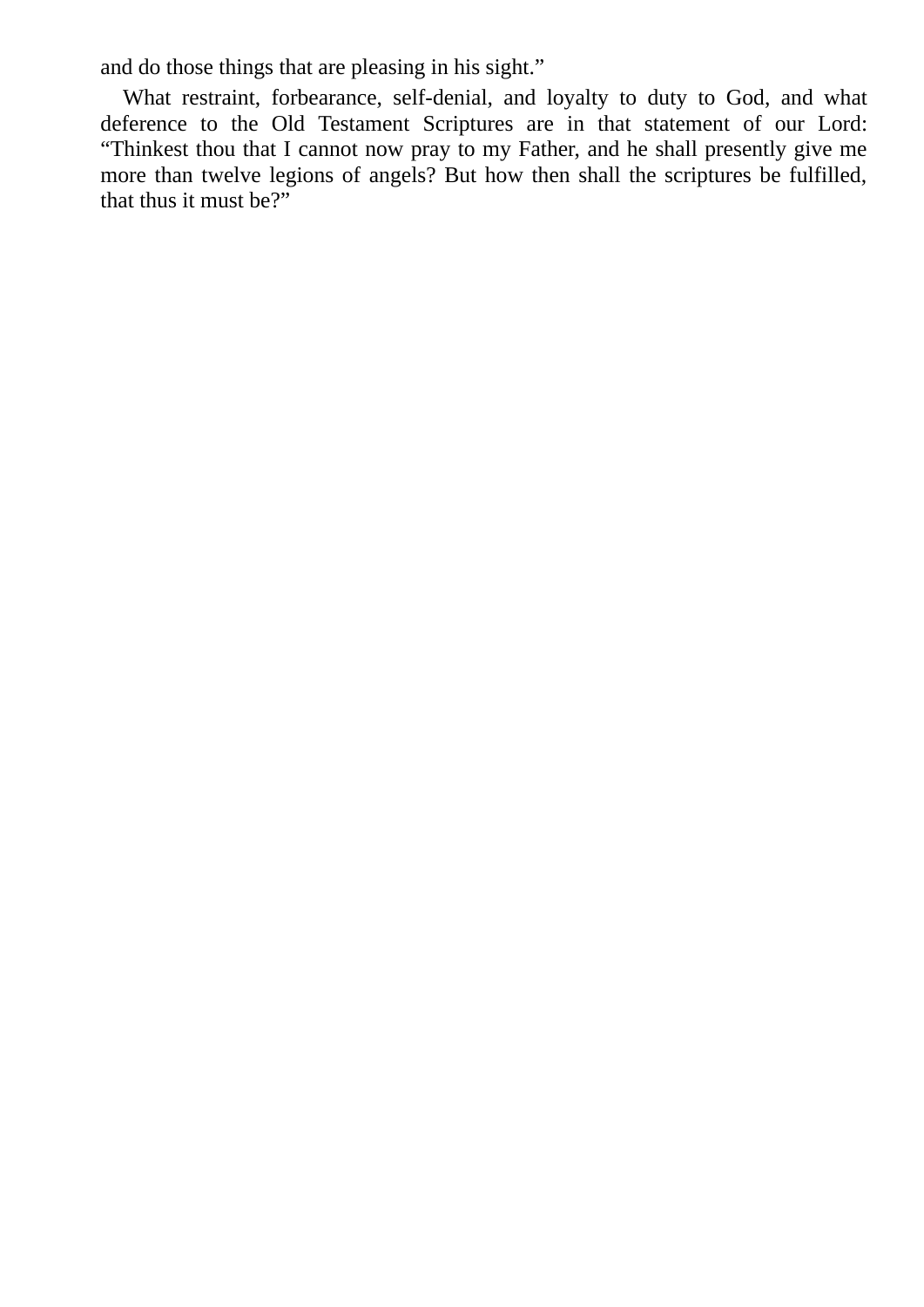and do those things that are pleasing in his sight."

What restraint, forbearance, self-denial, and loyalty to duty to God, and what deference to the Old Testament Scriptures are in that statement of our Lord: "Thinkest thou that I cannot now pray to my Father, and he shall presently give me more than twelve legions of angels? But how then shall the scriptures be fulfilled, that thus it must be?"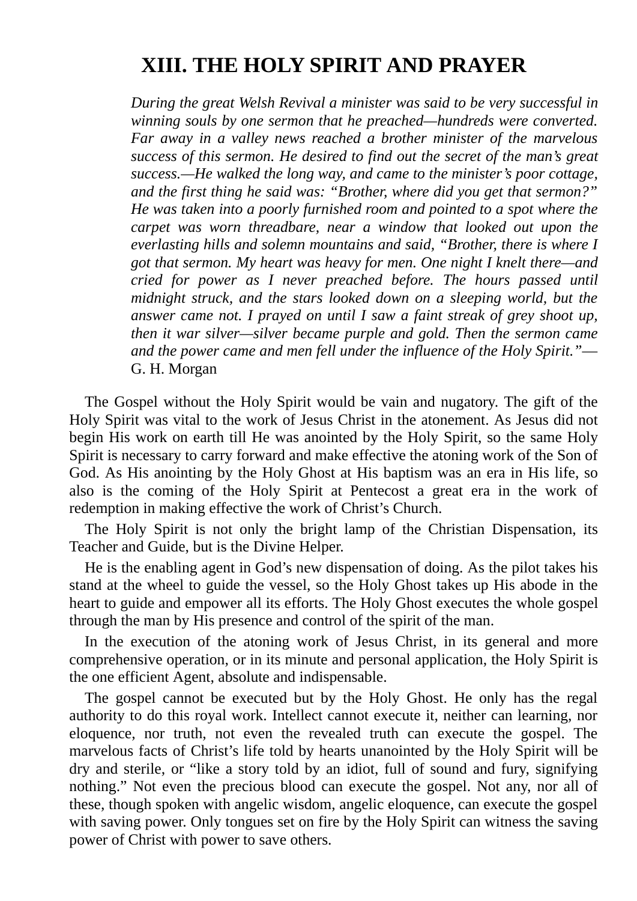# XIII. THE HOLY SPIRIT AND PRAYER

> *During the great Welsh Revival a minister was said to be very successful in winning souls by one sermon that he preached—hundreds were converted. Far away in a valley news reached a brother minister of the marvelous success of this sermon. He desired to find out the secret of the man's great success.—He walked the long way, and came to the minister's poor cottage, and the first thing he said was: "Brother, where did you get that sermon?" He was taken into a poorly furnished room and pointed to a spot where the carpet was worn threadbare, near a window that looked out upon the everlasting hills and solemn mountains and said, "Brother, there is where I got that sermon. My heart was heavy for men. One night I knelt there—and cried for power as I never preached before. The hours passed until midnight struck, and the stars looked down on a sleeping world, but the answer came not. I prayed on until I saw a faint streak of grey shoot up, then it war silver—silver became purple and gold. Then the sermon came and the power came and men fell under the influence of the Holy Spirit."*— G. H. Morgan

The Gospel without the Holy Spirit would be vain and nugatory. The gift of the Holy Spirit was vital to the work of Jesus Christ in the atonement. As Jesus did not begin His work on earth till He was anointed by the Holy Spirit, so the same Holy Spirit is necessary to carry forward and make effective the atoning work of the Son of God. As His anointing by the Holy Ghost at His baptism was an era in His life, so also is the coming of the Holy Spirit at Pentecost a great era in the work of redemption in making effective the work of Christ's Church.

The Holy Spirit is not only the bright lamp of the Christian Dispensation, its Teacher and Guide, but is the Divine Helper.

He is the enabling agent in God's new dispensation of doing. As the pilot takes his stand at the wheel to guide the vessel, so the Holy Ghost takes up His abode in the heart to guide and empower all its efforts. The Holy Ghost executes the whole gospel through the man by His presence and control of the spirit of the man.

In the execution of the atoning work of Jesus Christ, in its general and more comprehensive operation, or in its minute and personal application, the Holy Spirit is the one efficient Agent, absolute and indispensable.

The gospel cannot be executed but by the Holy Ghost. He only has the regal authority to do this royal work. Intellect cannot execute it, neither can learning, nor eloquence, nor truth, not even the revealed truth can execute the gospel. The marvelous facts of Christ's life told by hearts unanointed by the Holy Spirit will be dry and sterile, or "like a story told by an idiot, full of sound and fury, signifying nothing." Not even the precious blood can execute the gospel. Not any, nor all of these, though spoken with angelic wisdom, angelic eloquence, can execute the gospel with saving power. Only tongues set on fire by the Holy Spirit can witness the saving power of Christ with power to save others.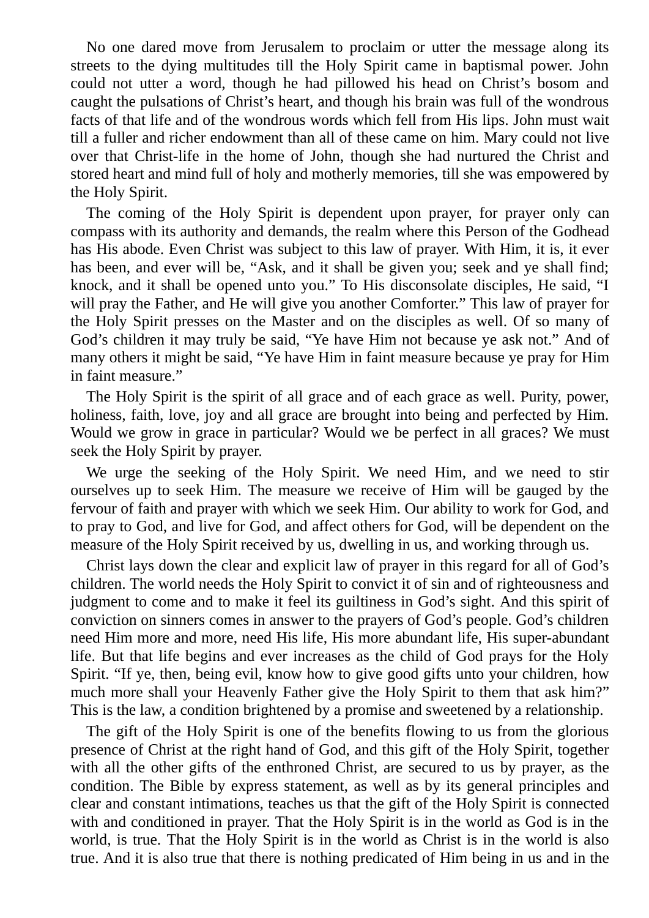No one dared move from Jerusalem to proclaim or utter the message along its streets to the dying multitudes till the Holy Spirit came in baptismal power. John could not utter a word, though he had pillowed his head on Christ's bosom and caught the pulsations of Christ's heart, and though his brain was full of the wondrous facts of that life and of the wondrous words which fell from His lips. John must wait till a fuller and richer endowment than all of these came on him. Mary could not live over that Christ-life in the home of John, though she had nurtured the Christ and stored heart and mind full of holy and motherly memories, till she was empowered by the Holy Spirit.

The coming of the Holy Spirit is dependent upon prayer, for prayer only can compass with its authority and demands, the realm where this Person of the Godhead has His abode. Even Christ was subject to this law of prayer. With Him, it is, it ever has been, and ever will be, "Ask, and it shall be given you; seek and ye shall find; knock, and it shall be opened unto you." To His disconsolate disciples, He said, "I will pray the Father, and He will give you another Comforter." This law of prayer for the Holy Spirit presses on the Master and on the disciples as well. Of so many of God's children it may truly be said, "Ye have Him not because ye ask not." And of many others it might be said, "Ye have Him in faint measure because ye pray for Him in faint measure."

The Holy Spirit is the spirit of all grace and of each grace as well. Purity, power, holiness, faith, love, joy and all grace are brought into being and perfected by Him. Would we grow in grace in particular? Would we be perfect in all graces? We must seek the Holy Spirit by prayer.

We urge the seeking of the Holy Spirit. We need Him, and we need to stir ourselves up to seek Him. The measure we receive of Him will be gauged by the fervour of faith and prayer with which we seek Him. Our ability to work for God, and to pray to God, and live for God, and affect others for God, will be dependent on the measure of the Holy Spirit received by us, dwelling in us, and working through us.

Christ lays down the clear and explicit law of prayer in this regard for all of God's children. The world needs the Holy Spirit to convict it of sin and of righteousness and judgment to come and to make it feel its guiltiness in God's sight. And this spirit of conviction on sinners comes in answer to the prayers of God's people. God's children need Him more and more, need His life, His more abundant life, His super-abundant life. But that life begins and ever increases as the child of God prays for the Holy Spirit. "If ye, then, being evil, know how to give good gifts unto your children, how much more shall your Heavenly Father give the Holy Spirit to them that ask him?" This is the law, a condition brightened by a promise and sweetened by a relationship.

The gift of the Holy Spirit is one of the benefits flowing to us from the glorious presence of Christ at the right hand of God, and this gift of the Holy Spirit, together with all the other gifts of the enthroned Christ, are secured to us by prayer, as the condition. The Bible by express statement, as well as by its general principles and clear and constant intimations, teaches us that the gift of the Holy Spirit is connected with and conditioned in prayer. That the Holy Spirit is in the world as God is in the world, is true. That the Holy Spirit is in the world as Christ is in the world is also true. And it is also true that there is nothing predicated of Him being in us and in the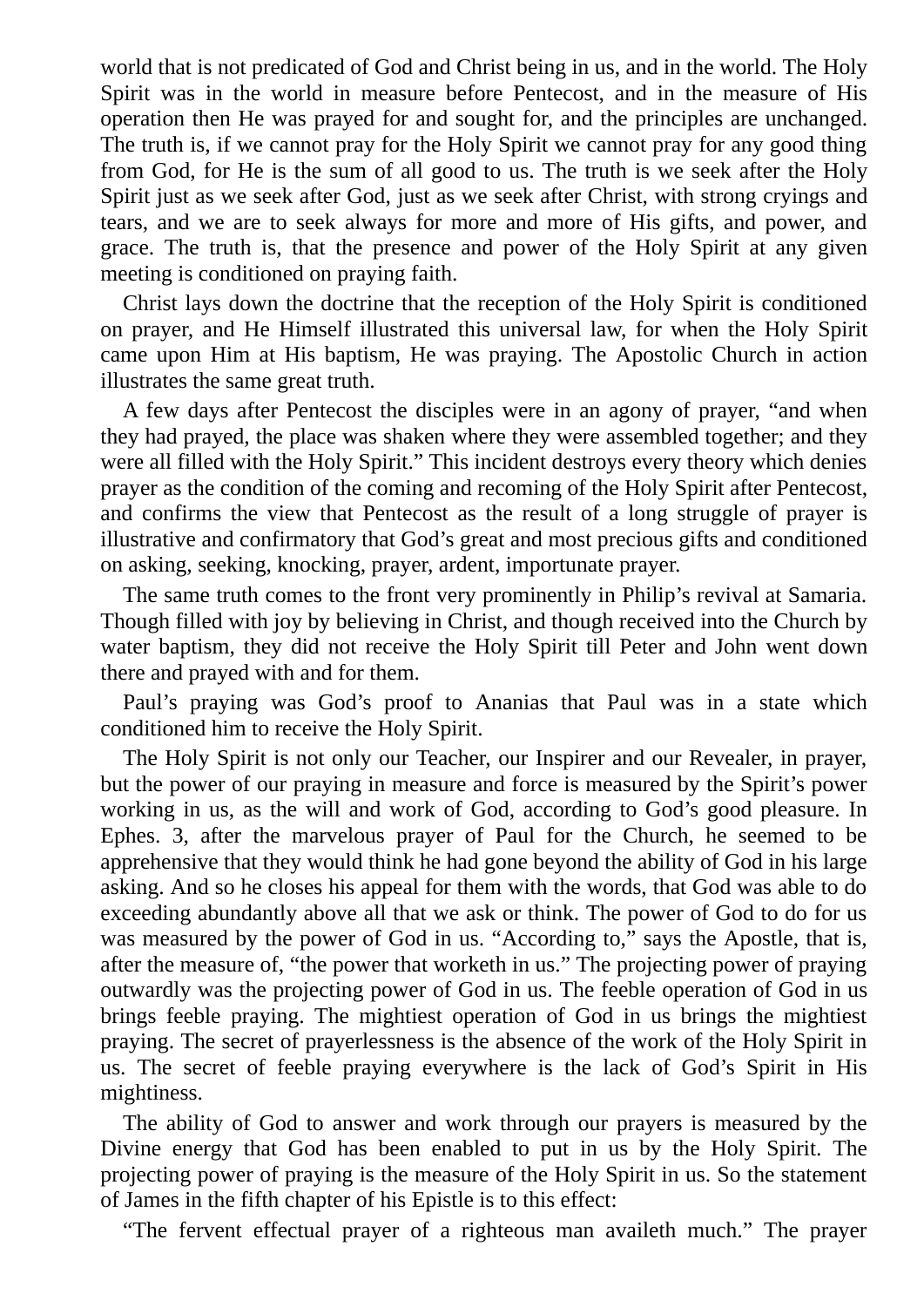world that is not predicated of God and Christ being in us, and in the world. The Holy Spirit was in the world in measure before Pentecost, and in the measure of His operation then He was prayed for and sought for, and the principles are unchanged. The truth is, if we cannot pray for the Holy Spirit we cannot pray for any good thing from God, for He is the sum of all good to us. The truth is we seek after the Holy Spirit just as we seek after God, just as we seek after Christ, with strong cryings and tears, and we are to seek always for more and more of His gifts, and power, and grace. The truth is, that the presence and power of the Holy Spirit at any given meeting is conditioned on praying faith.

Christ lays down the doctrine that the reception of the Holy Spirit is conditioned on prayer, and He Himself illustrated this universal law, for when the Holy Spirit came upon Him at His baptism, He was praying. The Apostolic Church in action illustrates the same great truth.

A few days after Pentecost the disciples were in an agony of prayer, “and when they had prayed, the place was shaken where they were assembled together; and they were all filled with the Holy Spirit.” This incident destroys every theory which denies prayer as the condition of the coming and recoming of the Holy Spirit after Pentecost, and confirms the view that Pentecost as the result of a long struggle of prayer is illustrative and confirmatory that God’s great and most precious gifts and conditioned on asking, seeking, knocking, prayer, ardent, importunate prayer.

The same truth comes to the front very prominently in Philip’s revival at Samaria. Though filled with joy by believing in Christ, and though received into the Church by water baptism, they did not receive the Holy Spirit till Peter and John went down there and prayed with and for them.

Paul’s praying was God’s proof to Ananias that Paul was in a state which conditioned him to receive the Holy Spirit.

The Holy Spirit is not only our Teacher, our Inspirer and our Revealer, in prayer, but the power of our praying in measure and force is measured by the Spirit’s power working in us, as the will and work of God, according to God’s good pleasure. In Ephes. 3, after the marvelous prayer of Paul for the Church, he seemed to be apprehensive that they would think he had gone beyond the ability of God in his large asking. And so he closes his appeal for them with the words, that God was able to do exceeding abundantly above all that we ask or think. The power of God to do for us was measured by the power of God in us. “According to,” says the Apostle, that is, after the measure of, “the power that worketh in us.” The projecting power of praying outwardly was the projecting power of God in us. The feeble operation of God in us brings feeble praying. The mightiest operation of God in us brings the mightiest praying. The secret of prayerlessness is the absence of the work of the Holy Spirit in us. The secret of feeble praying everywhere is the lack of God’s Spirit in His mightiness.

The ability of God to answer and work through our prayers is measured by the Divine energy that God has been enabled to put in us by the Holy Spirit. The projecting power of praying is the measure of the Holy Spirit in us. So the statement of James in the fifth chapter of his Epistle is to this effect:

“The fervent effectual prayer of a righteous man availeth much.” The prayer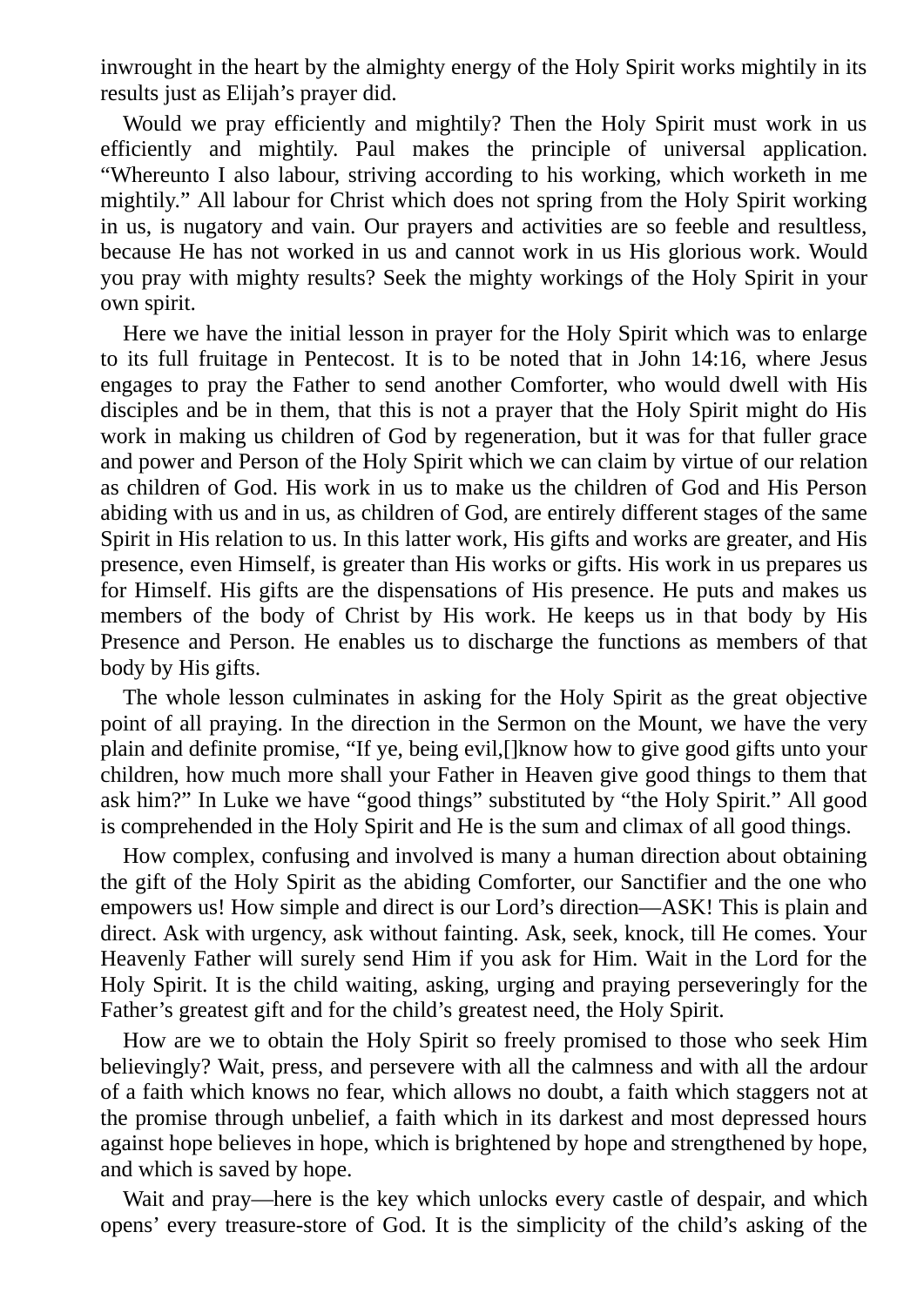inwrought in the heart by the almighty energy of the Holy Spirit works mightily in its results just as Elijah's prayer did.

Would we pray efficiently and mightily? Then the Holy Spirit must work in us efficiently and mightily. Paul makes the principle of universal application. "Whereunto I also labour, striving according to his working, which worketh in me mightily." All labour for Christ which does not spring from the Holy Spirit working in us, is nugatory and vain. Our prayers and activities are so feeble and resultless, because He has not worked in us and cannot work in us His glorious work. Would you pray with mighty results? Seek the mighty workings of the Holy Spirit in your own spirit.

Here we have the initial lesson in prayer for the Holy Spirit which was to enlarge to its full fruitage in Pentecost. It is to be noted that in John 14:16, where Jesus engages to pray the Father to send another Comforter, who would dwell with His disciples and be in them, that this is not a prayer that the Holy Spirit might do His work in making us children of God by regeneration, but it was for that fuller grace and power and Person of the Holy Spirit which we can claim by virtue of our relation as children of God. His work in us to make us the children of God and His Person abiding with us and in us, as children of God, are entirely different stages of the same Spirit in His relation to us. In this latter work, His gifts and works are greater, and His presence, even Himself, is greater than His works or gifts. His work in us prepares us for Himself. His gifts are the dispensations of His presence. He puts and makes us members of the body of Christ by His work. He keeps us in that body by His Presence and Person. He enables us to discharge the functions as members of that body by His gifts.

The whole lesson culminates in asking for the Holy Spirit as the great objective point of all praying. In the direction in the Sermon on the Mount, we have the very plain and definite promise, "If ye, being evil,[]know how to give good gifts unto your children, how much more shall your Father in Heaven give good things to them that ask him?" In Luke we have "good things" substituted by "the Holy Spirit." All good is comprehended in the Holy Spirit and He is the sum and climax of all good things.

How complex, confusing and involved is many a human direction about obtaining the gift of the Holy Spirit as the abiding Comforter, our Sanctifier and the one who empowers us! How simple and direct is our Lord's direction—ASK! This is plain and direct. Ask with urgency, ask without fainting. Ask, seek, knock, till He comes. Your Heavenly Father will surely send Him if you ask for Him. Wait in the Lord for the Holy Spirit. It is the child waiting, asking, urging and praying perseveringly for the Father's greatest gift and for the child's greatest need, the Holy Spirit.

How are we to obtain the Holy Spirit so freely promised to those who seek Him believingly? Wait, press, and persevere with all the calmness and with all the ardour of a faith which knows no fear, which allows no doubt, a faith which staggers not at the promise through unbelief, a faith which in its darkest and most depressed hours against hope believes in hope, which is brightened by hope and strengthened by hope, and which is saved by hope.

Wait and pray—here is the key which unlocks every castle of despair, and which opens' every treasure-store of God. It is the simplicity of the child's asking of the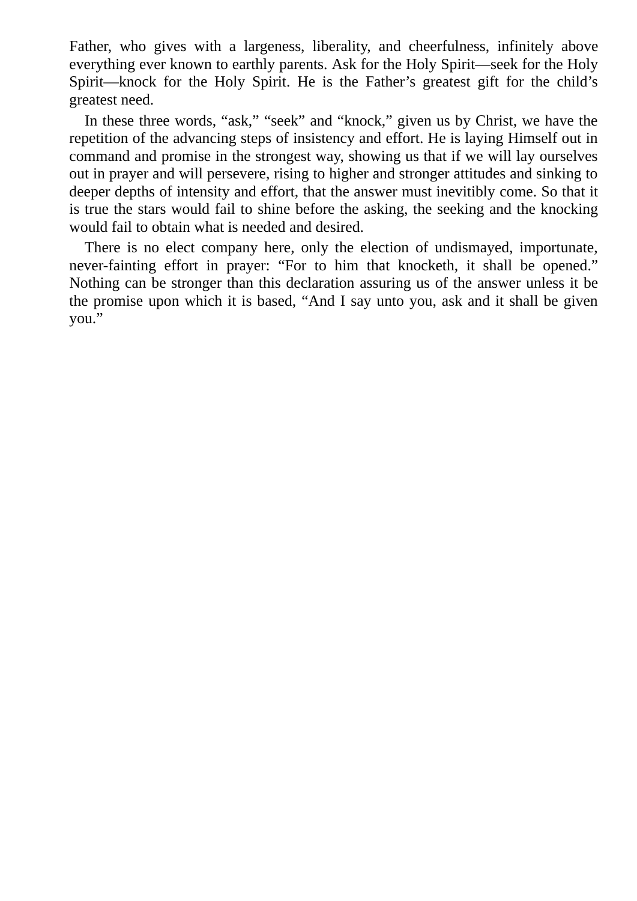Father, who gives with a largeness, liberality, and cheerfulness, infinitely above everything ever known to earthly parents. Ask for the Holy Spirit—seek for the Holy Spirit—knock for the Holy Spirit. He is the Father's greatest gift for the child's greatest need.

In these three words, "ask," "seek" and "knock," given us by Christ, we have the repetition of the advancing steps of insistency and effort. He is laying Himself out in command and promise in the strongest way, showing us that if we will lay ourselves out in prayer and will persevere, rising to higher and stronger attitudes and sinking to deeper depths of intensity and effort, that the answer must inevitibly come. So that it is true the stars would fail to shine before the asking, the seeking and the knocking would fail to obtain what is needed and desired.

There is no elect company here, only the election of undismayed, importunate, never-fainting effort in prayer: "For to him that knocketh, it shall be opened." Nothing can be stronger than this declaration assuring us of the answer unless it be the promise upon which it is based, "And I say unto you, ask and it shall be given you."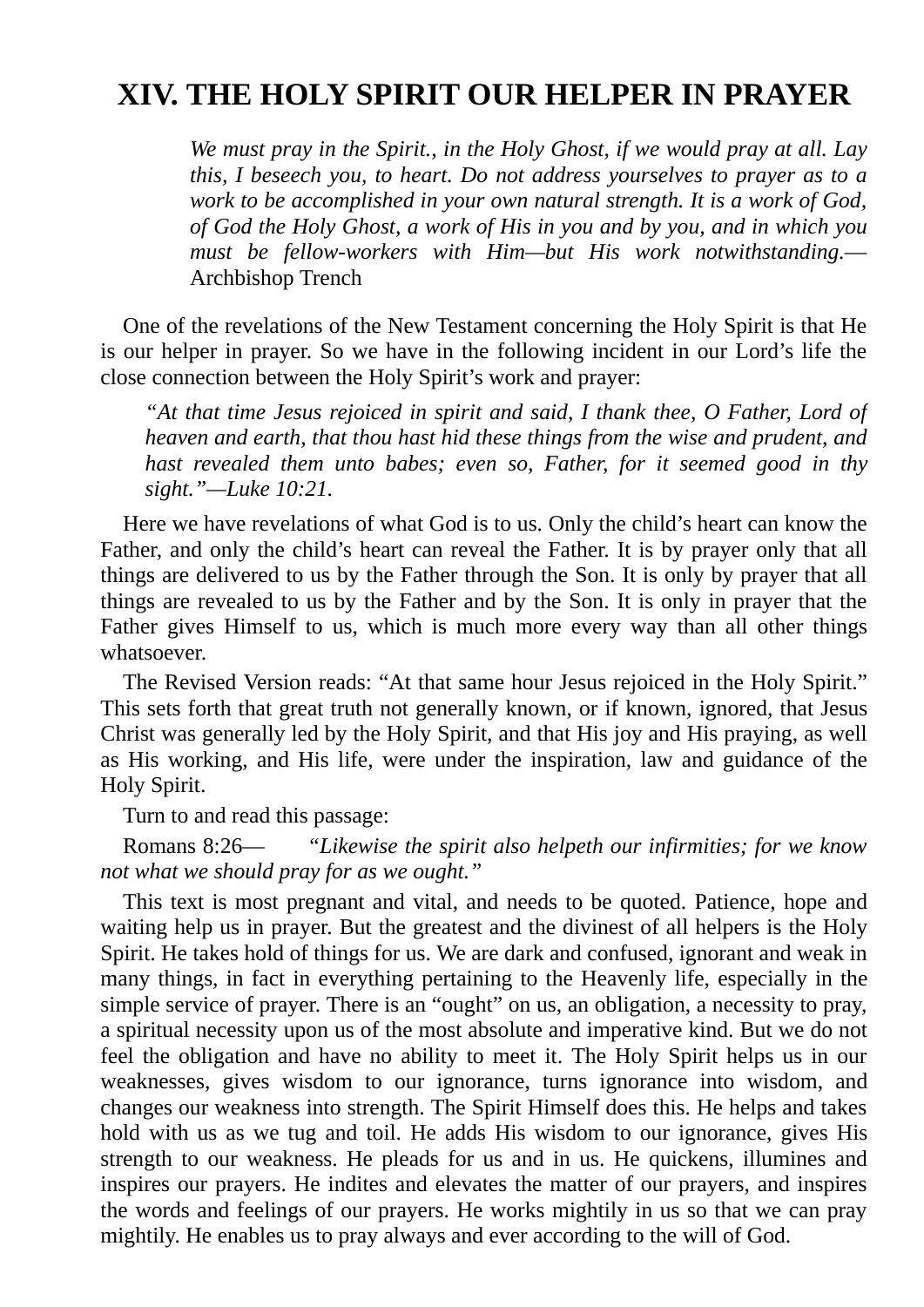# XIV. THE HOLY SPIRIT OUR HELPER IN PRAYER

> *We must pray in the Spirit., in the Holy Ghost, if we would pray at all. Lay this, I beseech you, to heart. Do not address yourselves to prayer as to a work to be accomplished in your own natural strength. It is a work of God, of God the Holy Ghost, a work of His in you and by you, and in which you must be fellow-workers with Him—but His work notwithstanding.*— Archbishop Trench

One of the revelations of the New Testament concerning the Holy Spirit is that He is our helper in prayer. So we have in the following incident in our Lord's life the close connection between the Holy Spirit's work and prayer:

> *"At that time Jesus rejoiced in spirit and said, I thank thee, O Father, Lord of heaven and earth, that thou hast hid these things from the wise and prudent, and hast revealed them unto babes; even so, Father, for it seemed good in thy sight."—Luke 10:21.*

Here we have revelations of what God is to us. Only the child's heart can know the Father, and only the child's heart can reveal the Father. It is by prayer only that all things are delivered to us by the Father through the Son. It is only by prayer that all things are revealed to us by the Father and by the Son. It is only in prayer that the Father gives Himself to us, which is much more every way than all other things whatsoever.

The Revised Version reads: "At that same hour Jesus rejoiced in the Holy Spirit." This sets forth that great truth not generally known, or if known, ignored, that Jesus Christ was generally led by the Holy Spirit, and that His joy and His praying, as well as His working, and His life, were under the inspiration, law and guidance of the Holy Spirit.

Turn to and read this passage:

Romans 8:26— *"Likewise the spirit also helpeth our infirmities; for we know not what we should pray for as we ought."*

This text is most pregnant and vital, and needs to be quoted. Patience, hope and waiting help us in prayer. But the greatest and the divinest of all helpers is the Holy Spirit. He takes hold of things for us. We are dark and confused, ignorant and weak in many things, in fact in everything pertaining to the Heavenly life, especially in the simple service of prayer. There is an "ought" on us, an obligation, a necessity to pray, a spiritual necessity upon us of the most absolute and imperative kind. But we do not feel the obligation and have no ability to meet it. The Holy Spirit helps us in our weaknesses, gives wisdom to our ignorance, turns ignorance into wisdom, and changes our weakness into strength. The Spirit Himself does this. He helps and takes hold with us as we tug and toil. He adds His wisdom to our ignorance, gives His strength to our weakness. He pleads for us and in us. He quickens, illumines and inspires our prayers. He indites and elevates the matter of our prayers, and inspires the words and feelings of our prayers. He works mightily in us so that we can pray mightily. He enables us to pray always and ever according to the will of God.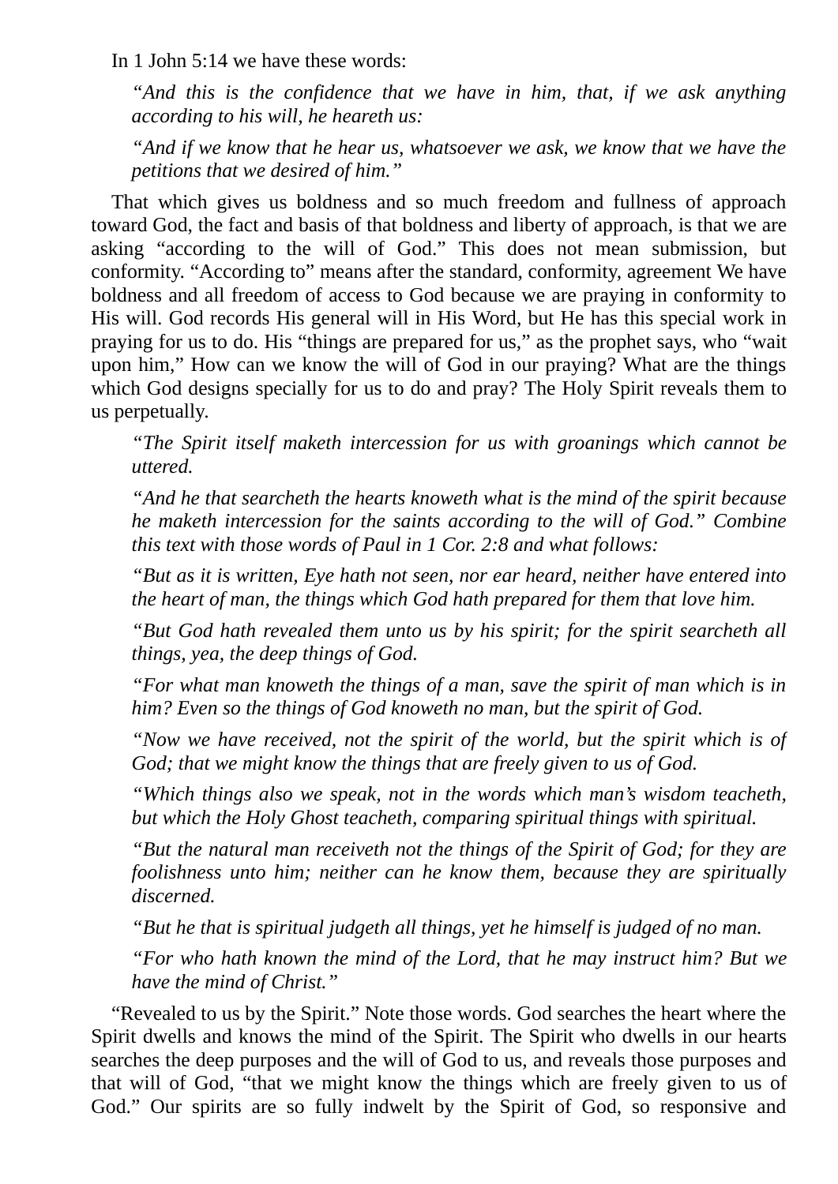In 1 John 5:14 we have these words:

> *"And this is the confidence that we have in him, that, if we ask anything according to his will, he heareth us:*
>
> *"And if we know that he hear us, whatsoever we ask, we know that we have the petitions that we desired of him."*

That which gives us boldness and so much freedom and fullness of approach toward God, the fact and basis of that boldness and liberty of approach, is that we are asking "according to the will of God." This does not mean submission, but conformity. "According to" means after the standard, conformity, agreement We have boldness and all freedom of access to God because we are praying in conformity to His will. God records His general will in His Word, but He has this special work in praying for us to do. His "things are prepared for us," as the prophet says, who "wait upon him," How can we know the will of God in our praying? What are the things which God designs specially for us to do and pray? The Holy Spirit reveals them to us perpetually.

> *"The Spirit itself maketh intercession for us with groanings which cannot be uttered.*
>
> *"And he that searcheth the hearts knoweth what is the mind of the spirit because he maketh intercession for the saints according to the will of God." Combine this text with those words of Paul in 1 Cor. 2:8 and what follows:*
>
> *"But as it is written, Eye hath not seen, nor ear heard, neither have entered into the heart of man, the things which God hath prepared for them that love him.*
>
> *"But God hath revealed them unto us by his spirit; for the spirit searcheth all things, yea, the deep things of God.*
>
> *"For what man knoweth the things of a man, save the spirit of man which is in him? Even so the things of God knoweth no man, but the spirit of God.*
>
> *"Now we have received, not the spirit of the world, but the spirit which is of God; that we might know the things that are freely given to us of God.*
>
> *"Which things also we speak, not in the words which man's wisdom teacheth, but which the Holy Ghost teacheth, comparing spiritual things with spiritual.*
>
> *"But the natural man receiveth not the things of the Spirit of God; for they are foolishness unto him; neither can he know them, because they are spiritually discerned.*
>
> *"But he that is spiritual judgeth all things, yet he himself is judged of no man.*
>
> *"For who hath known the mind of the Lord, that he may instruct him? But we have the mind of Christ."*

"Revealed to us by the Spirit." Note those words. God searches the heart where the Spirit dwells and knows the mind of the Spirit. The Spirit who dwells in our hearts searches the deep purposes and the will of God to us, and reveals those purposes and that will of God, "that we might know the things which are freely given to us of God." Our spirits are so fully indwelt by the Spirit of God, so responsive and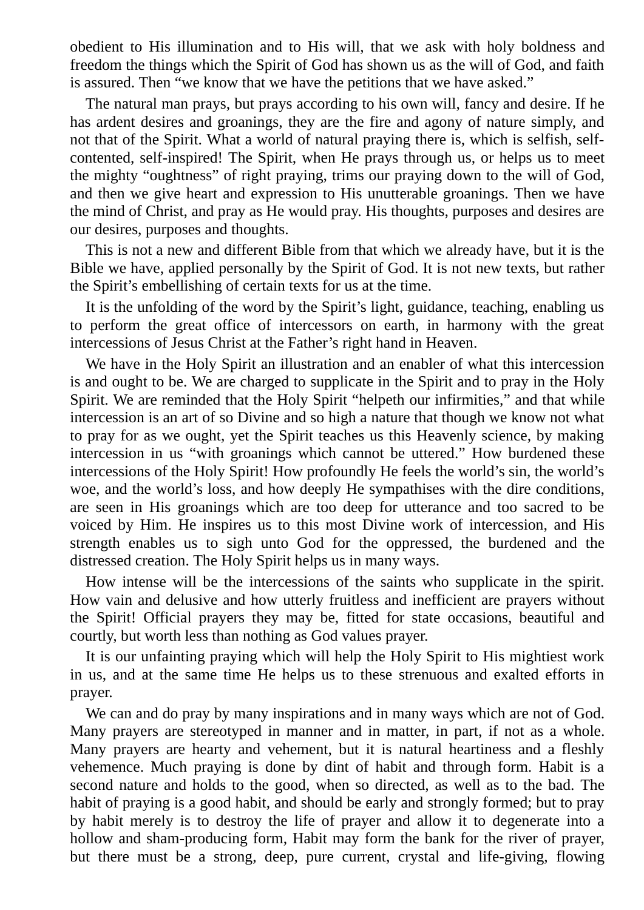obedient to His illumination and to His will, that we ask with holy boldness and freedom the things which the Spirit of God has shown us as the will of God, and faith is assured. Then “we know that we have the petitions that we have asked.”

The natural man prays, but prays according to his own will, fancy and desire. If he has ardent desires and groanings, they are the fire and agony of nature simply, and not that of the Spirit. What a world of natural praying there is, which is selfish, self-contented, self-inspired! The Spirit, when He prays through us, or helps us to meet the mighty “oughtness” of right praying, trims our praying down to the will of God, and then we give heart and expression to His unutterable groanings. Then we have the mind of Christ, and pray as He would pray. His thoughts, purposes and desires are our desires, purposes and thoughts.

This is not a new and different Bible from that which we already have, but it is the Bible we have, applied personally by the Spirit of God. It is not new texts, but rather the Spirit’s embellishing of certain texts for us at the time.

It is the unfolding of the word by the Spirit’s light, guidance, teaching, enabling us to perform the great office of intercessors on earth, in harmony with the great intercessions of Jesus Christ at the Father’s right hand in Heaven.

We have in the Holy Spirit an illustration and an enabler of what this intercession is and ought to be. We are charged to supplicate in the Spirit and to pray in the Holy Spirit. We are reminded that the Holy Spirit “helpeth our infirmities,” and that while intercession is an art of so Divine and so high a nature that though we know not what to pray for as we ought, yet the Spirit teaches us this Heavenly science, by making intercession in us “with groanings which cannot be uttered.” How burdened these intercessions of the Holy Spirit! How profoundly He feels the world’s sin, the world’s woe, and the world’s loss, and how deeply He sympathises with the dire conditions, are seen in His groanings which are too deep for utterance and too sacred to be voiced by Him. He inspires us to this most Divine work of intercession, and His strength enables us to sigh unto God for the oppressed, the burdened and the distressed creation. The Holy Spirit helps us in many ways.

How intense will be the intercessions of the saints who supplicate in the spirit. How vain and delusive and how utterly fruitless and inefficient are prayers without the Spirit! Official prayers they may be, fitted for state occasions, beautiful and courtly, but worth less than nothing as God values prayer.

It is our unfainting praying which will help the Holy Spirit to His mightiest work in us, and at the same time He helps us to these strenuous and exalted efforts in prayer.

We can and do pray by many inspirations and in many ways which are not of God. Many prayers are stereotyped in manner and in matter, in part, if not as a whole. Many prayers are hearty and vehement, but it is natural heartiness and a fleshly vehemence. Much praying is done by dint of habit and through form. Habit is a second nature and holds to the good, when so directed, as well as to the bad. The habit of praying is a good habit, and should be early and strongly formed; but to pray by habit merely is to destroy the life of prayer and allow it to degenerate into a hollow and sham-producing form, Habit may form the bank for the river of prayer, but there must be a strong, deep, pure current, crystal and life-giving, flowing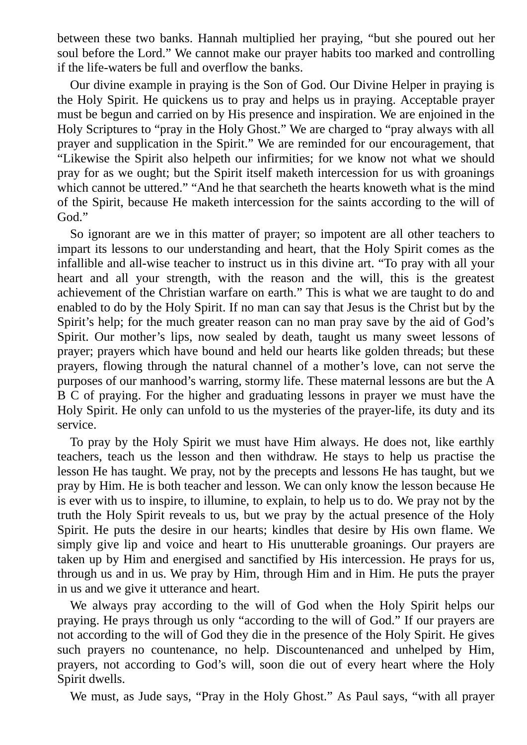between these two banks. Hannah multiplied her praying, “but she poured out her soul before the Lord.” We cannot make our prayer habits too marked and controlling if the life-waters be full and overflow the banks.

Our divine example in praying is the Son of God. Our Divine Helper in praying is the Holy Spirit. He quickens us to pray and helps us in praying. Acceptable prayer must be begun and carried on by His presence and inspiration. We are enjoined in the Holy Scriptures to “pray in the Holy Ghost.” We are charged to “pray always with all prayer and supplication in the Spirit.” We are reminded for our encouragement, that “Likewise the Spirit also helpeth our infirmities; for we know not what we should pray for as we ought; but the Spirit itself maketh intercession for us with groanings which cannot be uttered.” “And he that searcheth the hearts knoweth what is the mind of the Spirit, because He maketh intercession for the saints according to the will of God.”

So ignorant are we in this matter of prayer; so impotent are all other teachers to impart its lessons to our understanding and heart, that the Holy Spirit comes as the infallible and all-wise teacher to instruct us in this divine art. “To pray with all your heart and all your strength, with the reason and the will, this is the greatest achievement of the Christian warfare on earth.” This is what we are taught to do and enabled to do by the Holy Spirit. If no man can say that Jesus is the Christ but by the Spirit’s help; for the much greater reason can no man pray save by the aid of God’s Spirit. Our mother’s lips, now sealed by death, taught us many sweet lessons of prayer; prayers which have bound and held our hearts like golden threads; but these prayers, flowing through the natural channel of a mother’s love, can not serve the purposes of our manhood’s warring, stormy life. These maternal lessons are but the A B C of praying. For the higher and graduating lessons in prayer we must have the Holy Spirit. He only can unfold to us the mysteries of the prayer-life, its duty and its service.

To pray by the Holy Spirit we must have Him always. He does not, like earthly teachers, teach us the lesson and then withdraw. He stays to help us practise the lesson He has taught. We pray, not by the precepts and lessons He has taught, but we pray by Him. He is both teacher and lesson. We can only know the lesson because He is ever with us to inspire, to illumine, to explain, to help us to do. We pray not by the truth the Holy Spirit reveals to us, but we pray by the actual presence of the Holy Spirit. He puts the desire in our hearts; kindles that desire by His own flame. We simply give lip and voice and heart to His unutterable groanings. Our prayers are taken up by Him and energised and sanctified by His intercession. He prays for us, through us and in us. We pray by Him, through Him and in Him. He puts the prayer in us and we give it utterance and heart.

We always pray according to the will of God when the Holy Spirit helps our praying. He prays through us only “according to the will of God.” If our prayers are not according to the will of God they die in the presence of the Holy Spirit. He gives such prayers no countenance, no help. Discountenanced and unhelped by Him, prayers, not according to God’s will, soon die out of every heart where the Holy Spirit dwells.

We must, as Jude says, “Pray in the Holy Ghost.” As Paul says, “with all prayer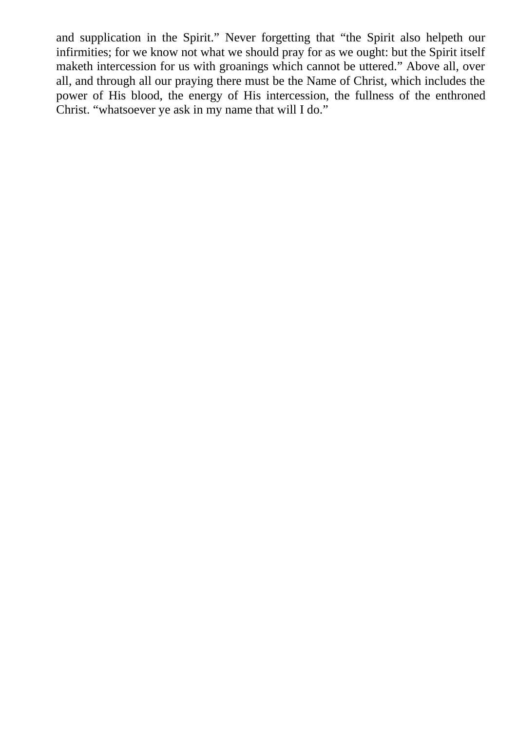and supplication in the Spirit." Never forgetting that "the Spirit also helpeth our infirmities; for we know not what we should pray for as we ought: but the Spirit itself maketh intercession for us with groanings which cannot be uttered." Above all, over all, and through all our praying there must be the Name of Christ, which includes the power of His blood, the energy of His intercession, the fullness of the enthroned Christ. "whatsoever ye ask in my name that will I do."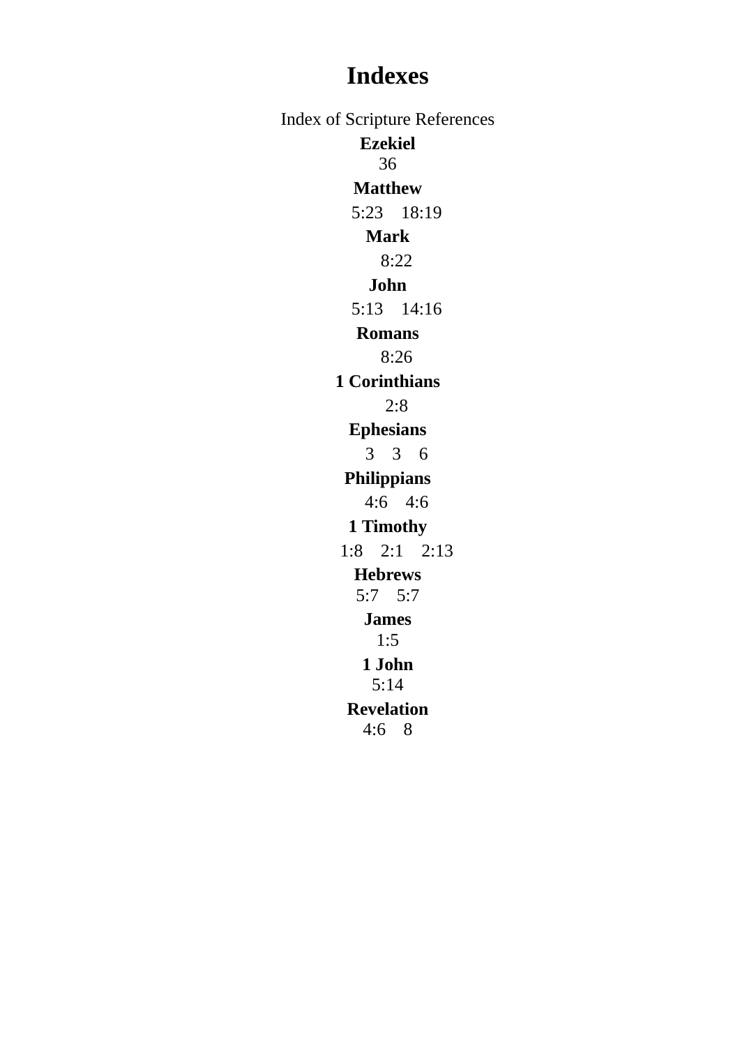# Indexes

Index of Scripture References

**Ezekiel**

36

**Matthew**

5:23   18:19

**Mark**

8:22

**John**

5:13   14:16

**Romans**

8:26

**1 Corinthians**

2:8

**Ephesians**

3   3   6

**Philippians**

4:6   4:6

**1 Timothy**

1:8   2:1   2:13

**Hebrews**

5:7   5:7

**James**

1:5

**1 John**

5:14

**Revelation**

4:6   8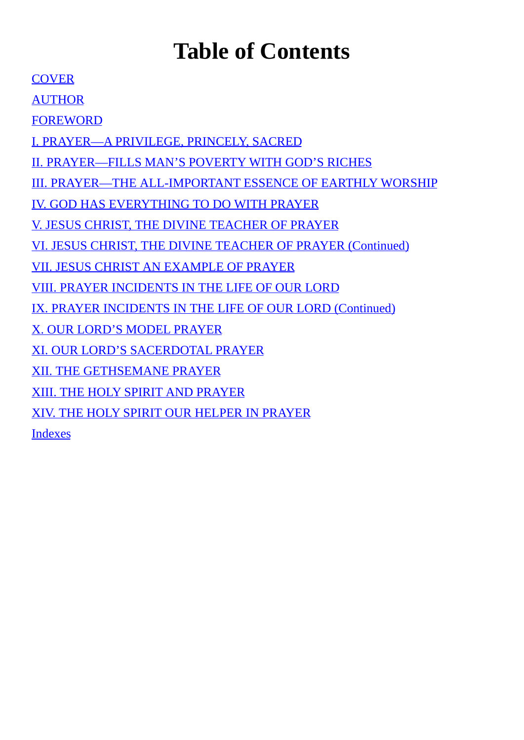# Table of Contents

COVER

AUTHOR

FOREWORD

I. PRAYER—A PRIVILEGE, PRINCELY, SACRED

II. PRAYER—FILLS MAN'S POVERTY WITH GOD'S RICHES

III. PRAYER—THE ALL-IMPORTANT ESSENCE OF EARTHLY WORSHIP

IV. GOD HAS EVERYTHING TO DO WITH PRAYER

V. JESUS CHRIST, THE DIVINE TEACHER OF PRAYER

VI. JESUS CHRIST, THE DIVINE TEACHER OF PRAYER (Continued)

VII. JESUS CHRIST AN EXAMPLE OF PRAYER

VIII. PRAYER INCIDENTS IN THE LIFE OF OUR LORD

IX. PRAYER INCIDENTS IN THE LIFE OF OUR LORD (Continued)

X. OUR LORD'S MODEL PRAYER

XI. OUR LORD'S SACERDOTAL PRAYER

XII. THE GETHSEMANE PRAYER

XIII. THE HOLY SPIRIT AND PRAYER

XIV. THE HOLY SPIRIT OUR HELPER IN PRAYER

Indexes